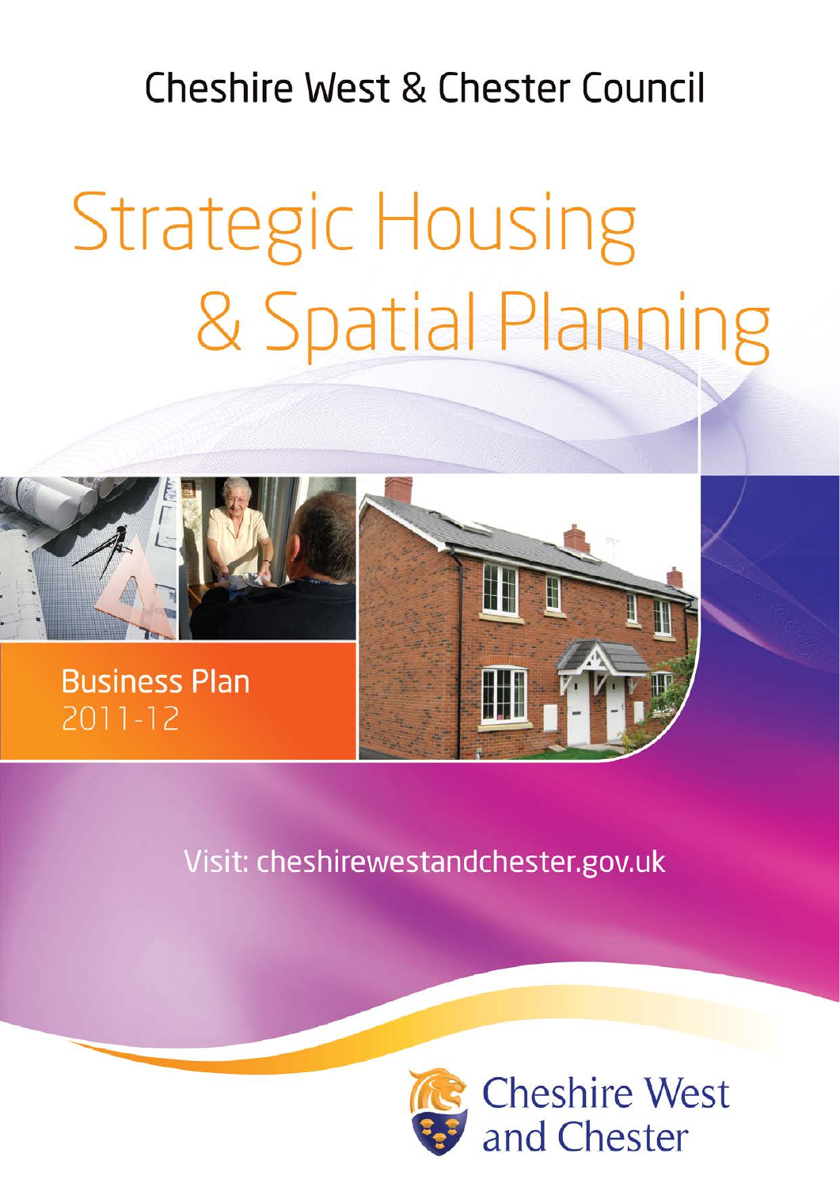Cheshire West & Chester Council

# Strategic Housing & Spatial Planning

## Business Plan 2011-12

Visit: cheshirewestandchester.gov.uk

Cheshire West and Chester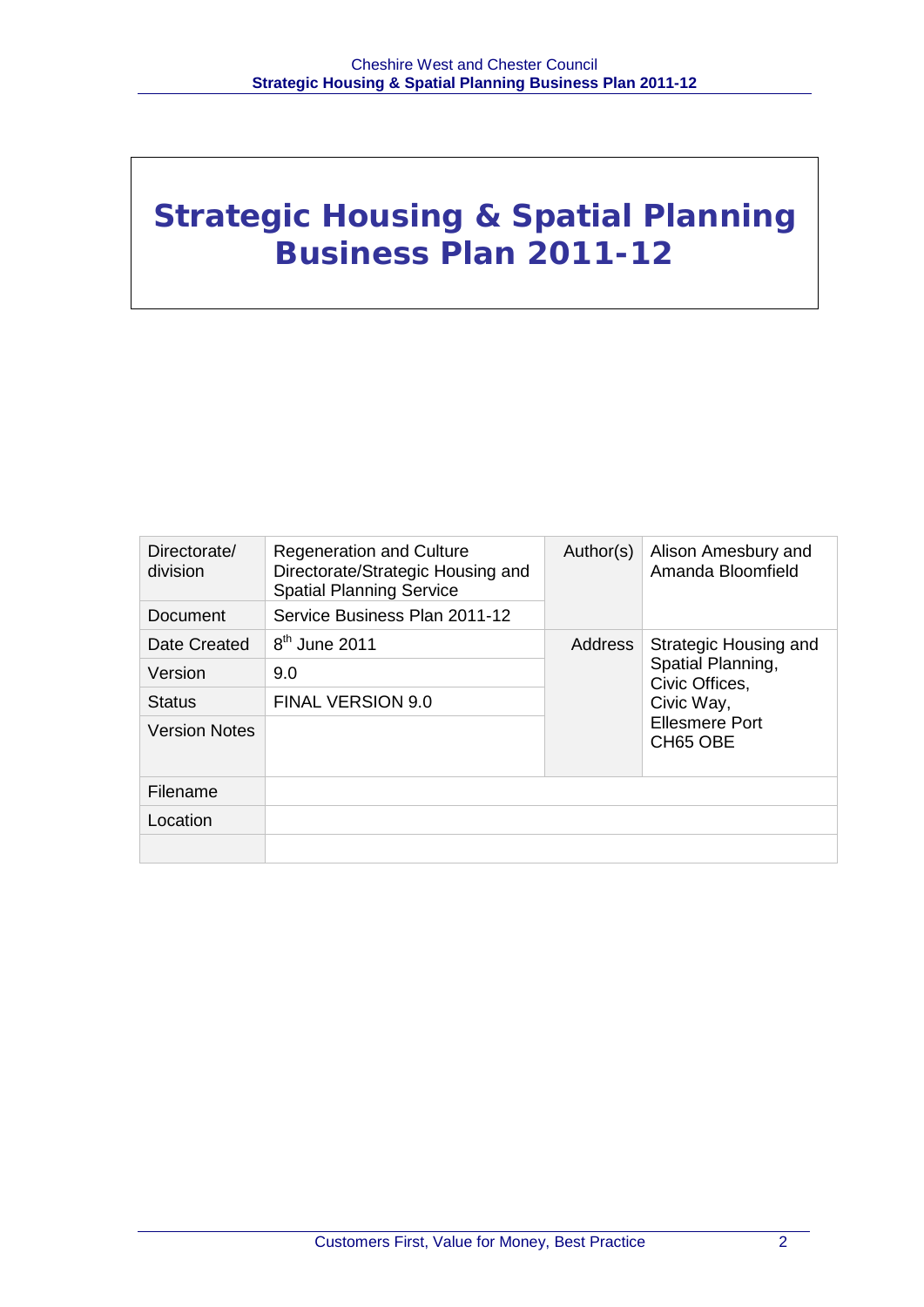# Strategic Housing & Spatial Planning Business Plan 2011-12

| Directorate/ division | Regeneration and Culture Directorate/Strategic Housing and Spatial Planning Service | Author(s) | Alison Amesbury and Amanda Bloomfield |
|---|---|---|---|
| Document | Service Business Plan 2011-12 | | |
| Date Created | 8th June 2011 | Address | Strategic Housing and Spatial Planning, Civic Offices, Civic Way, Ellesmere Port CH65 OBE |
| Version | 9.0 | | |
| Status | FINAL VERSION 9.0 | | |
| Version Notes | | | |
| Filename | | | |
| Location | | | |
| | | | |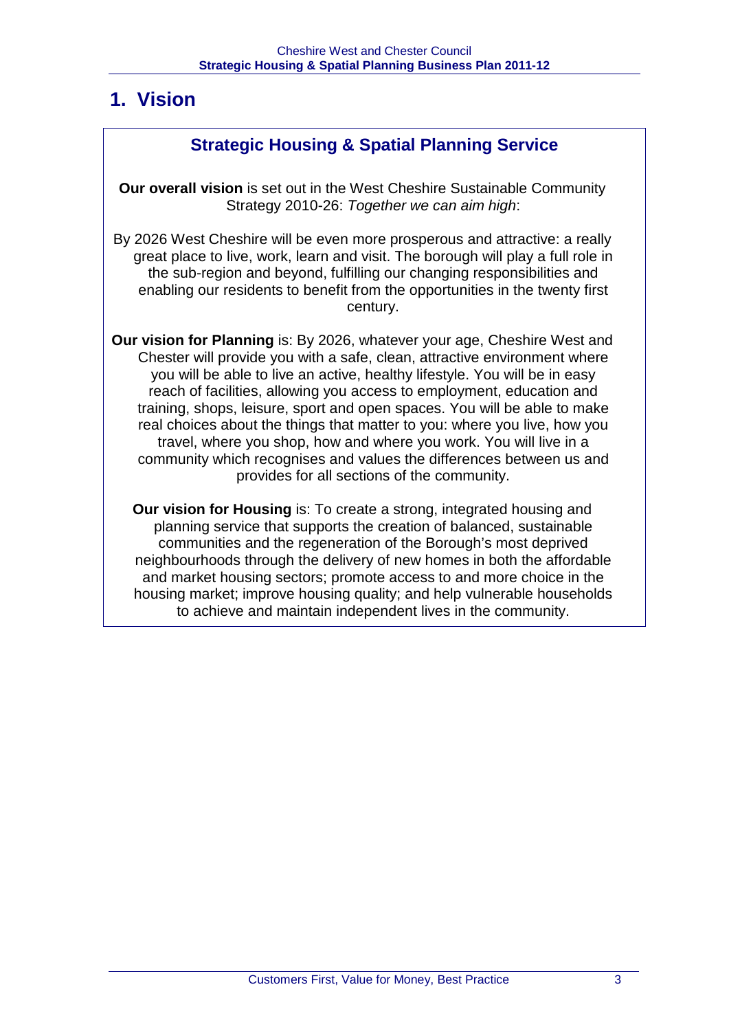# 1. Vision

## Strategic Housing & Spatial Planning Service

**Our overall vision** is set out in the West Cheshire Sustainable Community Strategy 2010-26: *Together we can aim high*:

By 2026 West Cheshire will be even more prosperous and attractive: a really great place to live, work, learn and visit. The borough will play a full role in the sub-region and beyond, fulfilling our changing responsibilities and enabling our residents to benefit from the opportunities in the twenty first century.

**Our vision for Planning** is: By 2026, whatever your age, Cheshire West and Chester will provide you with a safe, clean, attractive environment where you will be able to live an active, healthy lifestyle. You will be in easy reach of facilities, allowing you access to employment, education and training, shops, leisure, sport and open spaces. You will be able to make real choices about the things that matter to you: where you live, how you travel, where you shop, how and where you work. You will live in a community which recognises and values the differences between us and provides for all sections of the community.

**Our vision for Housing** is: To create a strong, integrated housing and planning service that supports the creation of balanced, sustainable communities and the regeneration of the Borough's most deprived neighbourhoods through the delivery of new homes in both the affordable and market housing sectors; promote access to and more choice in the housing market; improve housing quality; and help vulnerable households to achieve and maintain independent lives in the community.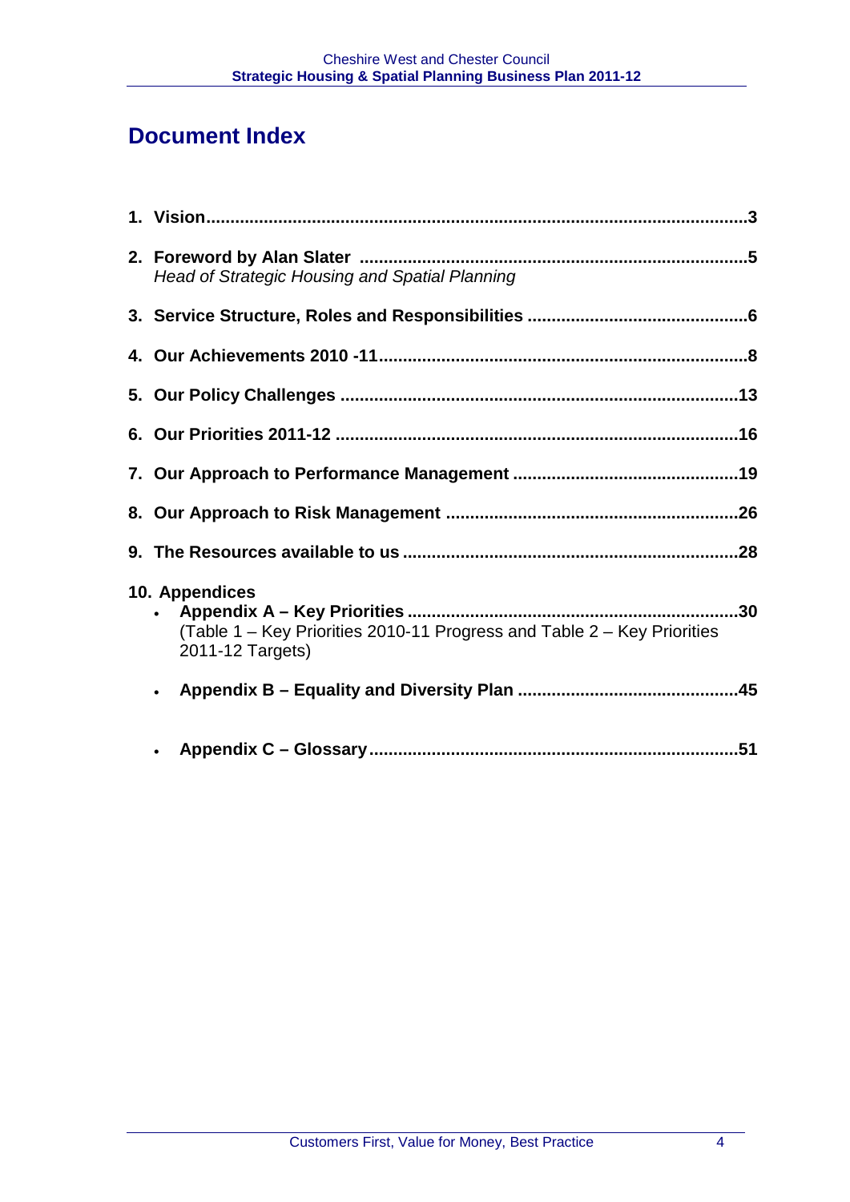# Document Index

1. **Vision**...3
2. **Foreword by Alan Slater** ...5
   *Head of Strategic Housing and Spatial Planning*
3. **Service Structure, Roles and Responsibilities** ...6
4. **Our Achievements 2010 -11**...8
5. **Our Policy Challenges** ...13
6. **Our Priorities 2011-12** ...16
7. **Our Approach to Performance Management** ...19
8. **Our Approach to Risk Management** ...26
9. **The Resources available to us** ...28
10. **Appendices**
    - **Appendix A – Key Priorities** ...30
      (Table 1 – Key Priorities 2010-11 Progress and Table 2 – Key Priorities 2011-12 Targets)
    - **Appendix B – Equality and Diversity Plan** ...45
    - **Appendix C – Glossary**...51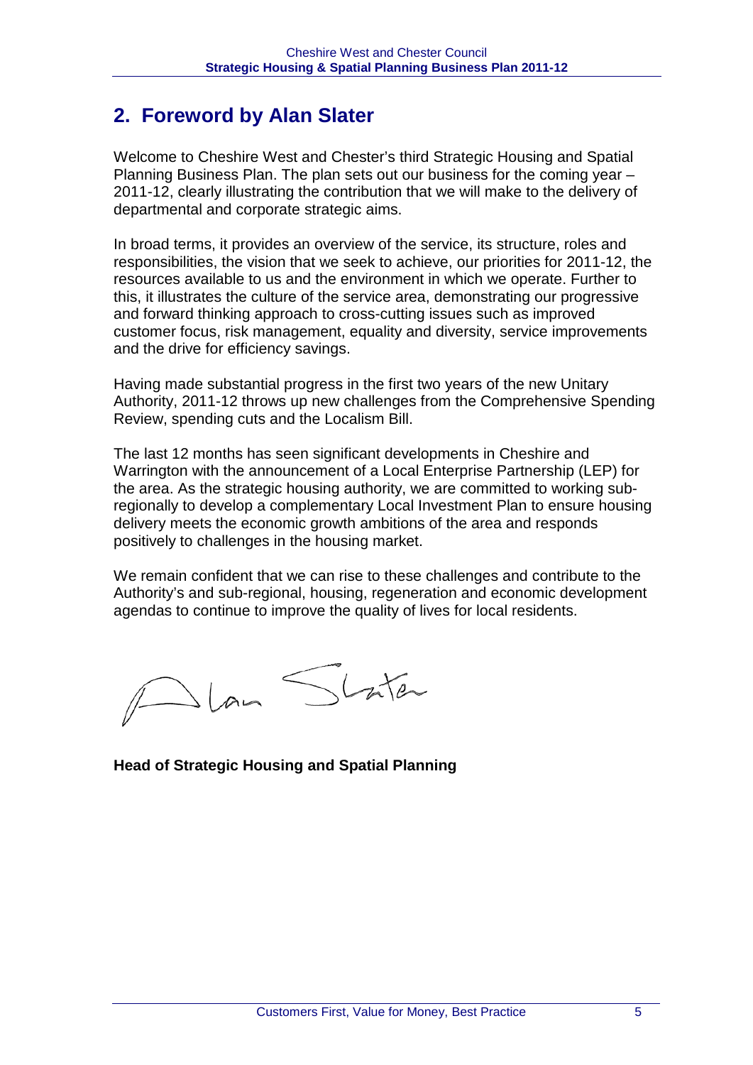## 2. Foreword by Alan Slater

Welcome to Cheshire West and Chester's third Strategic Housing and Spatial Planning Business Plan. The plan sets out our business for the coming year – 2011-12, clearly illustrating the contribution that we will make to the delivery of departmental and corporate strategic aims.

In broad terms, it provides an overview of the service, its structure, roles and responsibilities, the vision that we seek to achieve, our priorities for 2011-12, the resources available to us and the environment in which we operate. Further to this, it illustrates the culture of the service area, demonstrating our progressive and forward thinking approach to cross-cutting issues such as improved customer focus, risk management, equality and diversity, service improvements and the drive for efficiency savings.

Having made substantial progress in the first two years of the new Unitary Authority, 2011-12 throws up new challenges from the Comprehensive Spending Review, spending cuts and the Localism Bill.

The last 12 months has seen significant developments in Cheshire and Warrington with the announcement of a Local Enterprise Partnership (LEP) for the area. As the strategic housing authority, we are committed to working sub-regionally to develop a complementary Local Investment Plan to ensure housing delivery meets the economic growth ambitions of the area and responds positively to challenges in the housing market.

We remain confident that we can rise to these challenges and contribute to the Authority's and sub-regional, housing, regeneration and economic development agendas to continue to improve the quality of lives for local residents.

Alan Slater

**Head of Strategic Housing and Spatial Planning**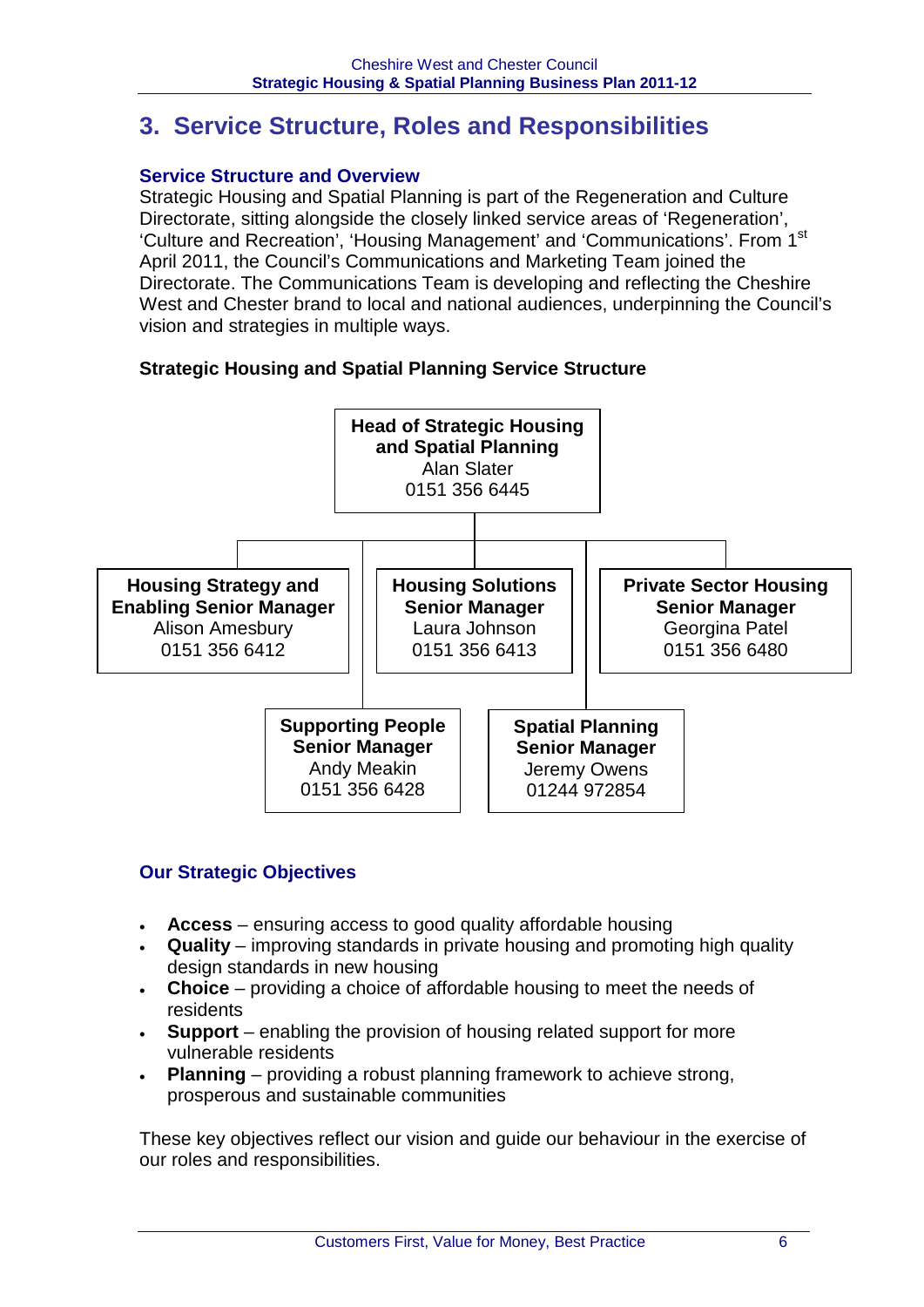# 3. Service Structure, Roles and Responsibilities

### Service Structure and Overview

Strategic Housing and Spatial Planning is part of the Regeneration and Culture Directorate, sitting alongside the closely linked service areas of 'Regeneration', 'Culture and Recreation', 'Housing Management' and 'Communications'. From 1st April 2011, the Council's Communications and Marketing Team joined the Directorate. The Communications Team is developing and reflecting the Cheshire West and Chester brand to local and national audiences, underpinning the Council's vision and strategies in multiple ways.

**Strategic Housing and Spatial Planning Service Structure**

**Head of Strategic Housing and Spatial Planning**
Alan Slater
0151 356 6445

- **Housing Strategy and Enabling Senior Manager**
  Alison Amesbury
  0151 356 6412
- **Housing Solutions Senior Manager**
  Laura Johnson
  0151 356 6413
- **Private Sector Housing Senior Manager**
  Georgina Patel
  0151 356 6480
- **Supporting People Senior Manager**
  Andy Meakin
  0151 356 6428
- **Spatial Planning Senior Manager**
  Jeremy Owens
  01244 972854

### Our Strategic Objectives

- **Access** – ensuring access to good quality affordable housing
- **Quality** – improving standards in private housing and promoting high quality design standards in new housing
- **Choice** – providing a choice of affordable housing to meet the needs of residents
- **Support** – enabling the provision of housing related support for more vulnerable residents
- **Planning** – providing a robust planning framework to achieve strong, prosperous and sustainable communities

These key objectives reflect our vision and guide our behaviour in the exercise of our roles and responsibilities.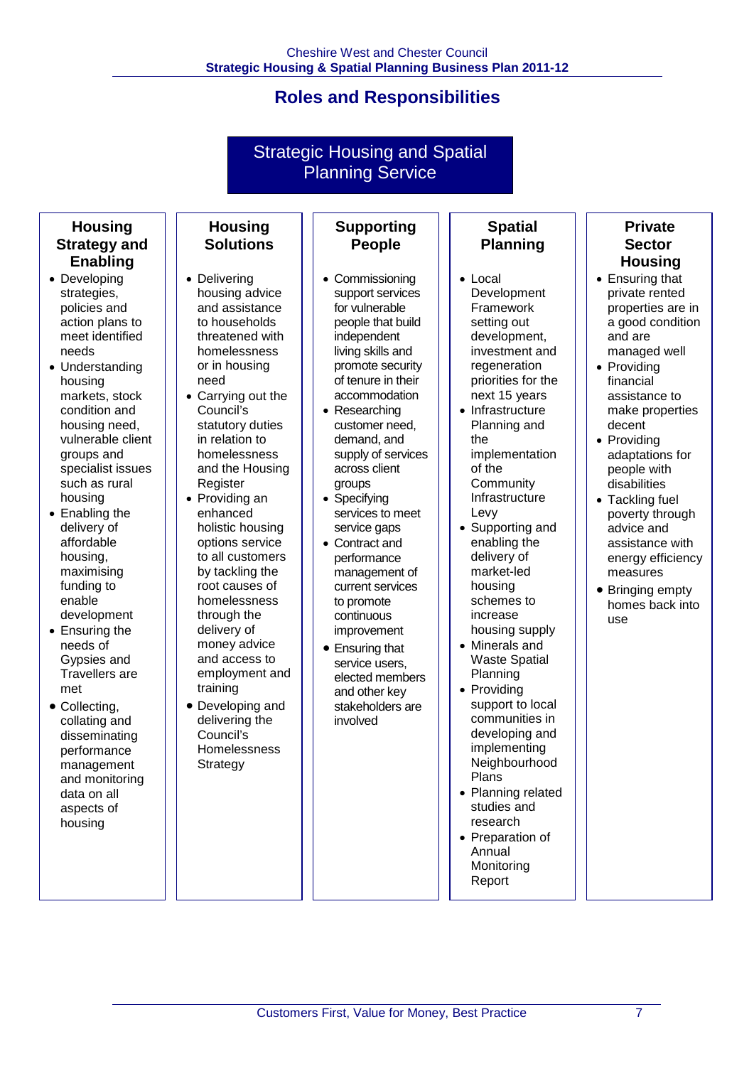# Roles and Responsibilities

## Strategic Housing and Spatial Planning Service

### Housing Strategy and Enabling

- Developing strategies, policies and action plans to meet identified needs
- Understanding housing markets, stock condition and housing need, vulnerable client groups and specialist issues such as rural housing
- Enabling the delivery of affordable housing, maximising funding to enable development
- Ensuring the needs of Gypsies and Travellers are met
- Collecting, collating and disseminating performance management and monitoring data on all aspects of housing

### Housing Solutions

- Delivering housing advice and assistance to households threatened with homelessness or in housing need
- Carrying out the Council's statutory duties in relation to homelessness and the Housing Register
- Providing an enhanced holistic housing options service to all customers by tackling the root causes of homelessness through the delivery of money advice and access to employment and training
- Developing and delivering the Council's Homelessness Strategy

### Supporting People

- Commissioning support services for vulnerable people that build independent living skills and promote security of tenure in their accommodation
- Researching customer need, demand, and supply of services across client groups
- Specifying services to meet service gaps
- Contract and performance management of current services to promote continuous improvement
- Ensuring that service users, elected members and other key stakeholders are involved

### Spatial Planning

- Local Development Framework setting out development, investment and regeneration priorities for the next 15 years
- Infrastructure Planning and the implementation of the Community Infrastructure Levy
- Supporting and enabling the delivery of market-led housing schemes to increase housing supply
- Minerals and Waste Spatial Planning
- Providing support to local communities in developing and implementing Neighbourhood Plans
- Planning related studies and research
- Preparation of Annual Monitoring Report

### Private Sector Housing

- Ensuring that private rented properties are in a good condition and are managed well
- Providing financial assistance to make properties decent
- Providing adaptations for people with disabilities
- Tackling fuel poverty through advice and assistance with energy efficiency measures
- Bringing empty homes back into use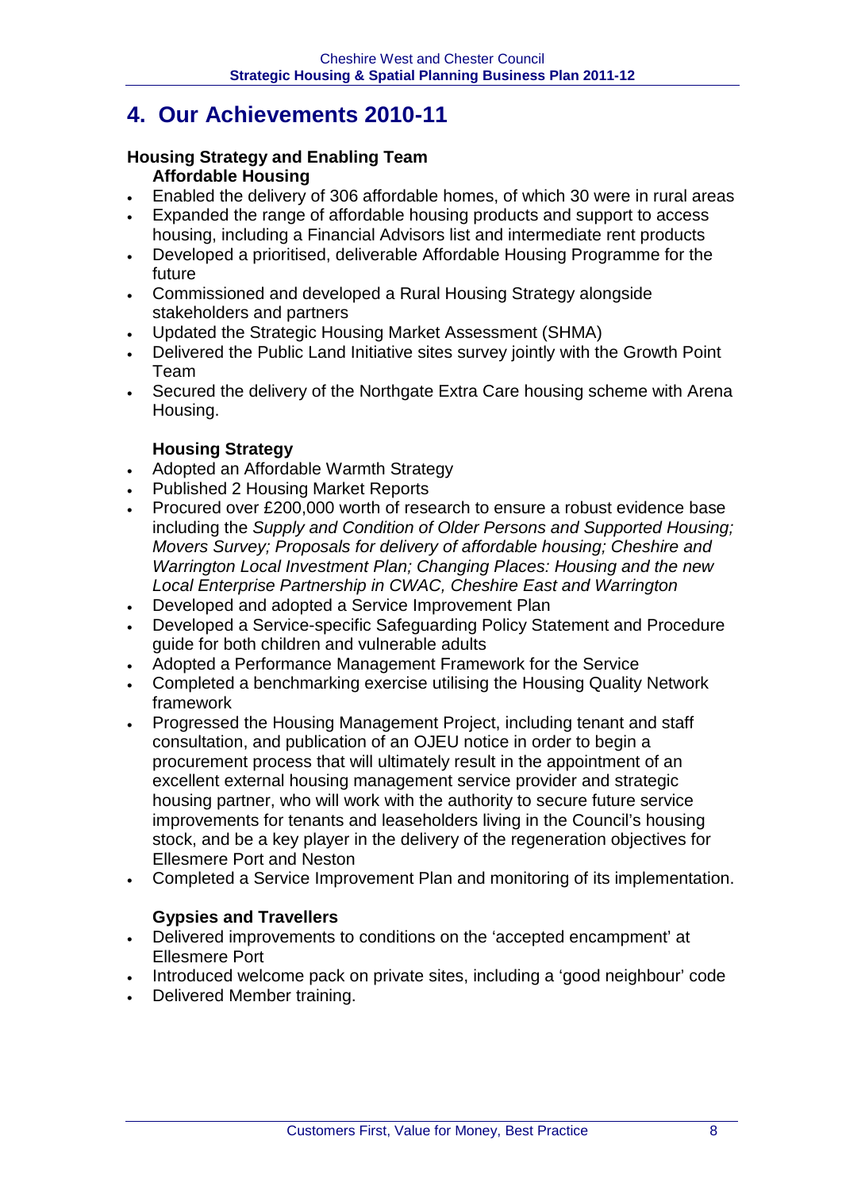# 4. Our Achievements 2010-11

### Housing Strategy and Enabling Team

#### Affordable Housing

- Enabled the delivery of 306 affordable homes, of which 30 were in rural areas
- Expanded the range of affordable housing products and support to access housing, including a Financial Advisors list and intermediate rent products
- Developed a prioritised, deliverable Affordable Housing Programme for the future
- Commissioned and developed a Rural Housing Strategy alongside stakeholders and partners
- Updated the Strategic Housing Market Assessment (SHMA)
- Delivered the Public Land Initiative sites survey jointly with the Growth Point Team
- Secured the delivery of the Northgate Extra Care housing scheme with Arena Housing.

#### Housing Strategy

- Adopted an Affordable Warmth Strategy
- Published 2 Housing Market Reports
- Procured over £200,000 worth of research to ensure a robust evidence base including the *Supply and Condition of Older Persons and Supported Housing; Movers Survey; Proposals for delivery of affordable housing; Cheshire and Warrington Local Investment Plan; Changing Places: Housing and the new Local Enterprise Partnership in CWAC, Cheshire East and Warrington*
- Developed and adopted a Service Improvement Plan
- Developed a Service-specific Safeguarding Policy Statement and Procedure guide for both children and vulnerable adults
- Adopted a Performance Management Framework for the Service
- Completed a benchmarking exercise utilising the Housing Quality Network framework
- Progressed the Housing Management Project, including tenant and staff consultation, and publication of an OJEU notice in order to begin a procurement process that will ultimately result in the appointment of an excellent external housing management service provider and strategic housing partner, who will work with the authority to secure future service improvements for tenants and leaseholders living in the Council's housing stock, and be a key player in the delivery of the regeneration objectives for Ellesmere Port and Neston
- Completed a Service Improvement Plan and monitoring of its implementation.

#### Gypsies and Travellers

- Delivered improvements to conditions on the 'accepted encampment' at Ellesmere Port
- Introduced welcome pack on private sites, including a 'good neighbour' code
- Delivered Member training.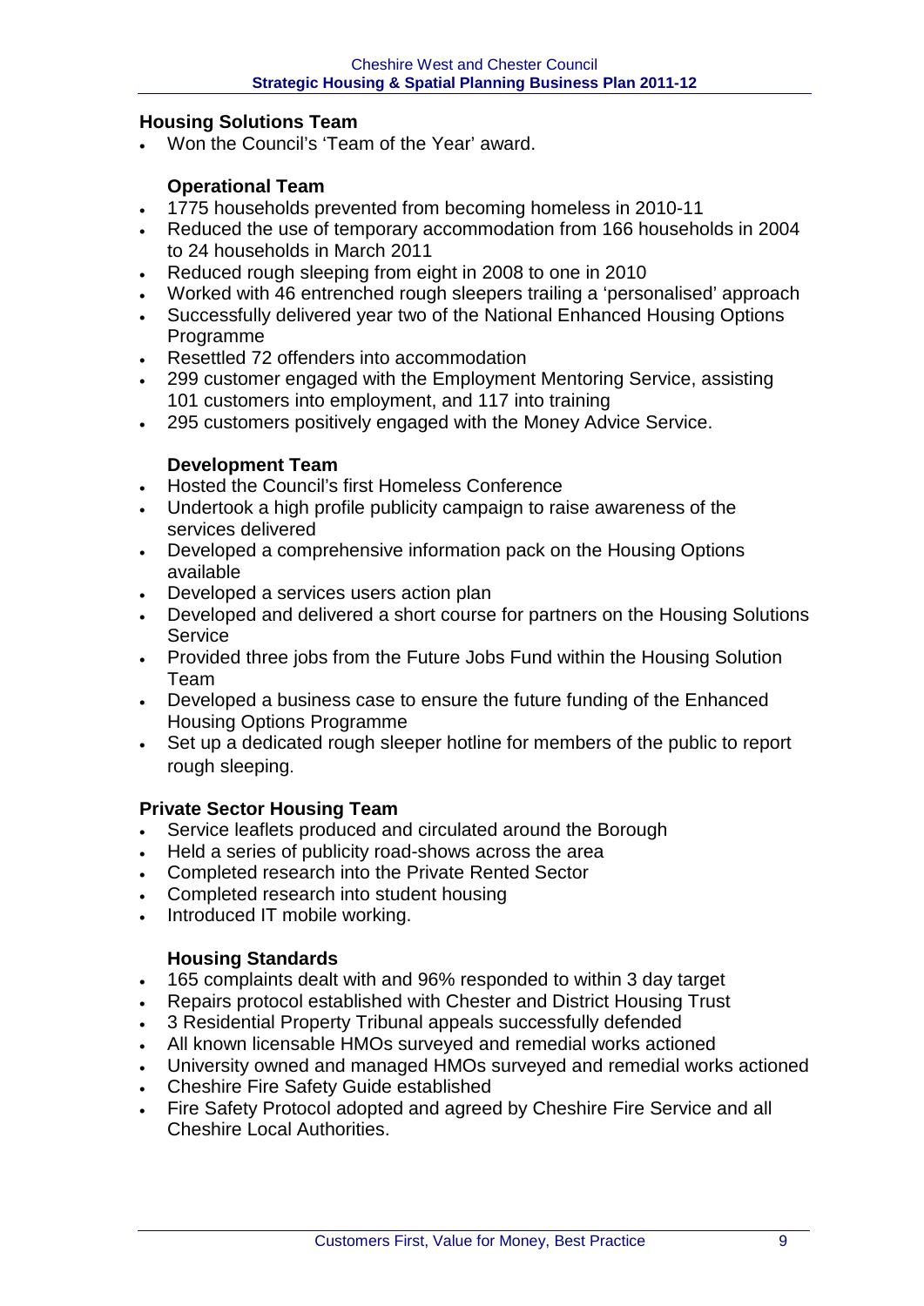### Housing Solutions Team

- Won the Council's 'Team of the Year' award.

#### Operational Team

- 1775 households prevented from becoming homeless in 2010-11
- Reduced the use of temporary accommodation from 166 households in 2004 to 24 households in March 2011
- Reduced rough sleeping from eight in 2008 to one in 2010
- Worked with 46 entrenched rough sleepers trailing a 'personalised' approach
- Successfully delivered year two of the National Enhanced Housing Options Programme
- Resettled 72 offenders into accommodation
- 299 customer engaged with the Employment Mentoring Service, assisting 101 customers into employment, and 117 into training
- 295 customers positively engaged with the Money Advice Service.

#### Development Team

- Hosted the Council's first Homeless Conference
- Undertook a high profile publicity campaign to raise awareness of the services delivered
- Developed a comprehensive information pack on the Housing Options available
- Developed a services users action plan
- Developed and delivered a short course for partners on the Housing Solutions Service
- Provided three jobs from the Future Jobs Fund within the Housing Solution Team
- Developed a business case to ensure the future funding of the Enhanced Housing Options Programme
- Set up a dedicated rough sleeper hotline for members of the public to report rough sleeping.

### Private Sector Housing Team

- Service leaflets produced and circulated around the Borough
- Held a series of publicity road-shows across the area
- Completed research into the Private Rented Sector
- Completed research into student housing
- Introduced IT mobile working.

#### Housing Standards

- 165 complaints dealt with and 96% responded to within 3 day target
- Repairs protocol established with Chester and District Housing Trust
- 3 Residential Property Tribunal appeals successfully defended
- All known licensable HMOs surveyed and remedial works actioned
- University owned and managed HMOs surveyed and remedial works actioned
- Cheshire Fire Safety Guide established
- Fire Safety Protocol adopted and agreed by Cheshire Fire Service and all Cheshire Local Authorities.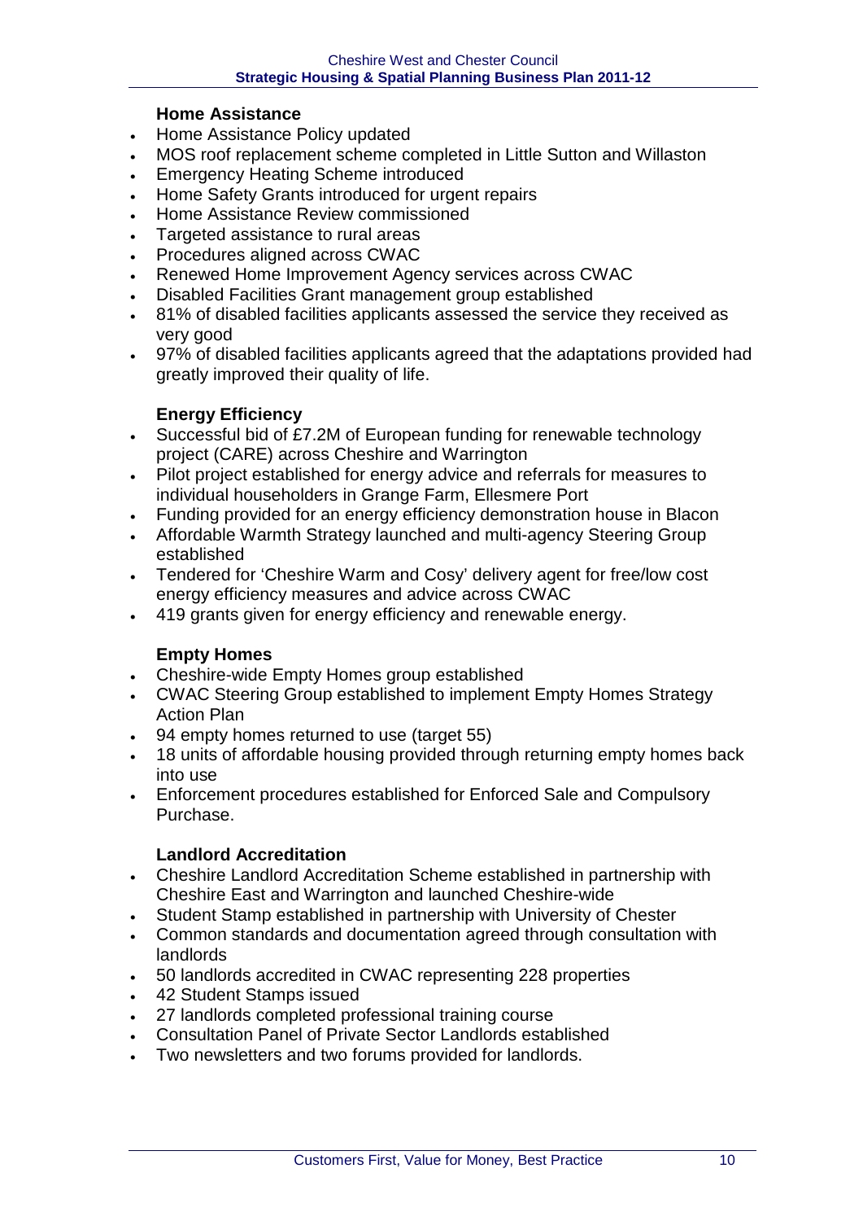**Home Assistance**

- Home Assistance Policy updated
- MOS roof replacement scheme completed in Little Sutton and Willaston
- Emergency Heating Scheme introduced
- Home Safety Grants introduced for urgent repairs
- Home Assistance Review commissioned
- Targeted assistance to rural areas
- Procedures aligned across CWAC
- Renewed Home Improvement Agency services across CWAC
- Disabled Facilities Grant management group established
- 81% of disabled facilities applicants assessed the service they received as very good
- 97% of disabled facilities applicants agreed that the adaptations provided had greatly improved their quality of life.

**Energy Efficiency**

- Successful bid of £7.2M of European funding for renewable technology project (CARE) across Cheshire and Warrington
- Pilot project established for energy advice and referrals for measures to individual householders in Grange Farm, Ellesmere Port
- Funding provided for an energy efficiency demonstration house in Blacon
- Affordable Warmth Strategy launched and multi-agency Steering Group established
- Tendered for 'Cheshire Warm and Cosy' delivery agent for free/low cost energy efficiency measures and advice across CWAC
- 419 grants given for energy efficiency and renewable energy.

**Empty Homes**

- Cheshire-wide Empty Homes group established
- CWAC Steering Group established to implement Empty Homes Strategy Action Plan
- 94 empty homes returned to use (target 55)
- 18 units of affordable housing provided through returning empty homes back into use
- Enforcement procedures established for Enforced Sale and Compulsory Purchase.

**Landlord Accreditation**

- Cheshire Landlord Accreditation Scheme established in partnership with Cheshire East and Warrington and launched Cheshire-wide
- Student Stamp established in partnership with University of Chester
- Common standards and documentation agreed through consultation with landlords
- 50 landlords accredited in CWAC representing 228 properties
- 42 Student Stamps issued
- 27 landlords completed professional training course
- Consultation Panel of Private Sector Landlords established
- Two newsletters and two forums provided for landlords.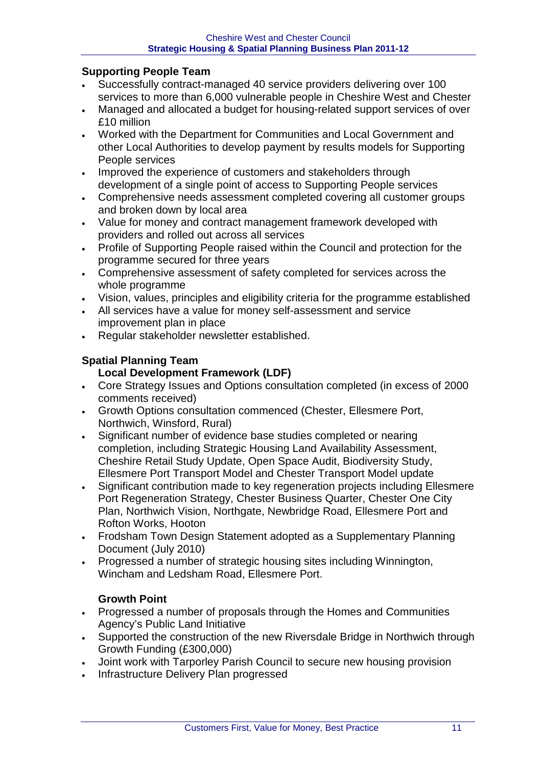### Supporting People Team

- Successfully contract-managed 40 service providers delivering over 100 services to more than 6,000 vulnerable people in Cheshire West and Chester
- Managed and allocated a budget for housing-related support services of over £10 million
- Worked with the Department for Communities and Local Government and other Local Authorities to develop payment by results models for Supporting People services
- Improved the experience of customers and stakeholders through development of a single point of access to Supporting People services
- Comprehensive needs assessment completed covering all customer groups and broken down by local area
- Value for money and contract management framework developed with providers and rolled out across all services
- Profile of Supporting People raised within the Council and protection for the programme secured for three years
- Comprehensive assessment of safety completed for services across the whole programme
- Vision, values, principles and eligibility criteria for the programme established
- All services have a value for money self-assessment and service improvement plan in place
- Regular stakeholder newsletter established.

### Spatial Planning Team

#### Local Development Framework (LDF)

- Core Strategy Issues and Options consultation completed (in excess of 2000 comments received)
- Growth Options consultation commenced (Chester, Ellesmere Port, Northwich, Winsford, Rural)
- Significant number of evidence base studies completed or nearing completion, including Strategic Housing Land Availability Assessment, Cheshire Retail Study Update, Open Space Audit, Biodiversity Study, Ellesmere Port Transport Model and Chester Transport Model update
- Significant contribution made to key regeneration projects including Ellesmere Port Regeneration Strategy, Chester Business Quarter, Chester One City Plan, Northwich Vision, Northgate, Newbridge Road, Ellesmere Port and Rofton Works, Hooton
- Frodsham Town Design Statement adopted as a Supplementary Planning Document (July 2010)
- Progressed a number of strategic housing sites including Winnington, Wincham and Ledsham Road, Ellesmere Port.

#### Growth Point

- Progressed a number of proposals through the Homes and Communities Agency's Public Land Initiative
- Supported the construction of the new Riversdale Bridge in Northwich through Growth Funding (£300,000)
- Joint work with Tarporley Parish Council to secure new housing provision
- Infrastructure Delivery Plan progressed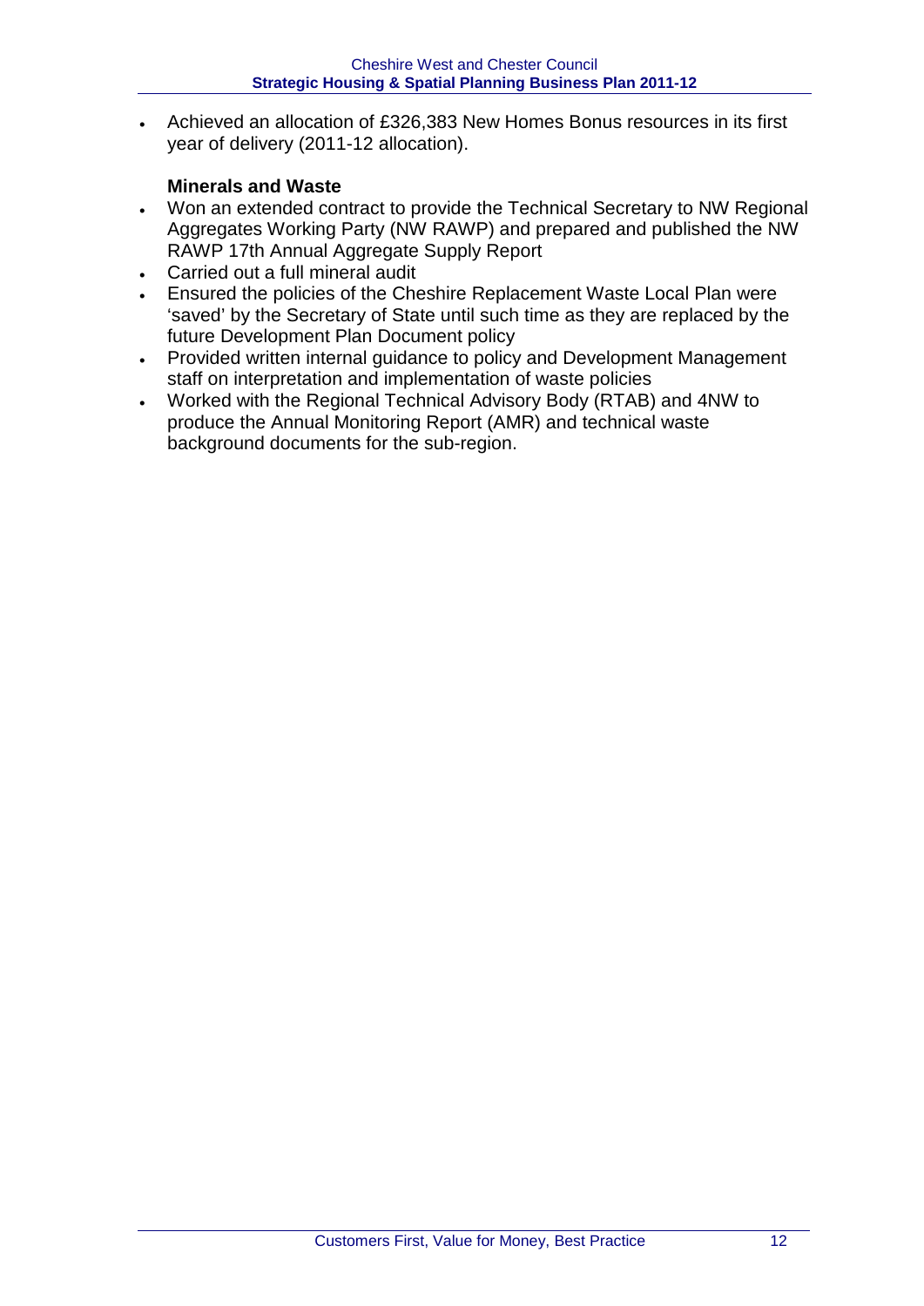- Achieved an allocation of £326,383 New Homes Bonus resources in its first year of delivery (2011-12 allocation).

**Minerals and Waste**

- Won an extended contract to provide the Technical Secretary to NW Regional Aggregates Working Party (NW RAWP) and prepared and published the NW RAWP 17th Annual Aggregate Supply Report
- Carried out a full mineral audit
- Ensured the policies of the Cheshire Replacement Waste Local Plan were 'saved' by the Secretary of State until such time as they are replaced by the future Development Plan Document policy
- Provided written internal guidance to policy and Development Management staff on interpretation and implementation of waste policies
- Worked with the Regional Technical Advisory Body (RTAB) and 4NW to produce the Annual Monitoring Report (AMR) and technical waste background documents for the sub-region.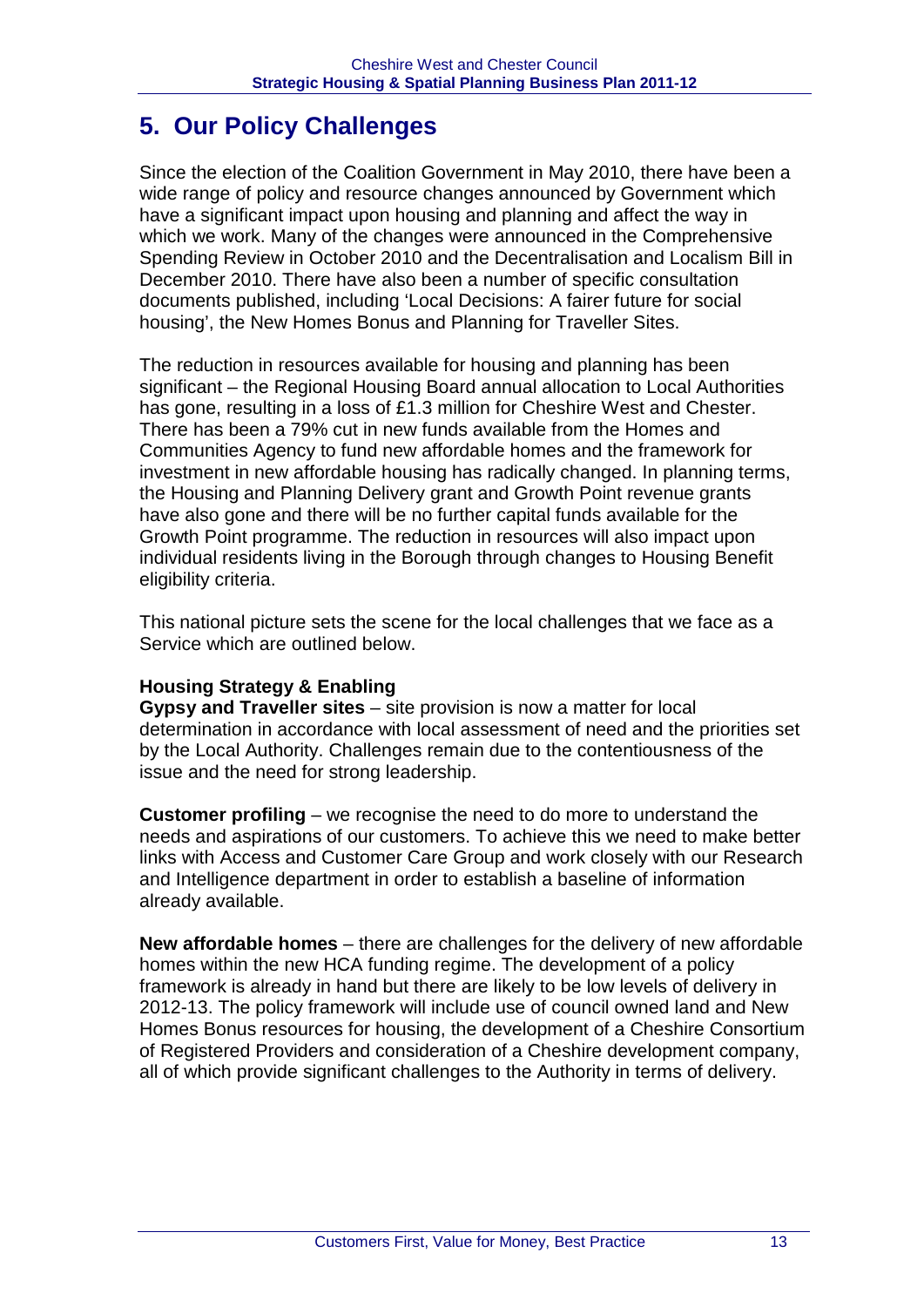## 5. Our Policy Challenges

Since the election of the Coalition Government in May 2010, there have been a wide range of policy and resource changes announced by Government which have a significant impact upon housing and planning and affect the way in which we work. Many of the changes were announced in the Comprehensive Spending Review in October 2010 and the Decentralisation and Localism Bill in December 2010. There have also been a number of specific consultation documents published, including 'Local Decisions: A fairer future for social housing', the New Homes Bonus and Planning for Traveller Sites.

The reduction in resources available for housing and planning has been significant – the Regional Housing Board annual allocation to Local Authorities has gone, resulting in a loss of £1.3 million for Cheshire West and Chester. There has been a 79% cut in new funds available from the Homes and Communities Agency to fund new affordable homes and the framework for investment in new affordable housing has radically changed. In planning terms, the Housing and Planning Delivery grant and Growth Point revenue grants have also gone and there will be no further capital funds available for the Growth Point programme. The reduction in resources will also impact upon individual residents living in the Borough through changes to Housing Benefit eligibility criteria.

This national picture sets the scene for the local challenges that we face as a Service which are outlined below.

**Housing Strategy & Enabling**

**Gypsy and Traveller sites** – site provision is now a matter for local determination in accordance with local assessment of need and the priorities set by the Local Authority. Challenges remain due to the contentiousness of the issue and the need for strong leadership.

**Customer profiling** – we recognise the need to do more to understand the needs and aspirations of our customers. To achieve this we need to make better links with Access and Customer Care Group and work closely with our Research and Intelligence department in order to establish a baseline of information already available.

**New affordable homes** – there are challenges for the delivery of new affordable homes within the new HCA funding regime. The development of a policy framework is already in hand but there are likely to be low levels of delivery in 2012-13. The policy framework will include use of council owned land and New Homes Bonus resources for housing, the development of a Cheshire Consortium of Registered Providers and consideration of a Cheshire development company, all of which provide significant challenges to the Authority in terms of delivery.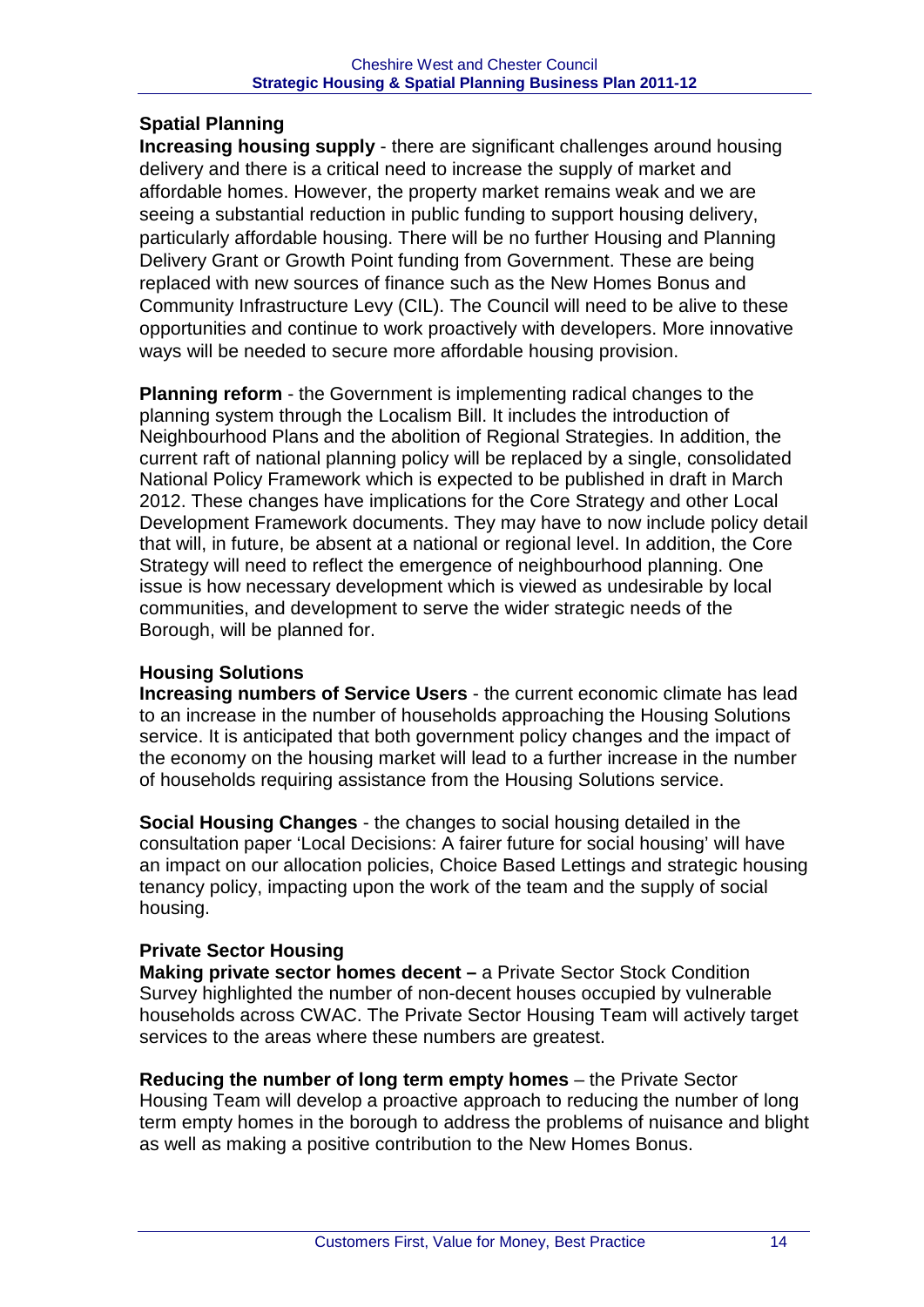### Spatial Planning

**Increasing housing supply** - there are significant challenges around housing delivery and there is a critical need to increase the supply of market and affordable homes. However, the property market remains weak and we are seeing a substantial reduction in public funding to support housing delivery, particularly affordable housing. There will be no further Housing and Planning Delivery Grant or Growth Point funding from Government. These are being replaced with new sources of finance such as the New Homes Bonus and Community Infrastructure Levy (CIL). The Council will need to be alive to these opportunities and continue to work proactively with developers. More innovative ways will be needed to secure more affordable housing provision.

**Planning reform** - the Government is implementing radical changes to the planning system through the Localism Bill. It includes the introduction of Neighbourhood Plans and the abolition of Regional Strategies. In addition, the current raft of national planning policy will be replaced by a single, consolidated National Policy Framework which is expected to be published in draft in March 2012. These changes have implications for the Core Strategy and other Local Development Framework documents. They may have to now include policy detail that will, in future, be absent at a national or regional level. In addition, the Core Strategy will need to reflect the emergence of neighbourhood planning. One issue is how necessary development which is viewed as undesirable by local communities, and development to serve the wider strategic needs of the Borough, will be planned for.

### Housing Solutions

**Increasing numbers of Service Users** - the current economic climate has lead to an increase in the number of households approaching the Housing Solutions service. It is anticipated that both government policy changes and the impact of the economy on the housing market will lead to a further increase in the number of households requiring assistance from the Housing Solutions service.

**Social Housing Changes** - the changes to social housing detailed in the consultation paper 'Local Decisions: A fairer future for social housing' will have an impact on our allocation policies, Choice Based Lettings and strategic housing tenancy policy, impacting upon the work of the team and the supply of social housing.

### Private Sector Housing

**Making private sector homes decent –** a Private Sector Stock Condition Survey highlighted the number of non-decent houses occupied by vulnerable households across CWAC. The Private Sector Housing Team will actively target services to the areas where these numbers are greatest.

**Reducing the number of long term empty homes** – the Private Sector Housing Team will develop a proactive approach to reducing the number of long term empty homes in the borough to address the problems of nuisance and blight as well as making a positive contribution to the New Homes Bonus.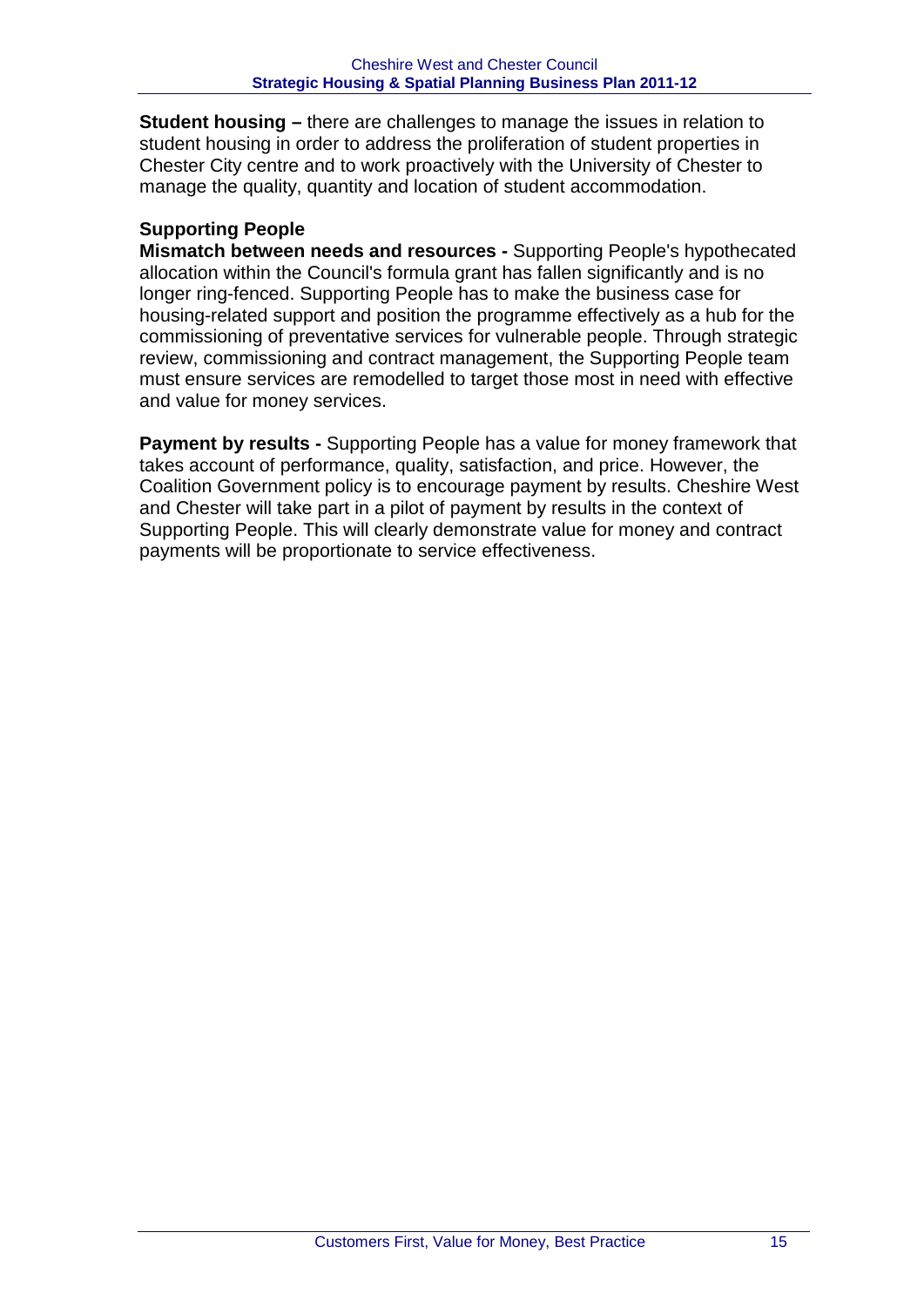**Student housing –** there are challenges to manage the issues in relation to student housing in order to address the proliferation of student properties in Chester City centre and to work proactively with the University of Chester to manage the quality, quantity and location of student accommodation.

**Supporting People**

**Mismatch between needs and resources -** Supporting People's hypothecated allocation within the Council's formula grant has fallen significantly and is no longer ring-fenced. Supporting People has to make the business case for housing-related support and position the programme effectively as a hub for the commissioning of preventative services for vulnerable people. Through strategic review, commissioning and contract management, the Supporting People team must ensure services are remodelled to target those most in need with effective and value for money services.

**Payment by results -** Supporting People has a value for money framework that takes account of performance, quality, satisfaction, and price. However, the Coalition Government policy is to encourage payment by results. Cheshire West and Chester will take part in a pilot of payment by results in the context of Supporting People. This will clearly demonstrate value for money and contract payments will be proportionate to service effectiveness.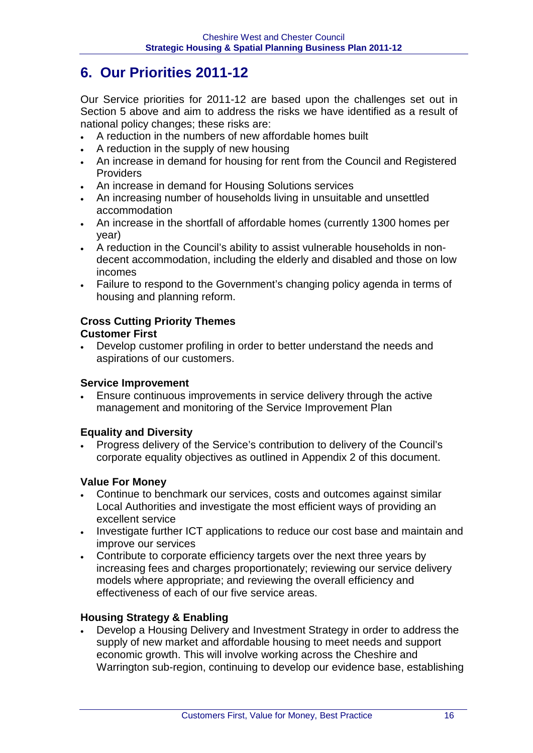# 6. Our Priorities 2011-12

Our Service priorities for 2011-12 are based upon the challenges set out in Section 5 above and aim to address the risks we have identified as a result of national policy changes; these risks are:

- A reduction in the numbers of new affordable homes built
- A reduction in the supply of new housing
- An increase in demand for housing for rent from the Council and Registered Providers
- An increase in demand for Housing Solutions services
- An increasing number of households living in unsuitable and unsettled accommodation
- An increase in the shortfall of affordable homes (currently 1300 homes per year)
- A reduction in the Council's ability to assist vulnerable households in non-decent accommodation, including the elderly and disabled and those on low incomes
- Failure to respond to the Government's changing policy agenda in terms of housing and planning reform.

**Cross Cutting Priority Themes**

**Customer First**

- Develop customer profiling in order to better understand the needs and aspirations of our customers.

**Service Improvement**

- Ensure continuous improvements in service delivery through the active management and monitoring of the Service Improvement Plan

**Equality and Diversity**

- Progress delivery of the Service's contribution to delivery of the Council's corporate equality objectives as outlined in Appendix 2 of this document.

**Value For Money**

- Continue to benchmark our services, costs and outcomes against similar Local Authorities and investigate the most efficient ways of providing an excellent service
- Investigate further ICT applications to reduce our cost base and maintain and improve our services
- Contribute to corporate efficiency targets over the next three years by increasing fees and charges proportionately; reviewing our service delivery models where appropriate; and reviewing the overall efficiency and effectiveness of each of our five service areas.

**Housing Strategy & Enabling**

- Develop a Housing Delivery and Investment Strategy in order to address the supply of new market and affordable housing to meet needs and support economic growth. This will involve working across the Cheshire and Warrington sub-region, continuing to develop our evidence base, establishing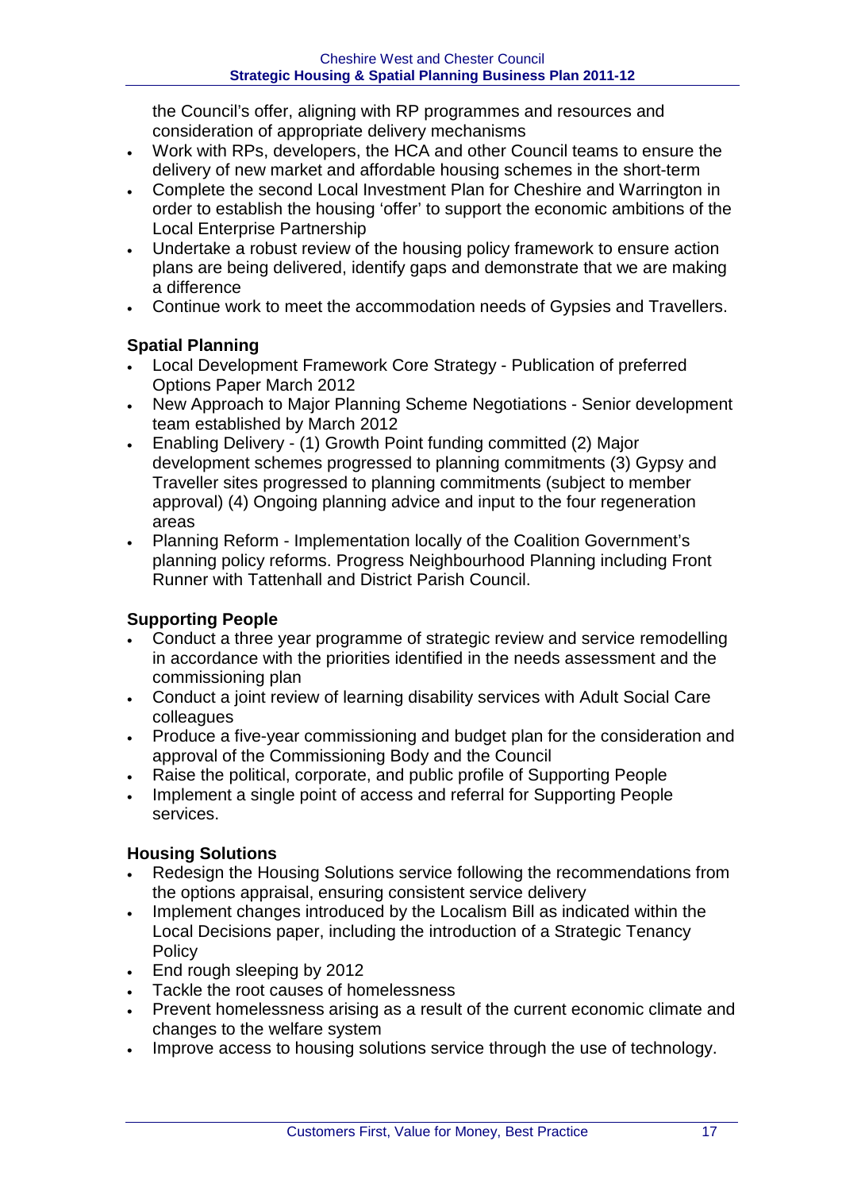the Council's offer, aligning with RP programmes and resources and consideration of appropriate delivery mechanisms

- Work with RPs, developers, the HCA and other Council teams to ensure the delivery of new market and affordable housing schemes in the short-term
- Complete the second Local Investment Plan for Cheshire and Warrington in order to establish the housing 'offer' to support the economic ambitions of the Local Enterprise Partnership
- Undertake a robust review of the housing policy framework to ensure action plans are being delivered, identify gaps and demonstrate that we are making a difference
- Continue work to meet the accommodation needs of Gypsies and Travellers.

**Spatial Planning**

- Local Development Framework Core Strategy - Publication of preferred Options Paper March 2012
- New Approach to Major Planning Scheme Negotiations - Senior development team established by March 2012
- Enabling Delivery - (1) Growth Point funding committed (2) Major development schemes progressed to planning commitments (3) Gypsy and Traveller sites progressed to planning commitments (subject to member approval) (4) Ongoing planning advice and input to the four regeneration areas
- Planning Reform - Implementation locally of the Coalition Government's planning policy reforms. Progress Neighbourhood Planning including Front Runner with Tattenhall and District Parish Council.

**Supporting People**

- Conduct a three year programme of strategic review and service remodelling in accordance with the priorities identified in the needs assessment and the commissioning plan
- Conduct a joint review of learning disability services with Adult Social Care colleagues
- Produce a five-year commissioning and budget plan for the consideration and approval of the Commissioning Body and the Council
- Raise the political, corporate, and public profile of Supporting People
- Implement a single point of access and referral for Supporting People services.

**Housing Solutions**

- Redesign the Housing Solutions service following the recommendations from the options appraisal, ensuring consistent service delivery
- Implement changes introduced by the Localism Bill as indicated within the Local Decisions paper, including the introduction of a Strategic Tenancy Policy
- End rough sleeping by 2012
- Tackle the root causes of homelessness
- Prevent homelessness arising as a result of the current economic climate and changes to the welfare system
- Improve access to housing solutions service through the use of technology.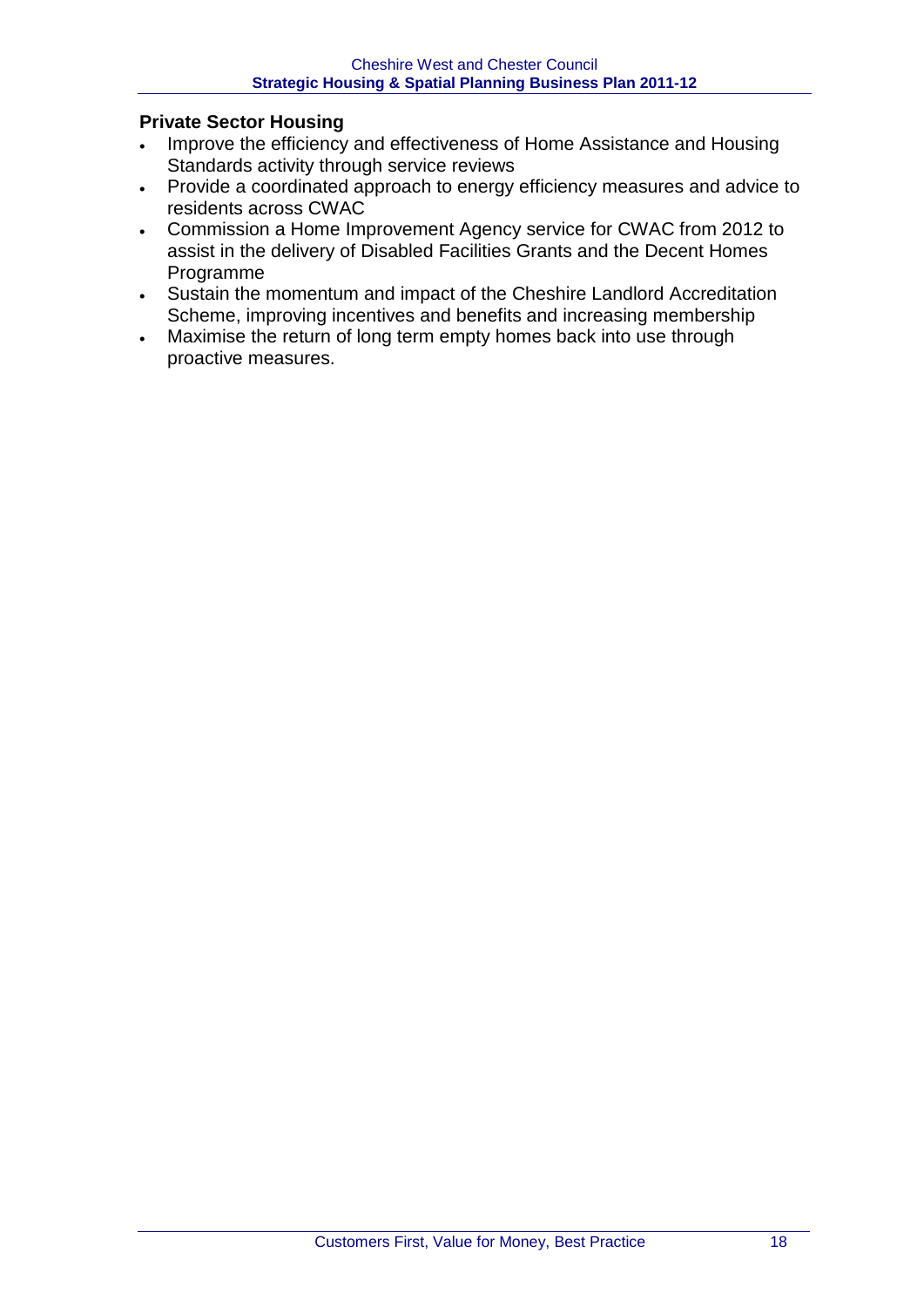**Private Sector Housing**

- Improve the efficiency and effectiveness of Home Assistance and Housing Standards activity through service reviews
- Provide a coordinated approach to energy efficiency measures and advice to residents across CWAC
- Commission a Home Improvement Agency service for CWAC from 2012 to assist in the delivery of Disabled Facilities Grants and the Decent Homes Programme
- Sustain the momentum and impact of the Cheshire Landlord Accreditation Scheme, improving incentives and benefits and increasing membership
- Maximise the return of long term empty homes back into use through proactive measures.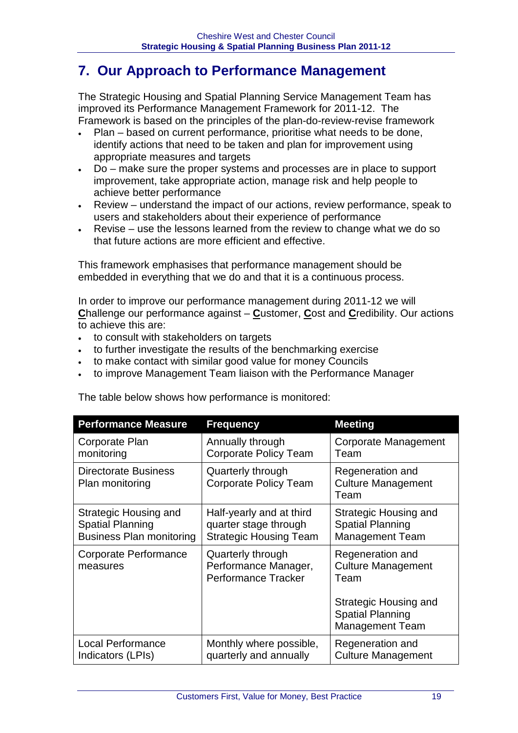## 7. Our Approach to Performance Management

The Strategic Housing and Spatial Planning Service Management Team has improved its Performance Management Framework for 2011-12. The Framework is based on the principles of the plan-do-review-revise framework

- Plan – based on current performance, prioritise what needs to be done, identify actions that need to be taken and plan for improvement using appropriate measures and targets
- Do – make sure the proper systems and processes are in place to support improvement, take appropriate action, manage risk and help people to achieve better performance
- Review – understand the impact of our actions, review performance, speak to users and stakeholders about their experience of performance
- Revise – use the lessons learned from the review to change what we do so that future actions are more efficient and effective.

This framework emphasises that performance management should be embedded in everything that we do and that it is a continuous process.

In order to improve our performance management during 2011-12 we will **C**hallenge our performance against – **C**ustomer, **C**ost and **C**redibility. Our actions to achieve this are:

- to consult with stakeholders on targets
- to further investigate the results of the benchmarking exercise
- to make contact with similar good value for money Councils
- to improve Management Team liaison with the Performance Manager

The table below shows how performance is monitored:

| Performance Measure | Frequency | Meeting |
|---|---|---|
| Corporate Plan monitoring | Annually through Corporate Policy Team | Corporate Management Team |
| Directorate Business Plan monitoring | Quarterly through Corporate Policy Team | Regeneration and Culture Management Team |
| Strategic Housing and Spatial Planning Business Plan monitoring | Half-yearly and at third quarter stage through Strategic Housing Team | Strategic Housing and Spatial Planning Management Team |
| Corporate Performance measures | Quarterly through Performance Manager, Performance Tracker | Regeneration and Culture Management Team<br><br>Strategic Housing and Spatial Planning Management Team |
| Local Performance Indicators (LPIs) | Monthly where possible, quarterly and annually | Regeneration and Culture Management |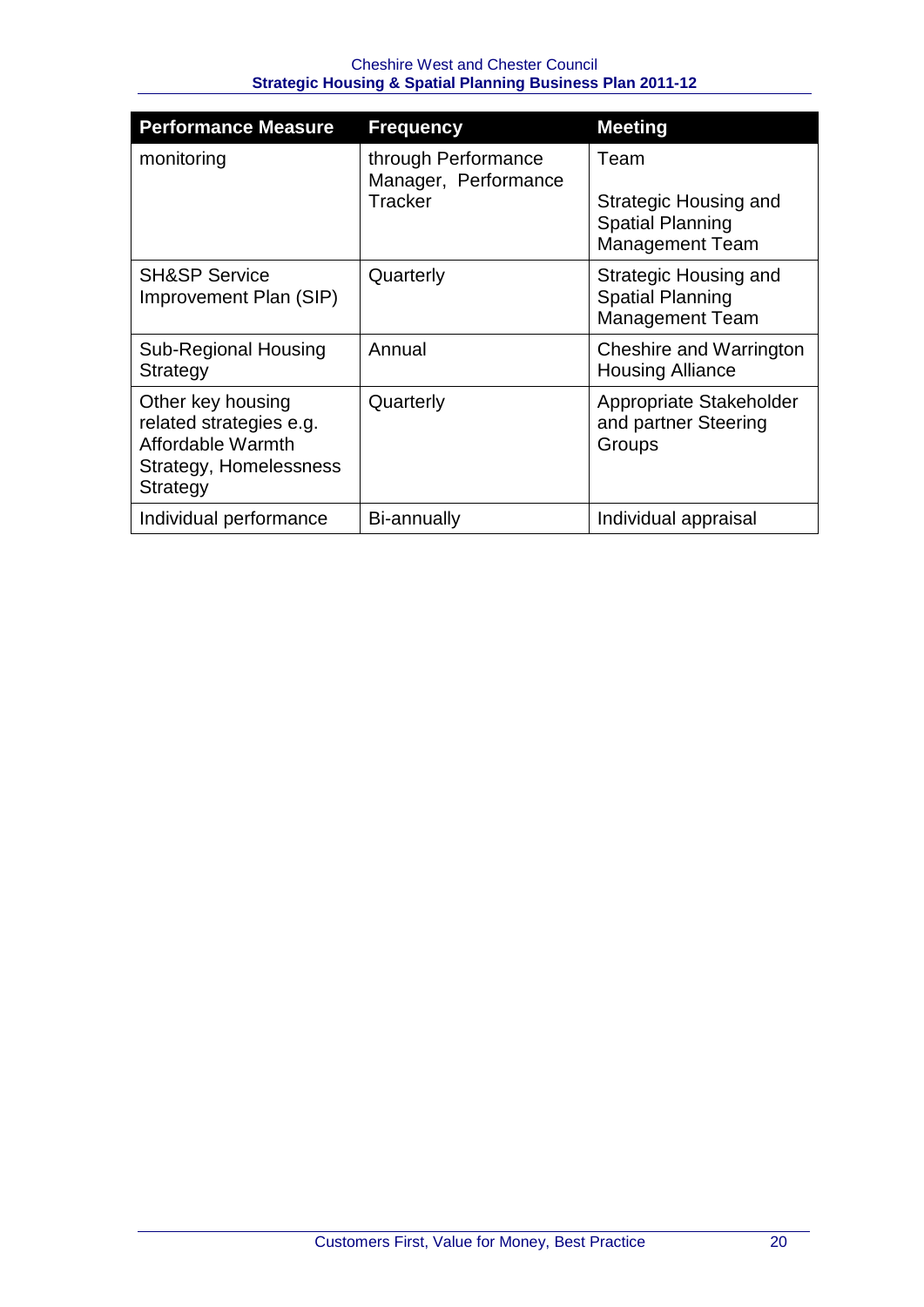| Performance Measure | Frequency | Meeting |
| --- | --- | --- |
| monitoring | through Performance Manager, Performance Tracker | Team<br><br>Strategic Housing and Spatial Planning Management Team |
| SH&SP Service Improvement Plan (SIP) | Quarterly | Strategic Housing and Spatial Planning Management Team |
| Sub-Regional Housing Strategy | Annual | Cheshire and Warrington Housing Alliance |
| Other key housing related strategies e.g. Affordable Warmth Strategy, Homelessness Strategy | Quarterly | Appropriate Stakeholder and partner Steering Groups |
| Individual performance | Bi-annually | Individual appraisal |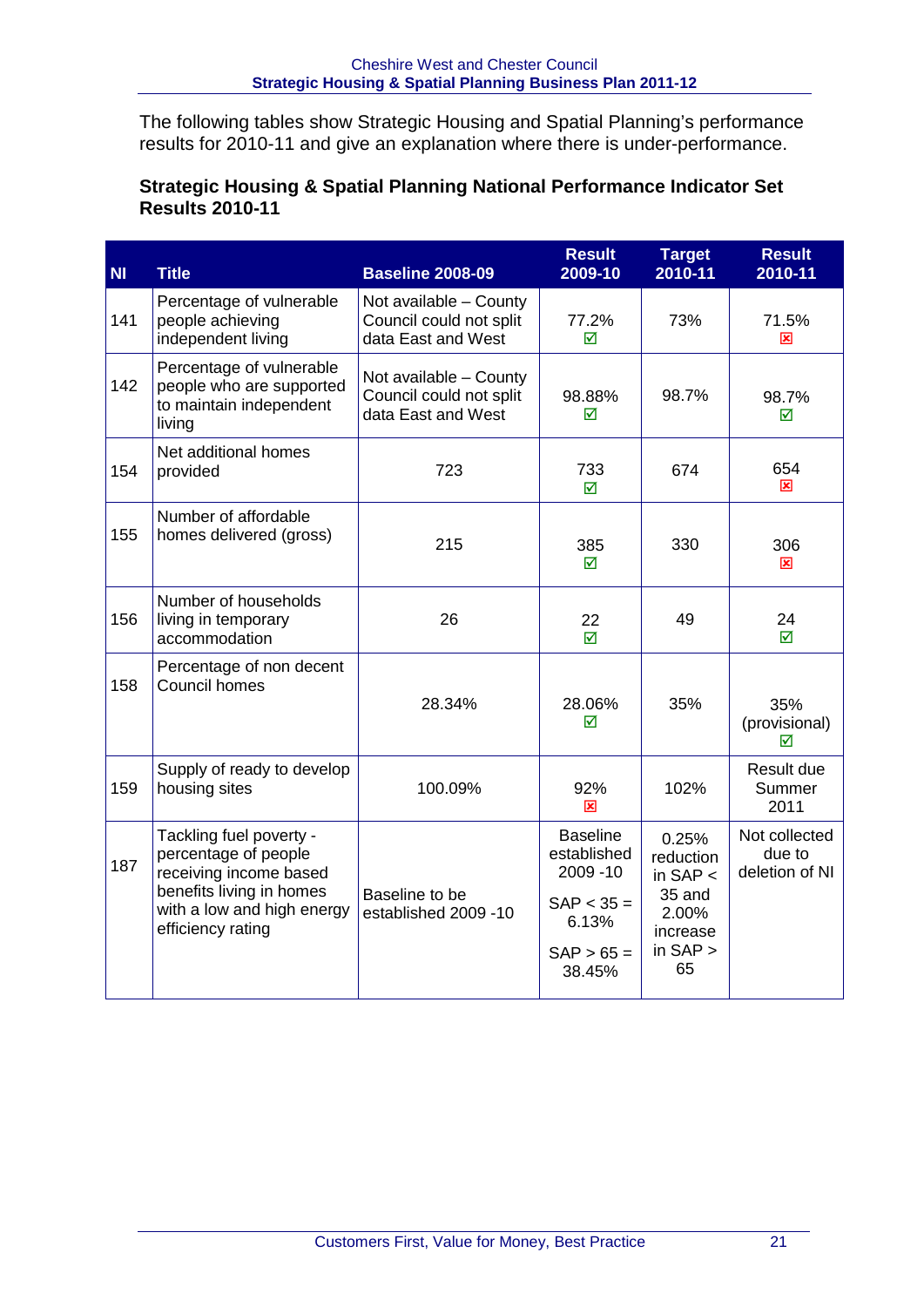The following tables show Strategic Housing and Spatial Planning's performance results for 2010-11 and give an explanation where there is under-performance.

**Strategic Housing & Spatial Planning National Performance Indicator Set Results 2010-11**

| NI | Title | Baseline 2008-09 | Result 2009-10 | Target 2010-11 | Result 2010-11 |
|---|---|---|---|---|---|
| 141 | Percentage of vulnerable people achieving independent living | Not available – County Council could not split data East and West | 77.2% ☑ | 73% | 71.5% ☒ |
| 142 | Percentage of vulnerable people who are supported to maintain independent living | Not available – County Council could not split data East and West | 98.88% ☑ | 98.7% | 98.7% ☑ |
| 154 | Net additional homes provided | 723 | 733 ☑ | 674 | 654 ☒ |
| 155 | Number of affordable homes delivered (gross) | 215 | 385 ☑ | 330 | 306 ☒ |
| 156 | Number of households living in temporary accommodation | 26 | 22 ☑ | 49 | 24 ☑ |
| 158 | Percentage of non decent Council homes | 28.34% | 28.06% ☑ | 35% | 35% (provisional) ☑ |
| 159 | Supply of ready to develop housing sites | 100.09% | 92% ☒ | 102% | Result due Summer 2011 |
| 187 | Tackling fuel poverty - percentage of people receiving income based benefits living in homes with a low and high energy efficiency rating | Baseline to be established 2009 -10 | Baseline established 2009 -10<br>SAP < 35 = 6.13%<br>SAP > 65 = 38.45% | 0.25% reduction in SAP < 35 and 2.00% increase in SAP > 65 | Not collected due to deletion of NI |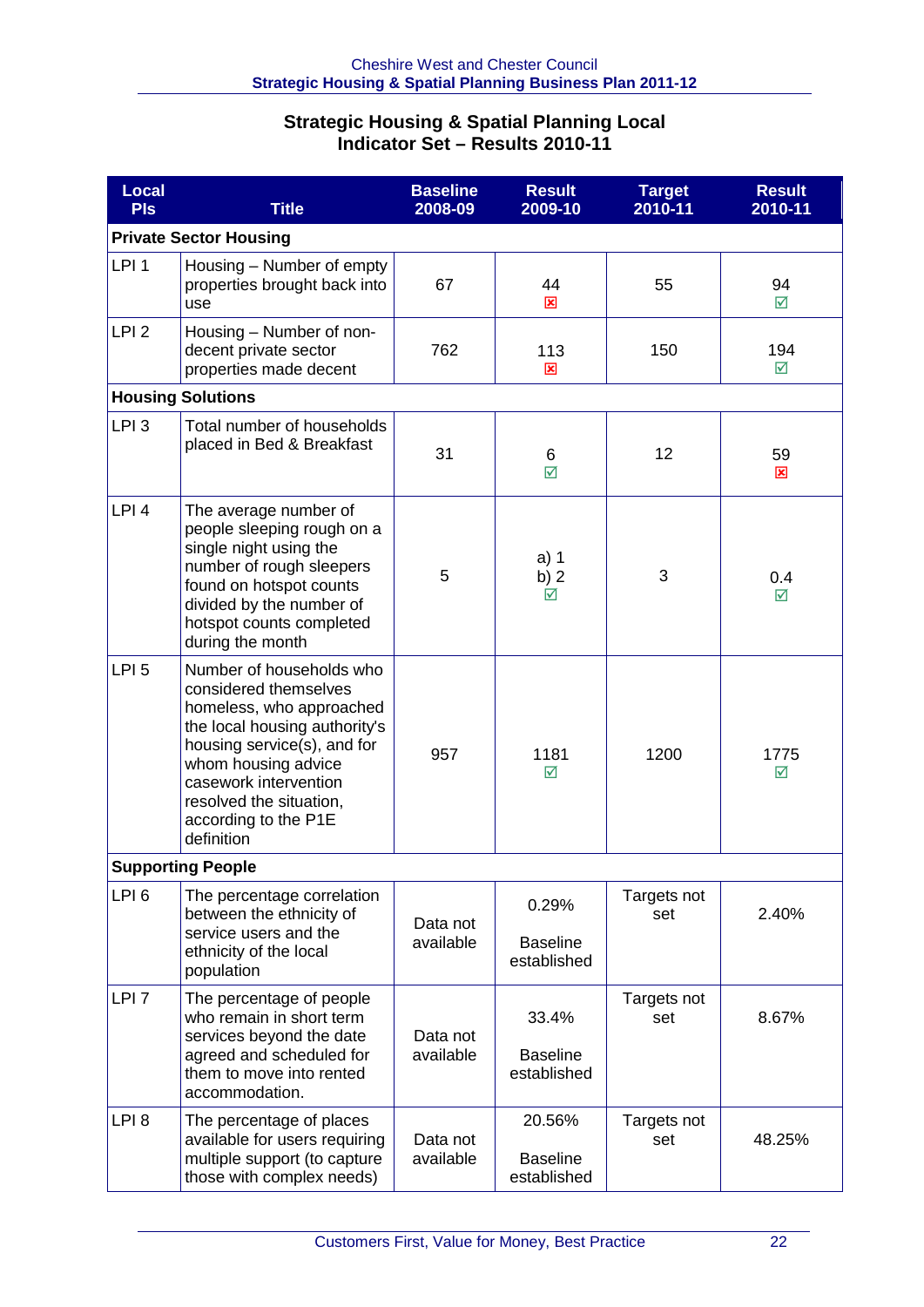## Strategic Housing & Spatial Planning Local Indicator Set – Results 2010-11

| Local PIs | Title | Baseline 2008-09 | Result 2009-10 | Target 2010-11 | Result 2010-11 |
|---|---|---|---|---|---|
| **Private Sector Housing** | | | | | |
| LPI 1 | Housing – Number of empty properties brought back into use | 67 | 44 ☒ | 55 | 94 ☑ |
| LPI 2 | Housing – Number of non-decent private sector properties made decent | 762 | 113 ☒ | 150 | 194 ☑ |
| **Housing Solutions** | | | | | |
| LPI 3 | Total number of households placed in Bed & Breakfast | 31 | 6 ☑ | 12 | 59 ☒ |
| LPI 4 | The average number of people sleeping rough on a single night using the number of rough sleepers found on hotspot counts divided by the number of hotspot counts completed during the month | 5 | a) 1 b) 2 ☑ | 3 | 0.4 ☑ |
| LPI 5 | Number of households who considered themselves homeless, who approached the local housing authority's housing service(s), and for whom housing advice casework intervention resolved the situation, according to the P1E definition | 957 | 1181 ☑ | 1200 | 1775 ☑ |
| **Supporting People** | | | | | |
| LPI 6 | The percentage correlation between the ethnicity of service users and the ethnicity of the local population | Data not available | 0.29% Baseline established | Targets not set | 2.40% |
| LPI 7 | The percentage of people who remain in short term services beyond the date agreed and scheduled for them to move into rented accommodation. | Data not available | 33.4% Baseline established | Targets not set | 8.67% |
| LPI 8 | The percentage of places available for users requiring multiple support (to capture those with complex needs) | Data not available | 20.56% Baseline established | Targets not set | 48.25% |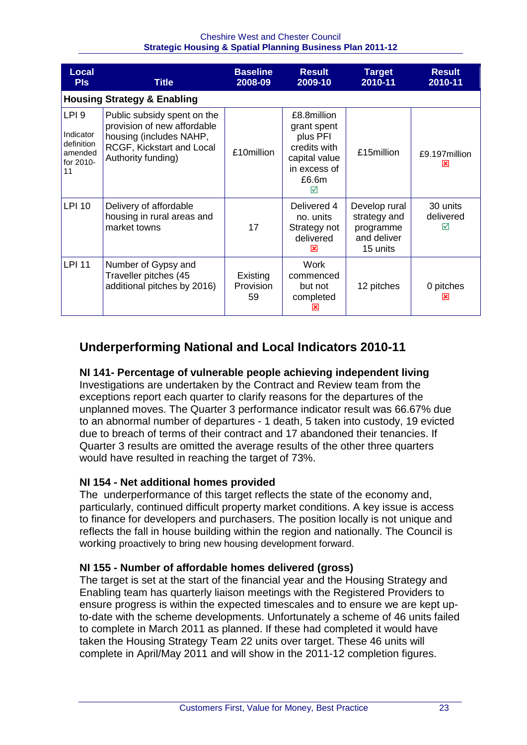| Local PIs | Title | Baseline 2008-09 | Result 2009-10 | Target 2010-11 | Result 2010-11 |
|---|---|---|---|---|---|
| **Housing Strategy & Enabling** | | | | | |
| LPI 9 Indicator definition amended for 2010-11 | Public subsidy spent on the provision of new affordable housing (includes NAHP, RCGF, Kickstart and Local Authority funding) | £10million | £8.8million grant spent plus PFI credits with capital value in excess of £6.6m ☑ | £15million | £9.197million ☒ |
| LPI 10 | Delivery of affordable housing in rural areas and market towns | 17 | Delivered 4 no. units Strategy not delivered ☒ | Develop rural strategy and programme and deliver 15 units | 30 units delivered ☑ |
| LPI 11 | Number of Gypsy and Traveller pitches (45 additional pitches by 2016) | Existing Provision 59 | Work commenced but not completed ☒ | 12 pitches | 0 pitches ☒ |

## Underperforming National and Local Indicators 2010-11

**NI 141- Percentage of vulnerable people achieving independent living**

Investigations are undertaken by the Contract and Review team from the exceptions report each quarter to clarify reasons for the departures of the unplanned moves. The Quarter 3 performance indicator result was 66.67% due to an abnormal number of departures - 1 death, 5 taken into custody, 19 evicted due to breach of terms of their contract and 17 abandoned their tenancies. If Quarter 3 results are omitted the average results of the other three quarters would have resulted in reaching the target of 73%.

**NI 154 - Net additional homes provided**

The underperformance of this target reflects the state of the economy and, particularly, continued difficult property market conditions. A key issue is access to finance for developers and purchasers. The position locally is not unique and reflects the fall in house building within the region and nationally. The Council is working proactively to bring new housing development forward.

**NI 155 - Number of affordable homes delivered (gross)**

The target is set at the start of the financial year and the Housing Strategy and Enabling team has quarterly liaison meetings with the Registered Providers to ensure progress is within the expected timescales and to ensure we are kept up-to-date with the scheme developments. Unfortunately a scheme of 46 units failed to complete in March 2011 as planned. If these had completed it would have taken the Housing Strategy Team 22 units over target. These 46 units will complete in April/May 2011 and will show in the 2011-12 completion figures.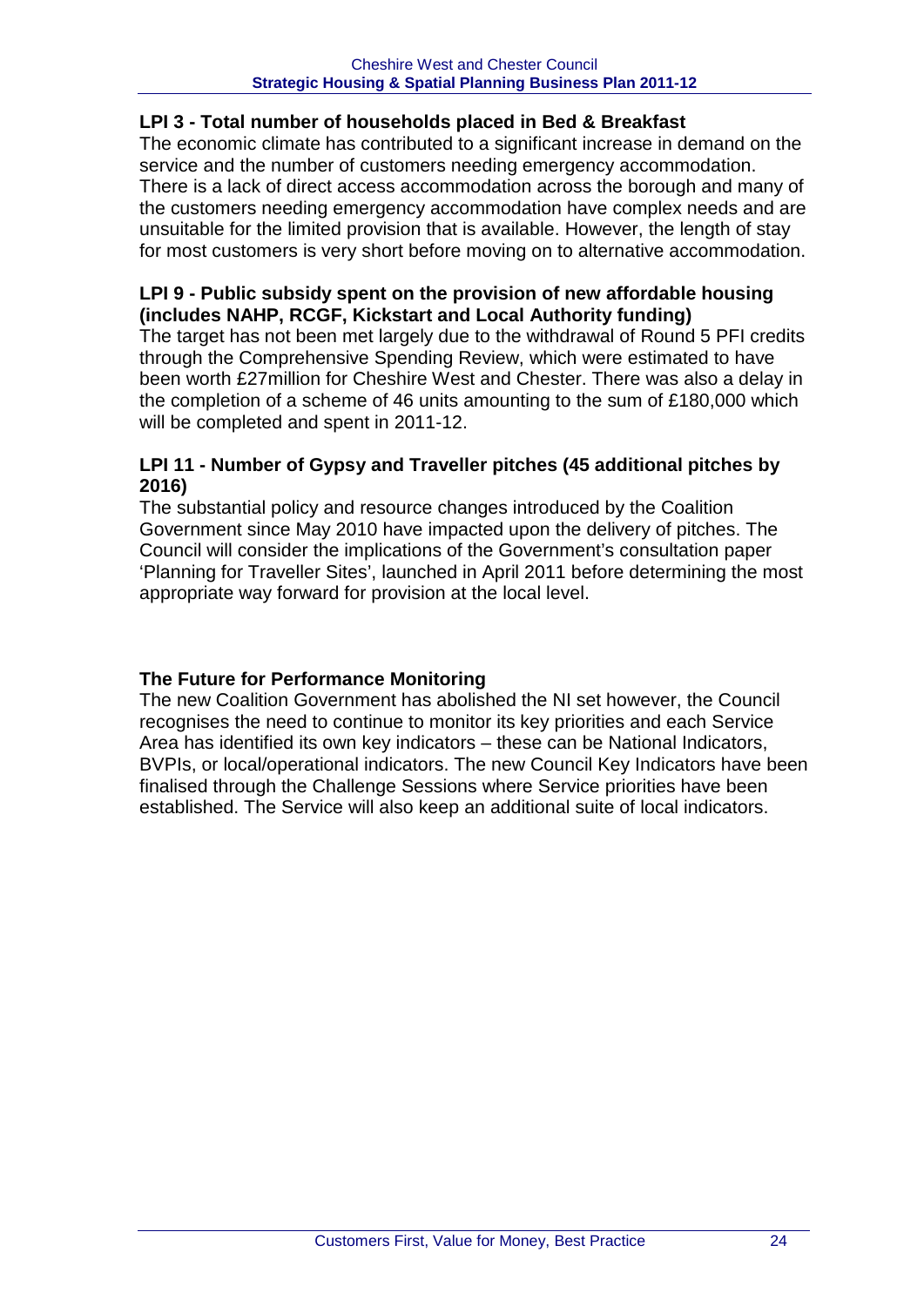### LPI 3 - Total number of households placed in Bed & Breakfast

The economic climate has contributed to a significant increase in demand on the service and the number of customers needing emergency accommodation. There is a lack of direct access accommodation across the borough and many of the customers needing emergency accommodation have complex needs and are unsuitable for the limited provision that is available. However, the length of stay for most customers is very short before moving on to alternative accommodation.

### LPI 9 - Public subsidy spent on the provision of new affordable housing (includes NAHP, RCGF, Kickstart and Local Authority funding)

The target has not been met largely due to the withdrawal of Round 5 PFI credits through the Comprehensive Spending Review, which were estimated to have been worth £27million for Cheshire West and Chester. There was also a delay in the completion of a scheme of 46 units amounting to the sum of £180,000 which will be completed and spent in 2011-12.

### LPI 11 - Number of Gypsy and Traveller pitches (45 additional pitches by 2016)

The substantial policy and resource changes introduced by the Coalition Government since May 2010 have impacted upon the delivery of pitches. The Council will consider the implications of the Government's consultation paper 'Planning for Traveller Sites', launched in April 2011 before determining the most appropriate way forward for provision at the local level.

### The Future for Performance Monitoring

The new Coalition Government has abolished the NI set however, the Council recognises the need to continue to monitor its key priorities and each Service Area has identified its own key indicators – these can be National Indicators, BVPIs, or local/operational indicators. The new Council Key Indicators have been finalised through the Challenge Sessions where Service priorities have been established. The Service will also keep an additional suite of local indicators.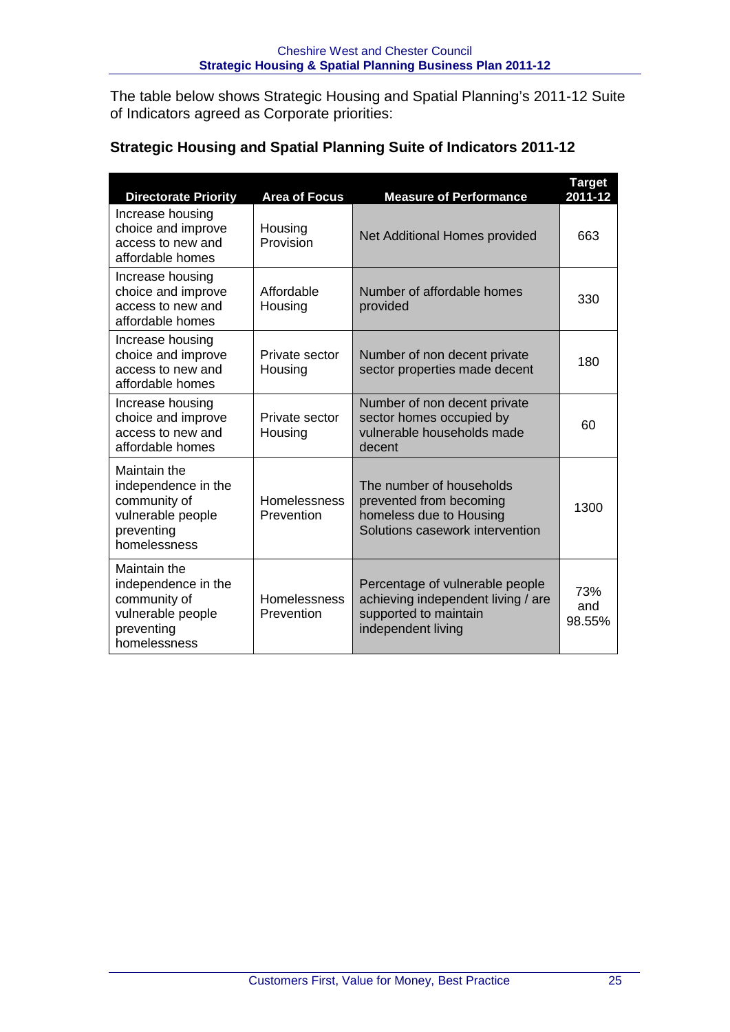The table below shows Strategic Housing and Spatial Planning's 2011-12 Suite of Indicators agreed as Corporate priorities:

### Strategic Housing and Spatial Planning Suite of Indicators 2011-12

| Directorate Priority | Area of Focus | Measure of Performance | Target 2011-12 |
|---|---|---|---|
| Increase housing choice and improve access to new and affordable homes | Housing Provision | Net Additional Homes provided | 663 |
| Increase housing choice and improve access to new and affordable homes | Affordable Housing | Number of affordable homes provided | 330 |
| Increase housing choice and improve access to new and affordable homes | Private sector Housing | Number of non decent private sector properties made decent | 180 |
| Increase housing choice and improve access to new and affordable homes | Private sector Housing | Number of non decent private sector homes occupied by vulnerable households made decent | 60 |
| Maintain the independence in the community of vulnerable people preventing homelessness | Homelessness Prevention | The number of households prevented from becoming homeless due to Housing Solutions casework intervention | 1300 |
| Maintain the independence in the community of vulnerable people preventing homelessness | Homelessness Prevention | Percentage of vulnerable people achieving independent living / are supported to maintain independent living | 73% and 98.55% |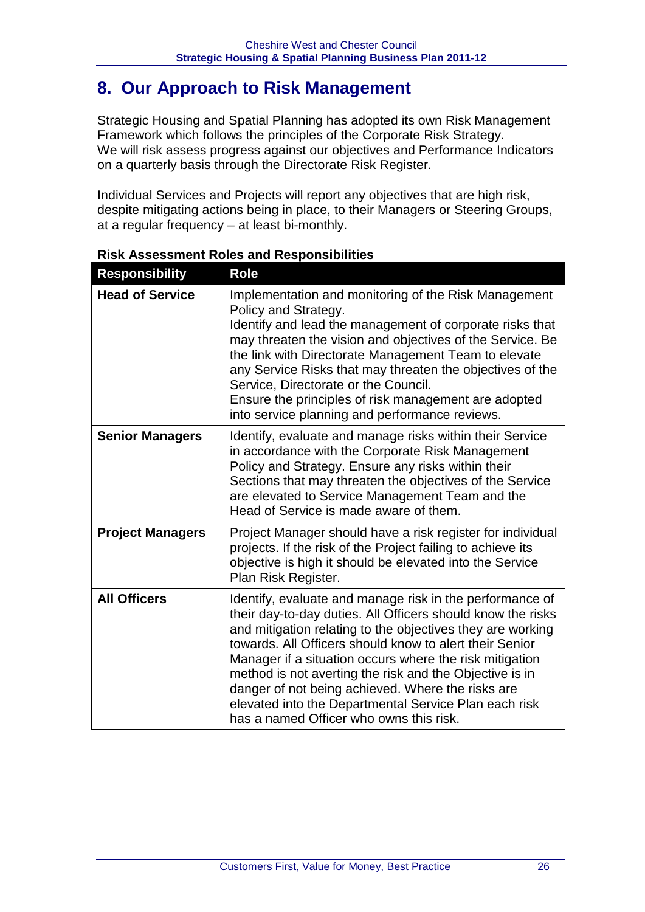# 8. Our Approach to Risk Management

Strategic Housing and Spatial Planning has adopted its own Risk Management Framework which follows the principles of the Corporate Risk Strategy.
We will risk assess progress against our objectives and Performance Indicators on a quarterly basis through the Directorate Risk Register.

Individual Services and Projects will report any objectives that are high risk, despite mitigating actions being in place, to their Managers or Steering Groups, at a regular frequency – at least bi-monthly.

**Risk Assessment Roles and Responsibilities**

| Responsibility | Role |
|---|---|
| **Head of Service** | Implementation and monitoring of the Risk Management Policy and Strategy.<br>Identify and lead the management of corporate risks that may threaten the vision and objectives of the Service. Be the link with Directorate Management Team to elevate any Service Risks that may threaten the objectives of the Service, Directorate or the Council.<br>Ensure the principles of risk management are adopted into service planning and performance reviews. |
| **Senior Managers** | Identify, evaluate and manage risks within their Service in accordance with the Corporate Risk Management Policy and Strategy. Ensure any risks within their Sections that may threaten the objectives of the Service are elevated to Service Management Team and the Head of Service is made aware of them. |
| **Project Managers** | Project Manager should have a risk register for individual projects. If the risk of the Project failing to achieve its objective is high it should be elevated into the Service Plan Risk Register. |
| **All Officers** | Identify, evaluate and manage risk in the performance of their day-to-day duties. All Officers should know the risks and mitigation relating to the objectives they are working towards. All Officers should know to alert their Senior Manager if a situation occurs where the risk mitigation method is not averting the risk and the Objective is in danger of not being achieved. Where the risks are elevated into the Departmental Service Plan each risk has a named Officer who owns this risk. |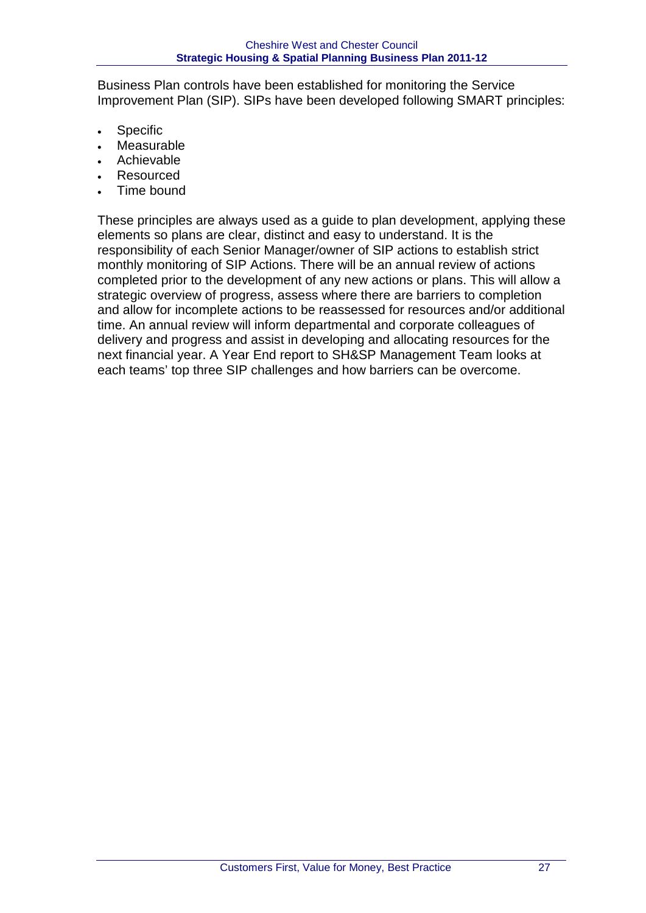Business Plan controls have been established for monitoring the Service Improvement Plan (SIP). SIPs have been developed following SMART principles:

- Specific
- Measurable
- Achievable
- Resourced
- Time bound

These principles are always used as a guide to plan development, applying these elements so plans are clear, distinct and easy to understand. It is the responsibility of each Senior Manager/owner of SIP actions to establish strict monthly monitoring of SIP Actions. There will be an annual review of actions completed prior to the development of any new actions or plans. This will allow a strategic overview of progress, assess where there are barriers to completion and allow for incomplete actions to be reassessed for resources and/or additional time. An annual review will inform departmental and corporate colleagues of delivery and progress and assist in developing and allocating resources for the next financial year. A Year End report to SH&SP Management Team looks at each teams' top three SIP challenges and how barriers can be overcome.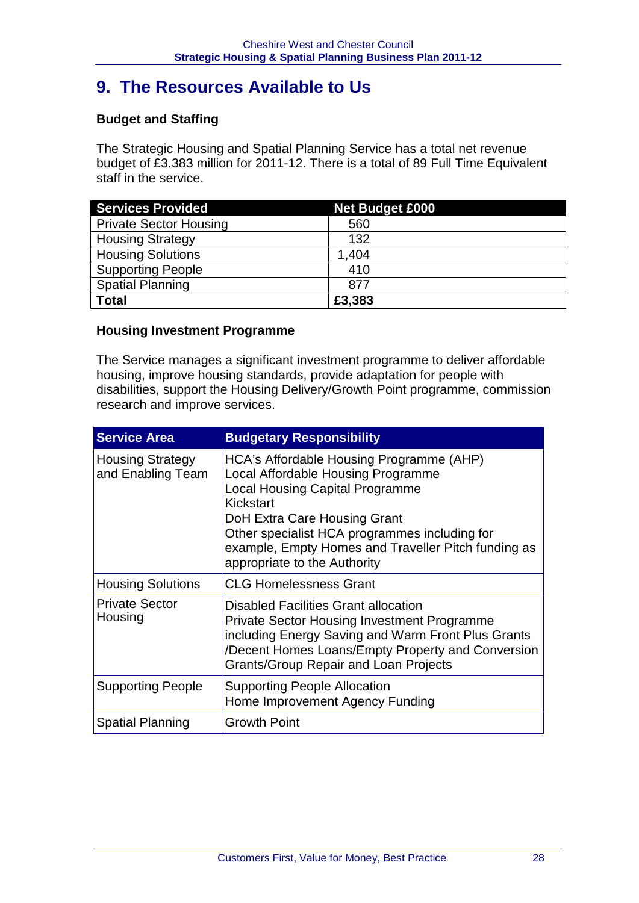# 9. The Resources Available to Us

**Budget and Staffing**

The Strategic Housing and Spatial Planning Service has a total net revenue budget of £3.383 million for 2011-12. There is a total of 89 Full Time Equivalent staff in the service.

| Services Provided | Net Budget £000 |
|---|---|
| Private Sector Housing | 560 |
| Housing Strategy | 132 |
| Housing Solutions | 1,404 |
| Supporting People | 410 |
| Spatial Planning | 877 |
| **Total** | **£3,383** |

**Housing Investment Programme**

The Service manages a significant investment programme to deliver affordable housing, improve housing standards, provide adaptation for people with disabilities, support the Housing Delivery/Growth Point programme, commission research and improve services.

| Service Area | Budgetary Responsibility |
|---|---|
| Housing Strategy and Enabling Team | HCA's Affordable Housing Programme (AHP)<br>Local Affordable Housing Programme<br>Local Housing Capital Programme<br>Kickstart<br>DoH Extra Care Housing Grant<br>Other specialist HCA programmes including for example, Empty Homes and Traveller Pitch funding as appropriate to the Authority |
| Housing Solutions | CLG Homelessness Grant |
| Private Sector Housing | Disabled Facilities Grant allocation<br>Private Sector Housing Investment Programme including Energy Saving and Warm Front Plus Grants /Decent Homes Loans/Empty Property and Conversion Grants/Group Repair and Loan Projects |
| Supporting People | Supporting People Allocation<br>Home Improvement Agency Funding |
| Spatial Planning | Growth Point |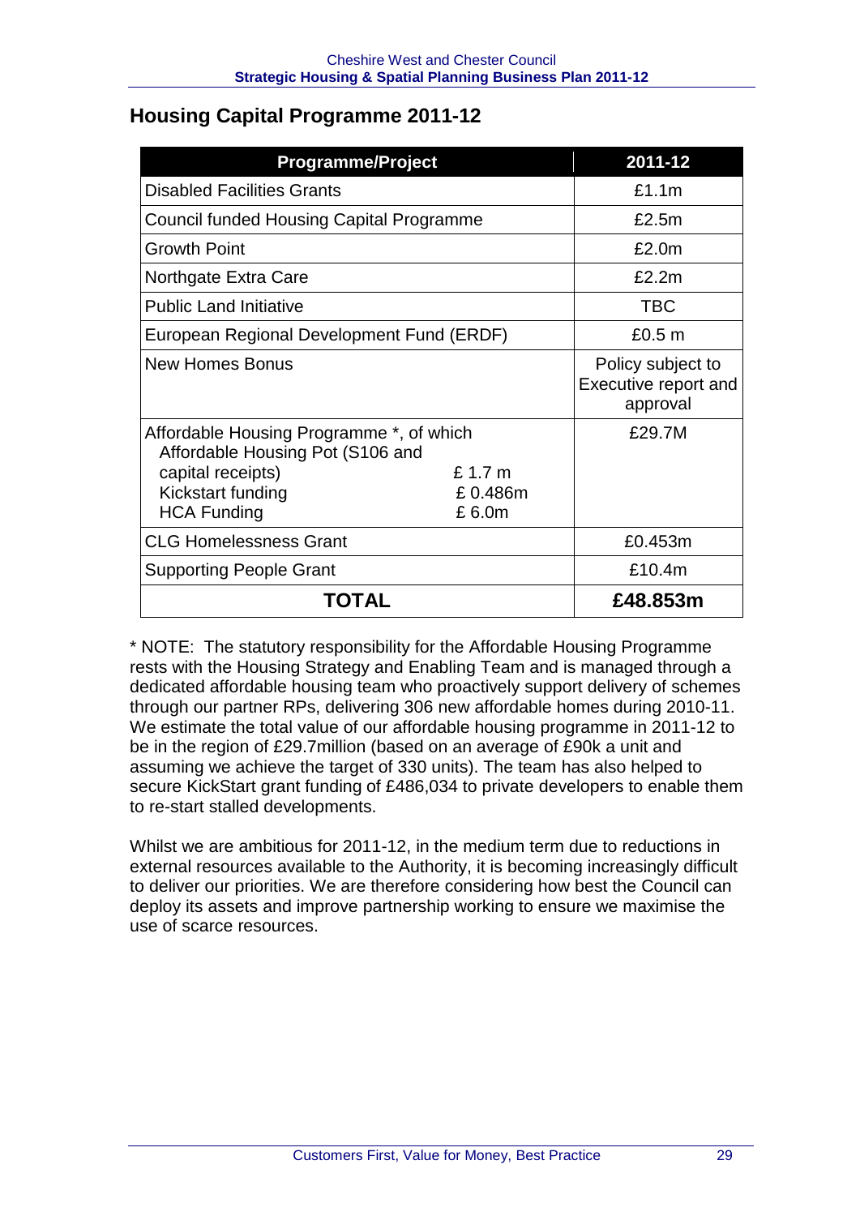## Housing Capital Programme 2011-12

| Programme/Project | 2011-12 |
|---|---|
| Disabled Facilities Grants | £1.1m |
| Council funded Housing Capital Programme | £2.5m |
| Growth Point | £2.0m |
| Northgate Extra Care | £2.2m |
| Public Land Initiative | TBC |
| European Regional Development Fund (ERDF) | £0.5 m |
| New Homes Bonus | Policy subject to Executive report and approval |
| Affordable Housing Programme *, of which<br>Affordable Housing Pot (S106 and capital receipts) £ 1.7 m<br>Kickstart funding £ 0.486m<br>HCA Funding £ 6.0m | £29.7M |
| CLG Homelessness Grant | £0.453m |
| Supporting People Grant | £10.4m |
| **TOTAL** | **£48.853m** |

* NOTE: The statutory responsibility for the Affordable Housing Programme rests with the Housing Strategy and Enabling Team and is managed through a dedicated affordable housing team who proactively support delivery of schemes through our partner RPs, delivering 306 new affordable homes during 2010-11. We estimate the total value of our affordable housing programme in 2011-12 to be in the region of £29.7million (based on an average of £90k a unit and assuming we achieve the target of 330 units). The team has also helped to secure KickStart grant funding of £486,034 to private developers to enable them to re-start stalled developments.

Whilst we are ambitious for 2011-12, in the medium term due to reductions in external resources available to the Authority, it is becoming increasingly difficult to deliver our priorities. We are therefore considering how best the Council can deploy its assets and improve partnership working to ensure we maximise the use of scarce resources.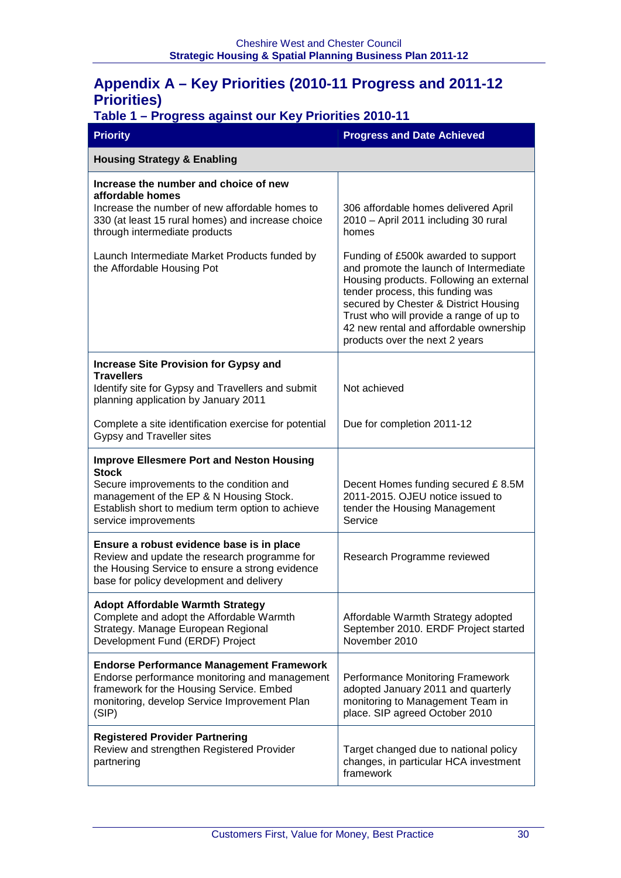## Appendix A – Key Priorities (2010-11 Progress and 2011-12 Priorities)

### Table 1 – Progress against our Key Priorities 2010-11

| Priority | Progress and Date Achieved |
|---|---|
| **Housing Strategy & Enabling** | |
| **Increase the number and choice of new affordable homes**<br>Increase the number of new affordable homes to 330 (at least 15 rural homes) and increase choice through intermediate products | 306 affordable homes delivered April 2010 – April 2011 including 30 rural homes |
| Launch Intermediate Market Products funded by the Affordable Housing Pot | Funding of £500k awarded to support and promote the launch of Intermediate Housing products. Following an external tender process, this funding was secured by Chester & District Housing Trust who will provide a range of up to 42 new rental and affordable ownership products over the next 2 years |
| **Increase Site Provision for Gypsy and Travellers**<br>Identify site for Gypsy and Travellers and submit planning application by January 2011 | Not achieved |
| Complete a site identification exercise for potential Gypsy and Traveller sites | Due for completion 2011-12 |
| **Improve Ellesmere Port and Neston Housing Stock**<br>Secure improvements to the condition and management of the EP & N Housing Stock. Establish short to medium term option to achieve service improvements | Decent Homes funding secured £ 8.5M 2011-2015. OJEU notice issued to tender the Housing Management Service |
| **Ensure a robust evidence base is in place**<br>Review and update the research programme for the Housing Service to ensure a strong evidence base for policy development and delivery | Research Programme reviewed |
| **Adopt Affordable Warmth Strategy**<br>Complete and adopt the Affordable Warmth Strategy. Manage European Regional Development Fund (ERDF) Project | Affordable Warmth Strategy adopted September 2010. ERDF Project started November 2010 |
| **Endorse Performance Management Framework**<br>Endorse performance monitoring and management framework for the Housing Service. Embed monitoring, develop Service Improvement Plan (SIP) | Performance Monitoring Framework adopted January 2011 and quarterly monitoring to Management Team in place. SIP agreed October 2010 |
| **Registered Provider Partnering**<br>Review and strengthen Registered Provider partnering | Target changed due to national policy changes, in particular HCA investment framework |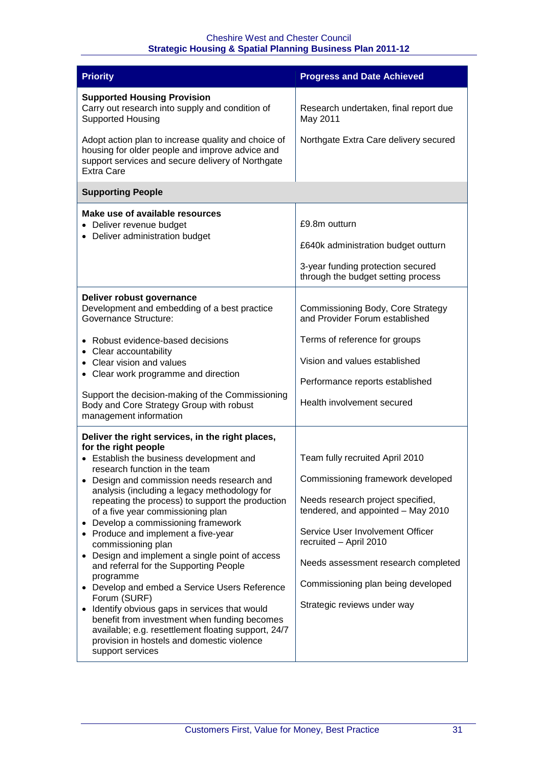| Priority | Progress and Date Achieved |
|---|---|
| **Supported Housing Provision**<br>Carry out research into supply and condition of Supported Housing<br><br>Adopt action plan to increase quality and choice of housing for older people and improve advice and support services and secure delivery of Northgate Extra Care | Research undertaken, final report due May 2011<br><br>Northgate Extra Care delivery secured |
| **Supporting People** | |
| **Make use of available resources**<br>• Deliver revenue budget<br>• Deliver administration budget | £9.8m outturn<br><br>£640k administration budget outturn<br><br>3-year funding protection secured through the budget setting process |
| **Deliver robust governance**<br>Development and embedding of a best practice Governance Structure:<br><br>• Robust evidence-based decisions<br>• Clear accountability<br>• Clear vision and values<br>• Clear work programme and direction<br><br>Support the decision-making of the Commissioning Body and Core Strategy Group with robust management information | Commissioning Body, Core Strategy and Provider Forum established<br><br>Terms of reference for groups<br><br>Vision and values established<br><br>Performance reports established<br><br>Health involvement secured |
| **Deliver the right services, in the right places, for the right people**<br>• Establish the business development and research function in the team<br>• Design and commission needs research and analysis (including a legacy methodology for repeating the process) to support the production of a five year commissioning plan<br>• Develop a commissioning framework<br>• Produce and implement a five-year commissioning plan<br>• Design and implement a single point of access and referral for the Supporting People programme<br>• Develop and embed a Service Users Reference Forum (SURF)<br>• Identify obvious gaps in services that would benefit from investment when funding becomes available; e.g. resettlement floating support, 24/7 provision in hostels and domestic violence support services | Team fully recruited April 2010<br><br>Commissioning framework developed<br><br>Needs research project specified, tendered, and appointed – May 2010<br><br>Service User Involvement Officer recruited – April 2010<br><br>Needs assessment research completed<br><br>Commissioning plan being developed<br><br>Strategic reviews under way |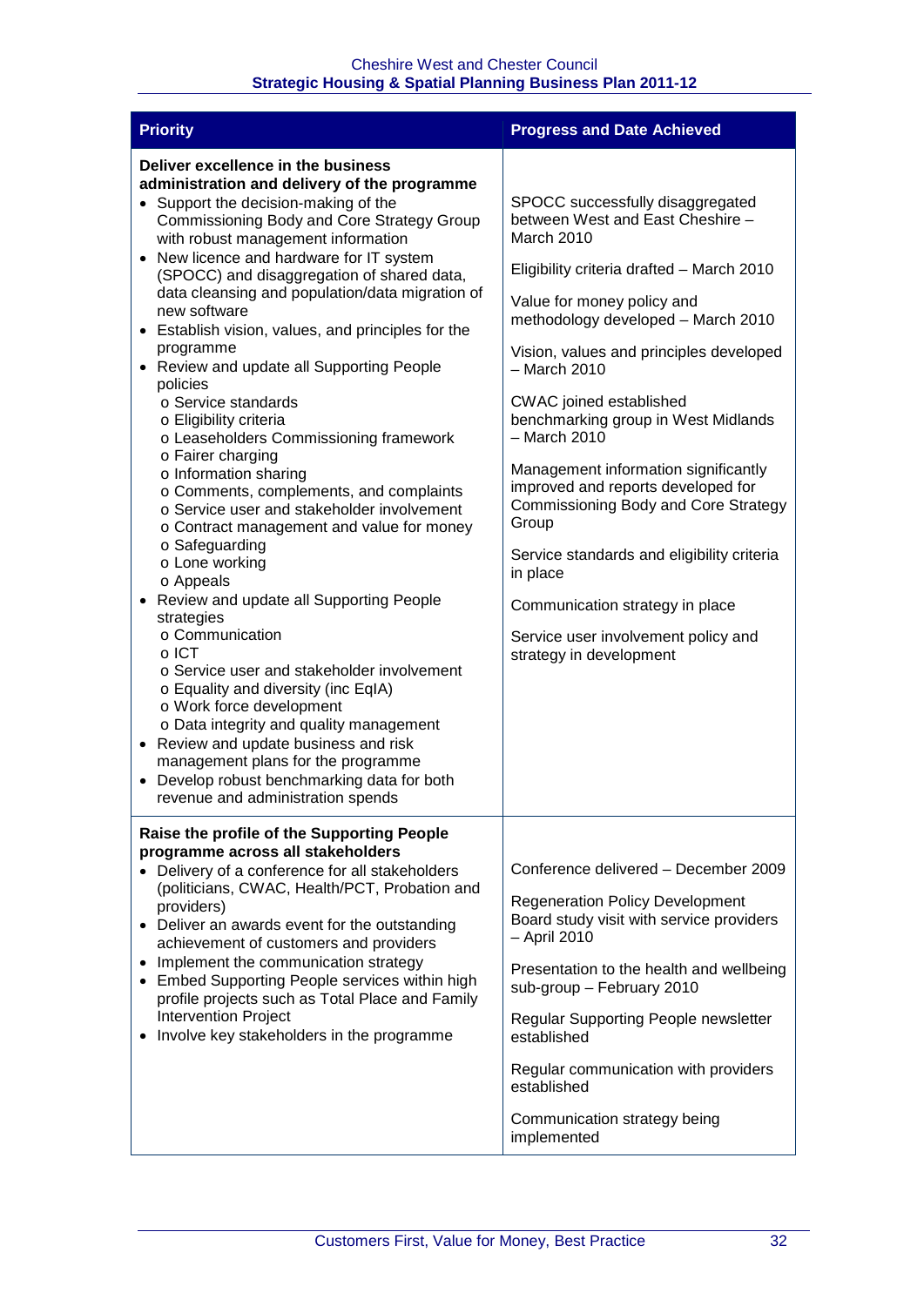| Priority | Progress and Date Achieved |
|---|---|
| **Deliver excellence in the business administration and delivery of the programme**<br>• Support the decision-making of the Commissioning Body and Core Strategy Group with robust management information<br>• New licence and hardware for IT system (SPOCC) and disaggregation of shared data, data cleansing and population/data migration of new software<br>• Establish vision, values, and principles for the programme<br>• Review and update all Supporting People policies<br>o Service standards<br>o Eligibility criteria<br>o Leaseholders Commissioning framework<br>o Fairer charging<br>o Information sharing<br>o Comments, complements, and complaints<br>o Service user and stakeholder involvement<br>o Contract management and value for money<br>o Safeguarding<br>o Lone working<br>o Appeals<br>• Review and update all Supporting People strategies<br>o Communication<br>o ICT<br>o Service user and stakeholder involvement<br>o Equality and diversity (inc EqIA)<br>o Work force development<br>o Data integrity and quality management<br>• Review and update business and risk management plans for the programme<br>• Develop robust benchmarking data for both revenue and administration spends | SPOCC successfully disaggregated between West and East Cheshire – March 2010<br><br>Eligibility criteria drafted – March 2010<br><br>Value for money policy and methodology developed – March 2010<br><br>Vision, values and principles developed – March 2010<br><br>CWAC joined established benchmarking group in West Midlands – March 2010<br><br>Management information significantly improved and reports developed for Commissioning Body and Core Strategy Group<br><br>Service standards and eligibility criteria in place<br><br>Communication strategy in place<br><br>Service user involvement policy and strategy in development |
| **Raise the profile of the Supporting People programme across all stakeholders**<br>• Delivery of a conference for all stakeholders (politicians, CWAC, Health/PCT, Probation and providers)<br>• Deliver an awards event for the outstanding achievement of customers and providers<br>• Implement the communication strategy<br>• Embed Supporting People services within high profile projects such as Total Place and Family Intervention Project<br>• Involve key stakeholders in the programme | Conference delivered – December 2009<br><br>Regeneration Policy Development Board study visit with service providers – April 2010<br><br>Presentation to the health and wellbeing sub-group – February 2010<br><br>Regular Supporting People newsletter established<br><br>Regular communication with providers established<br><br>Communication strategy being implemented |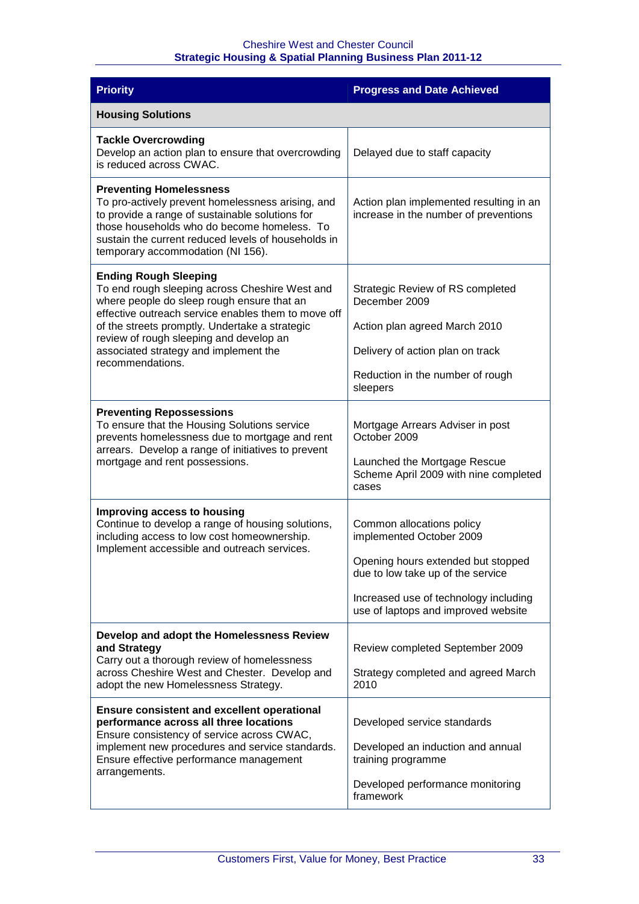| Priority | Progress and Date Achieved |
|---|---|
| **Housing Solutions** | |
| **Tackle Overcrowding**<br>Develop an action plan to ensure that overcrowding is reduced across CWAC. | Delayed due to staff capacity |
| **Preventing Homelessness**<br>To pro-actively prevent homelessness arising, and to provide a range of sustainable solutions for those households who do become homeless. To sustain the current reduced levels of households in temporary accommodation (NI 156). | Action plan implemented resulting in an increase in the number of preventions |
| **Ending Rough Sleeping**<br>To end rough sleeping across Cheshire West and where people do sleep rough ensure that an effective outreach service enables them to move off of the streets promptly. Undertake a strategic review of rough sleeping and develop an associated strategy and implement the recommendations. | Strategic Review of RS completed December 2009<br><br>Action plan agreed March 2010<br><br>Delivery of action plan on track<br><br>Reduction in the number of rough sleepers |
| **Preventing Repossessions**<br>To ensure that the Housing Solutions service prevents homelessness due to mortgage and rent arrears. Develop a range of initiatives to prevent mortgage and rent possessions. | Mortgage Arrears Adviser in post October 2009<br><br>Launched the Mortgage Rescue Scheme April 2009 with nine completed cases |
| **Improving access to housing**<br>Continue to develop a range of housing solutions, including access to low cost homeownership. Implement accessible and outreach services. | Common allocations policy implemented October 2009<br><br>Opening hours extended but stopped due to low take up of the service<br><br>Increased use of technology including use of laptops and improved website |
| **Develop and adopt the Homelessness Review and Strategy**<br>Carry out a thorough review of homelessness across Cheshire West and Chester. Develop and adopt the new Homelessness Strategy. | Review completed September 2009<br><br>Strategy completed and agreed March 2010 |
| **Ensure consistent and excellent operational performance across all three locations**<br>Ensure consistency of service across CWAC, implement new procedures and service standards. Ensure effective performance management arrangements. | Developed service standards<br><br>Developed an induction and annual training programme<br><br>Developed performance monitoring framework |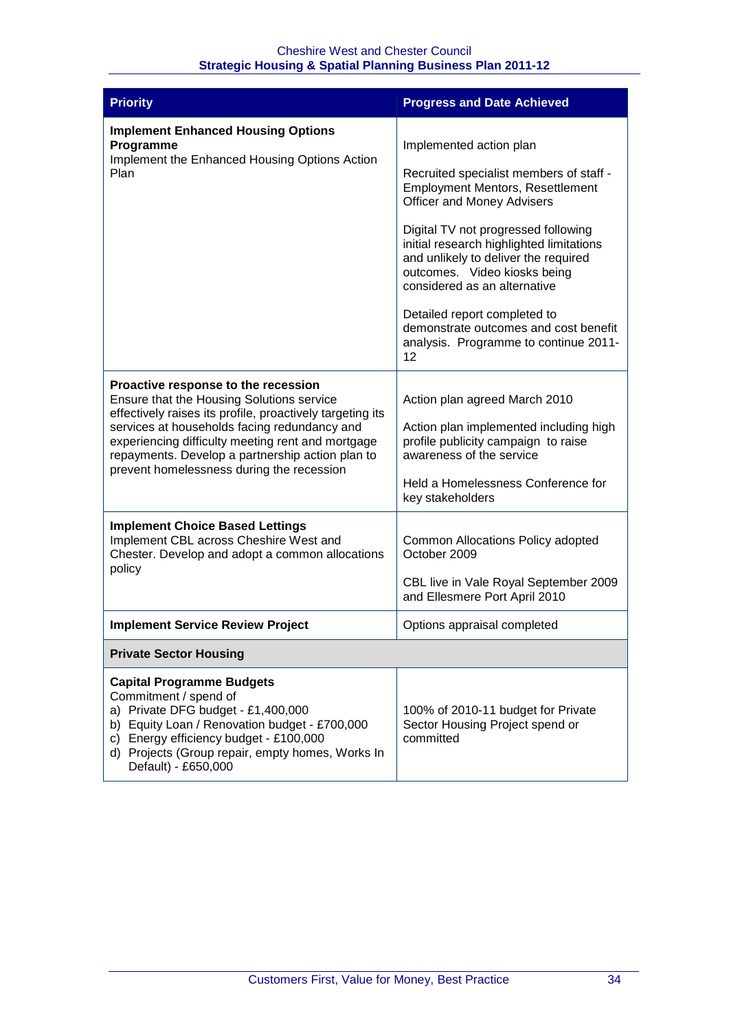| Priority | Progress and Date Achieved |
|---|---|
| **Implement Enhanced Housing Options Programme**<br>Implement the Enhanced Housing Options Action Plan | Implemented action plan<br><br>Recruited specialist members of staff - Employment Mentors, Resettlement Officer and Money Advisers<br><br>Digital TV not progressed following initial research highlighted limitations and unlikely to deliver the required outcomes. Video kiosks being considered as an alternative<br><br>Detailed report completed to demonstrate outcomes and cost benefit analysis. Programme to continue 2011-12 |
| **Proactive response to the recession**<br>Ensure that the Housing Solutions service effectively raises its profile, proactively targeting its services at households facing redundancy and experiencing difficulty meeting rent and mortgage repayments. Develop a partnership action plan to prevent homelessness during the recession | Action plan agreed March 2010<br><br>Action plan implemented including high profile publicity campaign to raise awareness of the service<br><br>Held a Homelessness Conference for key stakeholders |
| **Implement Choice Based Lettings**<br>Implement CBL across Cheshire West and Chester. Develop and adopt a common allocations policy | Common Allocations Policy adopted October 2009<br><br>CBL live in Vale Royal September 2009 and Ellesmere Port April 2010 |
| **Implement Service Review Project** | Options appraisal completed |
| **Private Sector Housing** | |
| **Capital Programme Budgets**<br>Commitment / spend of<br>a) Private DFG budget - £1,400,000<br>b) Equity Loan / Renovation budget - £700,000<br>c) Energy efficiency budget - £100,000<br>d) Projects (Group repair, empty homes, Works In Default) - £650,000 | 100% of 2010-11 budget for Private Sector Housing Project spend or committed |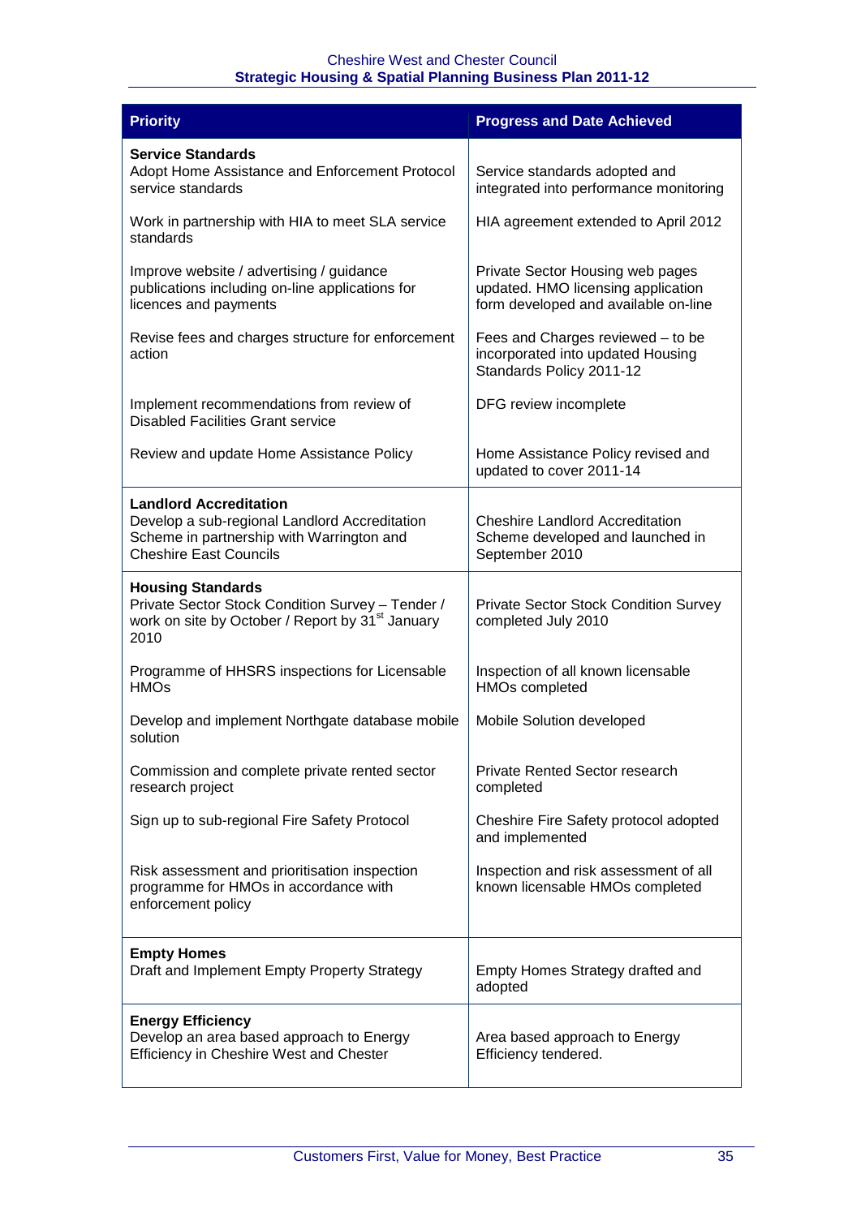| Priority | Progress and Date Achieved |
|---|---|
| **Service Standards**<br>Adopt Home Assistance and Enforcement Protocol service standards | Service standards adopted and integrated into performance monitoring |
| Work in partnership with HIA to meet SLA service standards | HIA agreement extended to April 2012 |
| Improve website / advertising / guidance publications including on-line applications for licences and payments | Private Sector Housing web pages updated. HMO licensing application form developed and available on-line |
| Revise fees and charges structure for enforcement action | Fees and Charges reviewed – to be incorporated into updated Housing Standards Policy 2011-12 |
| Implement recommendations from review of Disabled Facilities Grant service | DFG review incomplete |
| Review and update Home Assistance Policy | Home Assistance Policy revised and updated to cover 2011-14 |
| **Landlord Accreditation**<br>Develop a sub-regional Landlord Accreditation Scheme in partnership with Warrington and Cheshire East Councils | Cheshire Landlord Accreditation Scheme developed and launched in September 2010 |
| **Housing Standards**<br>Private Sector Stock Condition Survey – Tender / work on site by October / Report by 31st January 2010 | Private Sector Stock Condition Survey completed July 2010 |
| Programme of HHSRS inspections for Licensable HMOs | Inspection of all known licensable HMOs completed |
| Develop and implement Northgate database mobile solution | Mobile Solution developed |
| Commission and complete private rented sector research project | Private Rented Sector research completed |
| Sign up to sub-regional Fire Safety Protocol | Cheshire Fire Safety protocol adopted and implemented |
| Risk assessment and prioritisation inspection programme for HMOs in accordance with enforcement policy | Inspection and risk assessment of all known licensable HMOs completed |
| **Empty Homes**<br>Draft and Implement Empty Property Strategy | Empty Homes Strategy drafted and adopted |
| **Energy Efficiency**<br>Develop an area based approach to Energy Efficiency in Cheshire West and Chester | Area based approach to Energy Efficiency tendered. |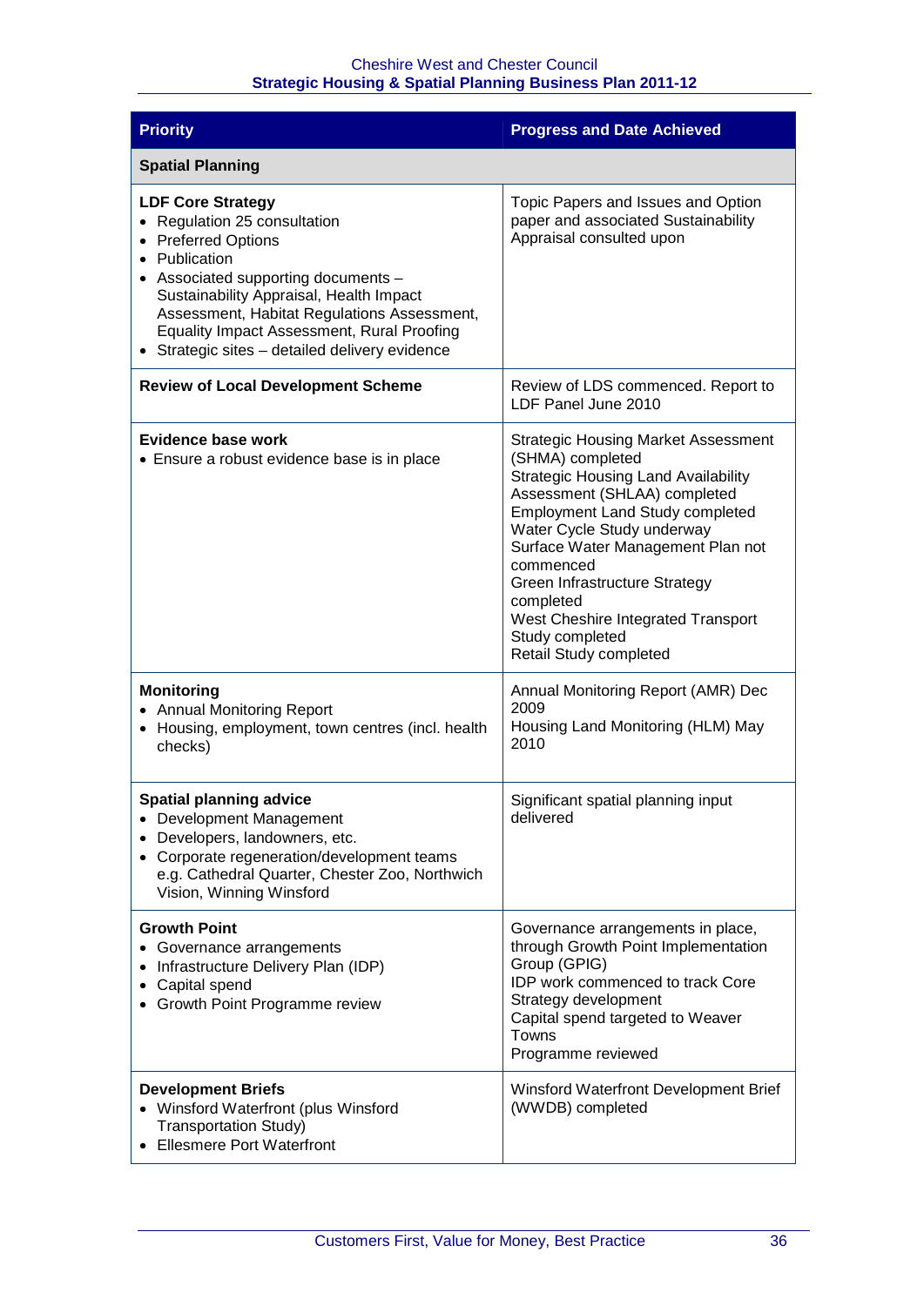| Priority | Progress and Date Achieved |
|---|---|
| **Spatial Planning** | |
| **LDF Core Strategy**<br>• Regulation 25 consultation<br>• Preferred Options<br>• Publication<br>• Associated supporting documents – Sustainability Appraisal, Health Impact Assessment, Habitat Regulations Assessment, Equality Impact Assessment, Rural Proofing<br>• Strategic sites – detailed delivery evidence | Topic Papers and Issues and Option paper and associated Sustainability Appraisal consulted upon |
| **Review of Local Development Scheme** | Review of LDS commenced. Report to LDF Panel June 2010 |
| **Evidence base work**<br>• Ensure a robust evidence base is in place | Strategic Housing Market Assessment (SHMA) completed<br>Strategic Housing Land Availability Assessment (SHLAA) completed<br>Employment Land Study completed<br>Water Cycle Study underway<br>Surface Water Management Plan not commenced<br>Green Infrastructure Strategy completed<br>West Cheshire Integrated Transport Study completed<br>Retail Study completed |
| **Monitoring**<br>• Annual Monitoring Report<br>• Housing, employment, town centres (incl. health checks) | Annual Monitoring Report (AMR) Dec 2009<br>Housing Land Monitoring (HLM) May 2010 |
| **Spatial planning advice**<br>• Development Management<br>• Developers, landowners, etc.<br>• Corporate regeneration/development teams e.g. Cathedral Quarter, Chester Zoo, Northwich Vision, Winning Winsford | Significant spatial planning input delivered |
| **Growth Point**<br>• Governance arrangements<br>• Infrastructure Delivery Plan (IDP)<br>• Capital spend<br>• Growth Point Programme review | Governance arrangements in place, through Growth Point Implementation Group (GPIG)<br>IDP work commenced to track Core Strategy development<br>Capital spend targeted to Weaver Towns<br>Programme reviewed |
| **Development Briefs**<br>• Winsford Waterfront (plus Winsford Transportation Study)<br>• Ellesmere Port Waterfront | Winsford Waterfront Development Brief (WWDB) completed |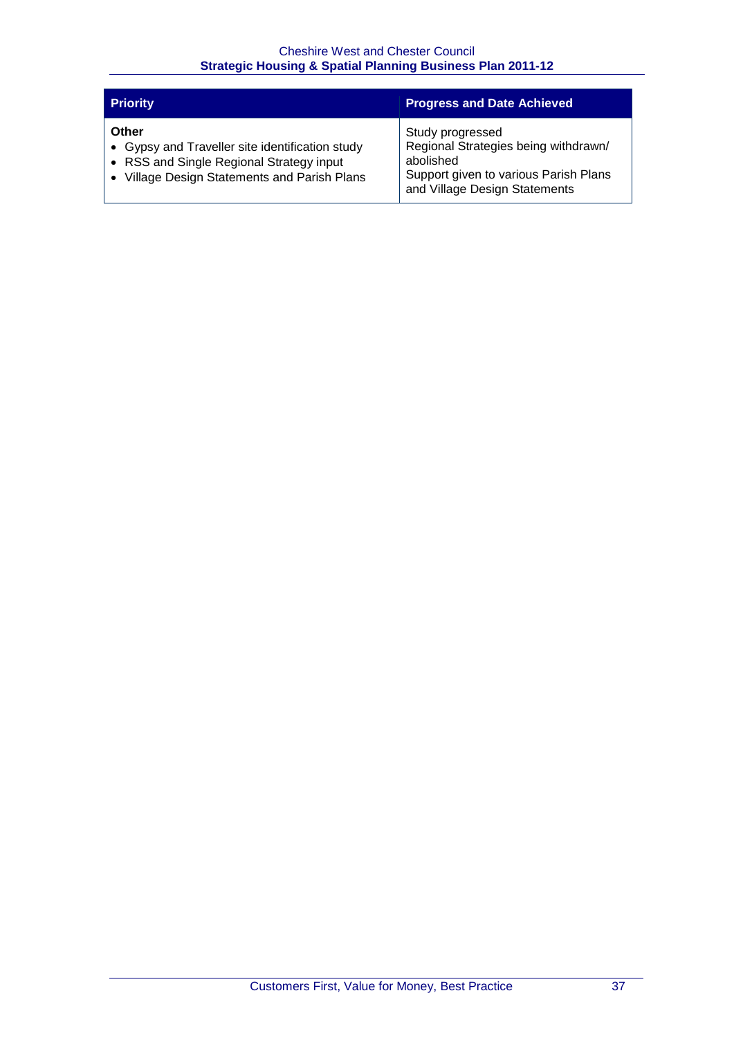| Priority | Progress and Date Achieved |
| --- | --- |
| **Other**<br>• Gypsy and Traveller site identification study<br>• RSS and Single Regional Strategy input<br>• Village Design Statements and Parish Plans | Study progressed<br>Regional Strategies being withdrawn/ abolished<br>Support given to various Parish Plans and Village Design Statements |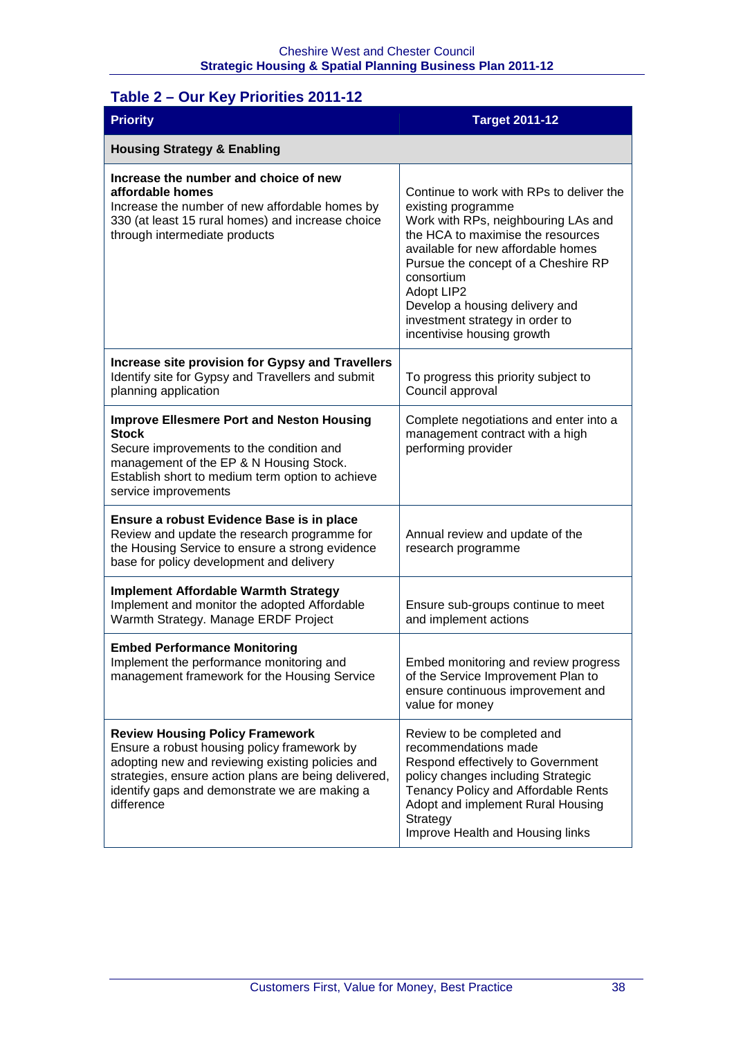## Table 2 – Our Key Priorities 2011-12

| Priority | Target 2011-12 |
|---|---|
| **Housing Strategy & Enabling** | |
| **Increase the number and choice of new affordable homes**<br>Increase the number of new affordable homes by 330 (at least 15 rural homes) and increase choice through intermediate products | Continue to work with RPs to deliver the existing programme<br>Work with RPs, neighbouring LAs and the HCA to maximise the resources available for new affordable homes<br>Pursue the concept of a Cheshire RP consortium<br>Adopt LIP2<br>Develop a housing delivery and investment strategy in order to incentivise housing growth |
| **Increase site provision for Gypsy and Travellers**<br>Identify site for Gypsy and Travellers and submit planning application | To progress this priority subject to Council approval |
| **Improve Ellesmere Port and Neston Housing Stock**<br>Secure improvements to the condition and management of the EP & N Housing Stock. Establish short to medium term option to achieve service improvements | Complete negotiations and enter into a management contract with a high performing provider |
| **Ensure a robust Evidence Base is in place**<br>Review and update the research programme for the Housing Service to ensure a strong evidence base for policy development and delivery | Annual review and update of the research programme |
| **Implement Affordable Warmth Strategy**<br>Implement and monitor the adopted Affordable Warmth Strategy. Manage ERDF Project | Ensure sub-groups continue to meet and implement actions |
| **Embed Performance Monitoring**<br>Implement the performance monitoring and management framework for the Housing Service | Embed monitoring and review progress of the Service Improvement Plan to ensure continuous improvement and value for money |
| **Review Housing Policy Framework**<br>Ensure a robust housing policy framework by adopting new and reviewing existing policies and strategies, ensure action plans are being delivered, identify gaps and demonstrate we are making a difference | Review to be completed and recommendations made<br>Respond effectively to Government policy changes including Strategic Tenancy Policy and Affordable Rents<br>Adopt and implement Rural Housing Strategy<br>Improve Health and Housing links |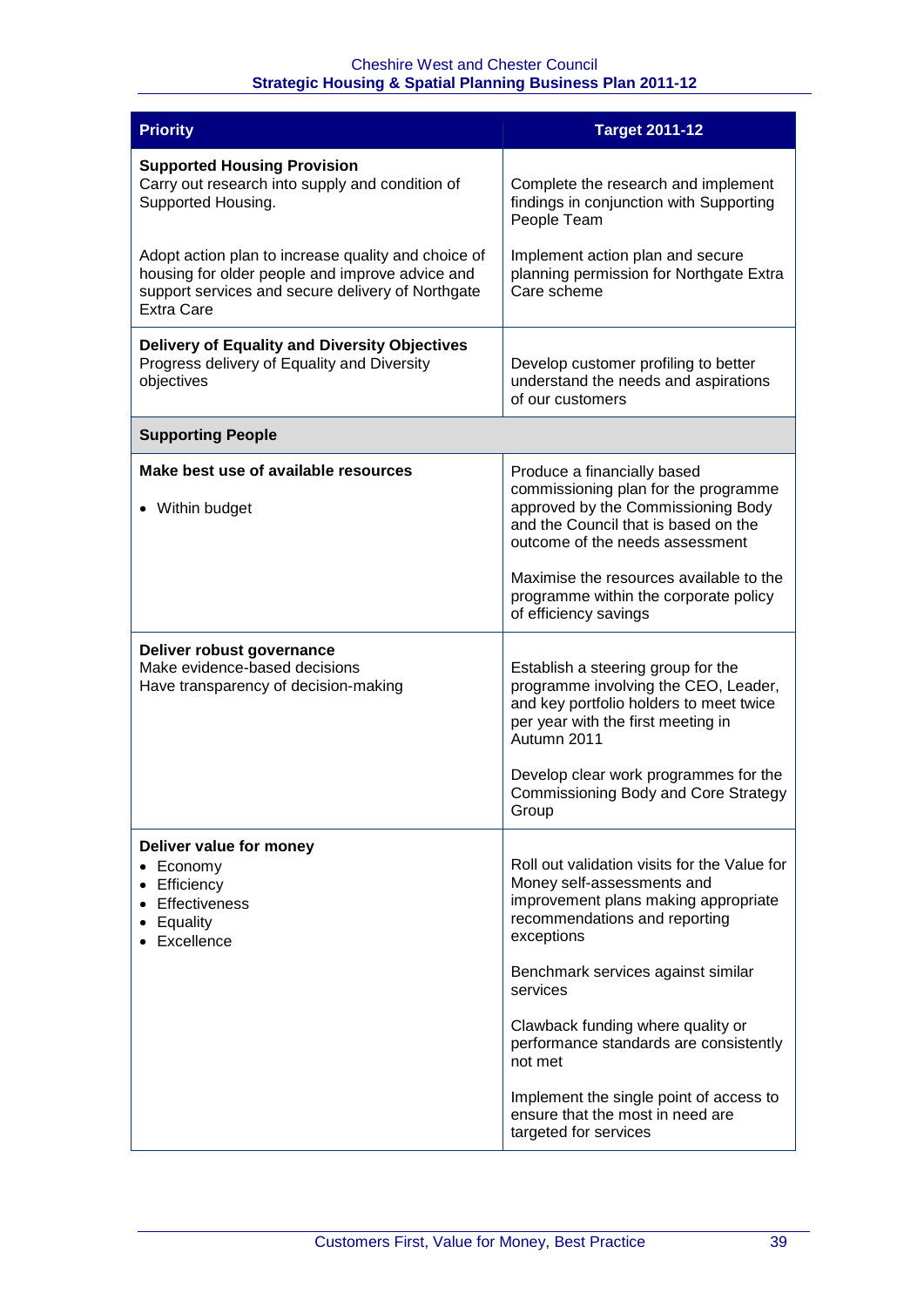| Priority | Target 2011-12 |
|---|---|
| **Supported Housing Provision**<br>Carry out research into supply and condition of Supported Housing. | Complete the research and implement findings in conjunction with Supporting People Team |
| Adopt action plan to increase quality and choice of housing for older people and improve advice and support services and secure delivery of Northgate Extra Care | Implement action plan and secure planning permission for Northgate Extra Care scheme |
| **Delivery of Equality and Diversity Objectives**<br>Progress delivery of Equality and Diversity objectives | Develop customer profiling to better understand the needs and aspirations of our customers |
| **Supporting People** | |
| **Make best use of available resources**<br>• Within budget | Produce a financially based commissioning plan for the programme approved by the Commissioning Body and the Council that is based on the outcome of the needs assessment<br><br>Maximise the resources available to the programme within the corporate policy of efficiency savings |
| **Deliver robust governance**<br>Make evidence-based decisions<br>Have transparency of decision-making | Establish a steering group for the programme involving the CEO, Leader, and key portfolio holders to meet twice per year with the first meeting in Autumn 2011<br><br>Develop clear work programmes for the Commissioning Body and Core Strategy Group |
| **Deliver value for money**<br>• Economy<br>• Efficiency<br>• Effectiveness<br>• Equality<br>• Excellence | Roll out validation visits for the Value for Money self-assessments and improvement plans making appropriate recommendations and reporting exceptions<br><br>Benchmark services against similar services<br><br>Clawback funding where quality or performance standards are consistently not met<br><br>Implement the single point of access to ensure that the most in need are targeted for services |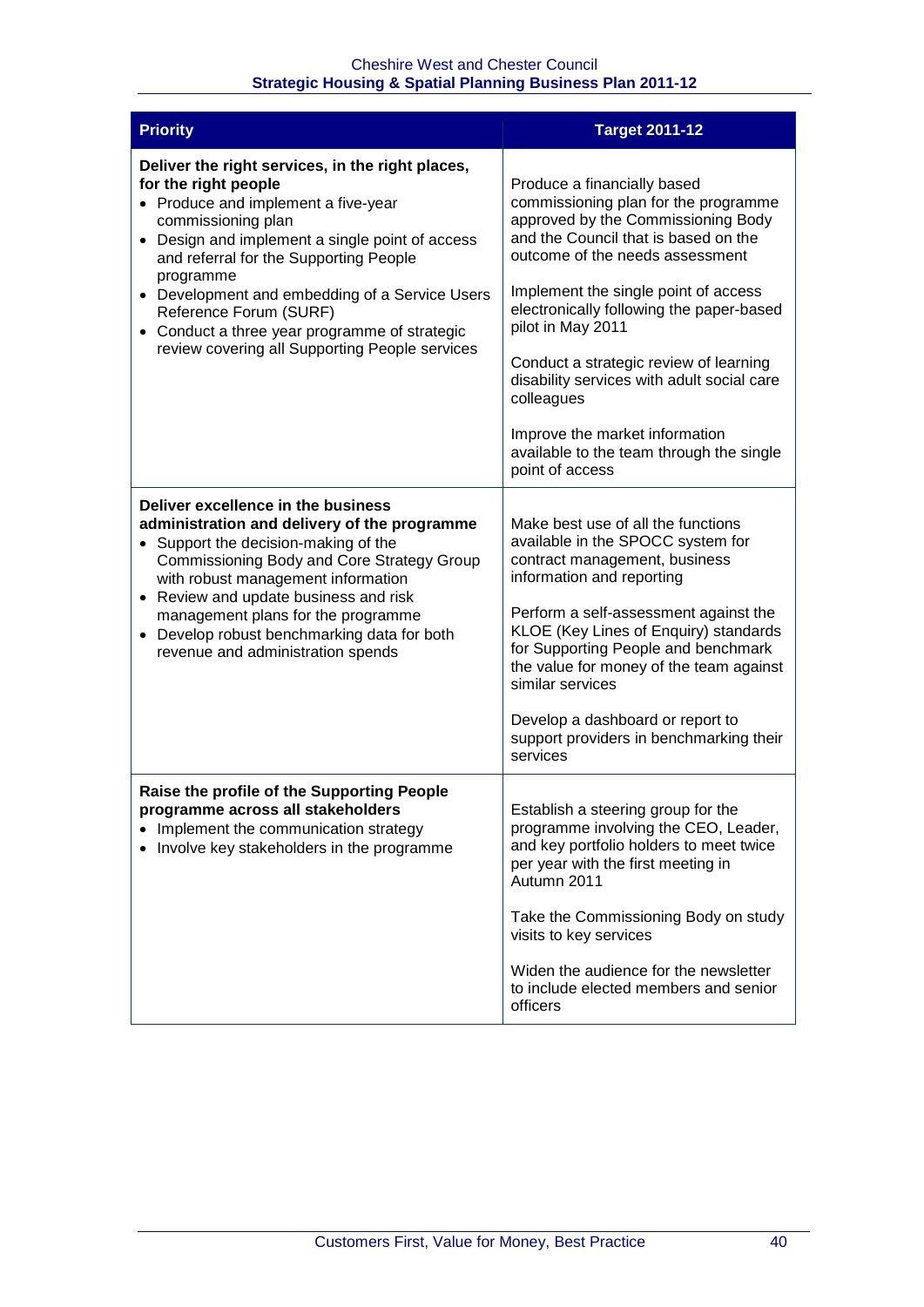| Priority | Target 2011-12 |
|---|---|
| **Deliver the right services, in the right places, for the right people**<br>• Produce and implement a five-year commissioning plan<br>• Design and implement a single point of access and referral for the Supporting People programme<br>• Development and embedding of a Service Users Reference Forum (SURF)<br>• Conduct a three year programme of strategic review covering all Supporting People services | Produce a financially based commissioning plan for the programme approved by the Commissioning Body and the Council that is based on the outcome of the needs assessment<br><br>Implement the single point of access electronically following the paper-based pilot in May 2011<br><br>Conduct a strategic review of learning disability services with adult social care colleagues<br><br>Improve the market information available to the team through the single point of access |
| **Deliver excellence in the business administration and delivery of the programme**<br>• Support the decision-making of the Commissioning Body and Core Strategy Group with robust management information<br>• Review and update business and risk management plans for the programme<br>• Develop robust benchmarking data for both revenue and administration spends | Make best use of all the functions available in the SPOCC system for contract management, business information and reporting<br><br>Perform a self-assessment against the KLOE (Key Lines of Enquiry) standards for Supporting People and benchmark the value for money of the team against similar services<br><br>Develop a dashboard or report to support providers in benchmarking their services |
| **Raise the profile of the Supporting People programme across all stakeholders**<br>• Implement the communication strategy<br>• Involve key stakeholders in the programme | Establish a steering group for the programme involving the CEO, Leader, and key portfolio holders to meet twice per year with the first meeting in Autumn 2011<br><br>Take the Commissioning Body on study visits to key services<br><br>Widen the audience for the newsletter to include elected members and senior officers |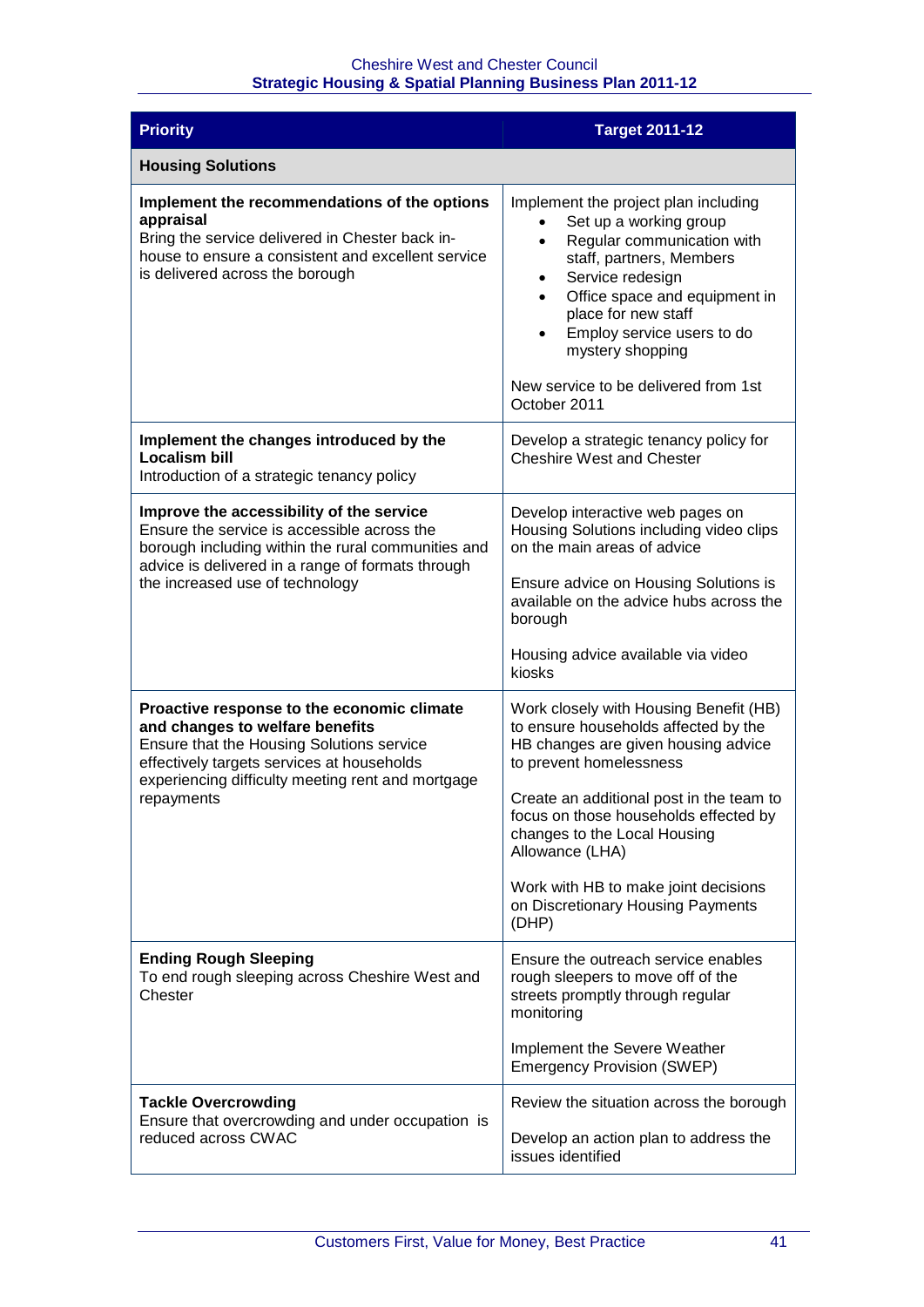| Priority | Target 2011-12 |
|---|---|
| **Housing Solutions** | |
| **Implement the recommendations of the options appraisal**<br>Bring the service delivered in Chester back in-house to ensure a consistent and excellent service is delivered across the borough | Implement the project plan including<br>• Set up a working group<br>• Regular communication with staff, partners, Members<br>• Service redesign<br>• Office space and equipment in place for new staff<br>• Employ service users to do mystery shopping<br><br>New service to be delivered from 1st October 2011 |
| **Implement the changes introduced by the Localism bill**<br>Introduction of a strategic tenancy policy | Develop a strategic tenancy policy for Cheshire West and Chester |
| **Improve the accessibility of the service**<br>Ensure the service is accessible across the borough including within the rural communities and advice is delivered in a range of formats through the increased use of technology | Develop interactive web pages on Housing Solutions including video clips on the main areas of advice<br><br>Ensure advice on Housing Solutions is available on the advice hubs across the borough<br><br>Housing advice available via video kiosks |
| **Proactive response to the economic climate and changes to welfare benefits**<br>Ensure that the Housing Solutions service effectively targets services at households experiencing difficulty meeting rent and mortgage repayments | Work closely with Housing Benefit (HB) to ensure households affected by the HB changes are given housing advice to prevent homelessness<br><br>Create an additional post in the team to focus on those households effected by changes to the Local Housing Allowance (LHA)<br><br>Work with HB to make joint decisions on Discretionary Housing Payments (DHP) |
| **Ending Rough Sleeping**<br>To end rough sleeping across Cheshire West and Chester | Ensure the outreach service enables rough sleepers to move off of the streets promptly through regular monitoring<br><br>Implement the Severe Weather Emergency Provision (SWEP) |
| **Tackle Overcrowding**<br>Ensure that overcrowding and under occupation is reduced across CWAC | Review the situation across the borough<br><br>Develop an action plan to address the issues identified |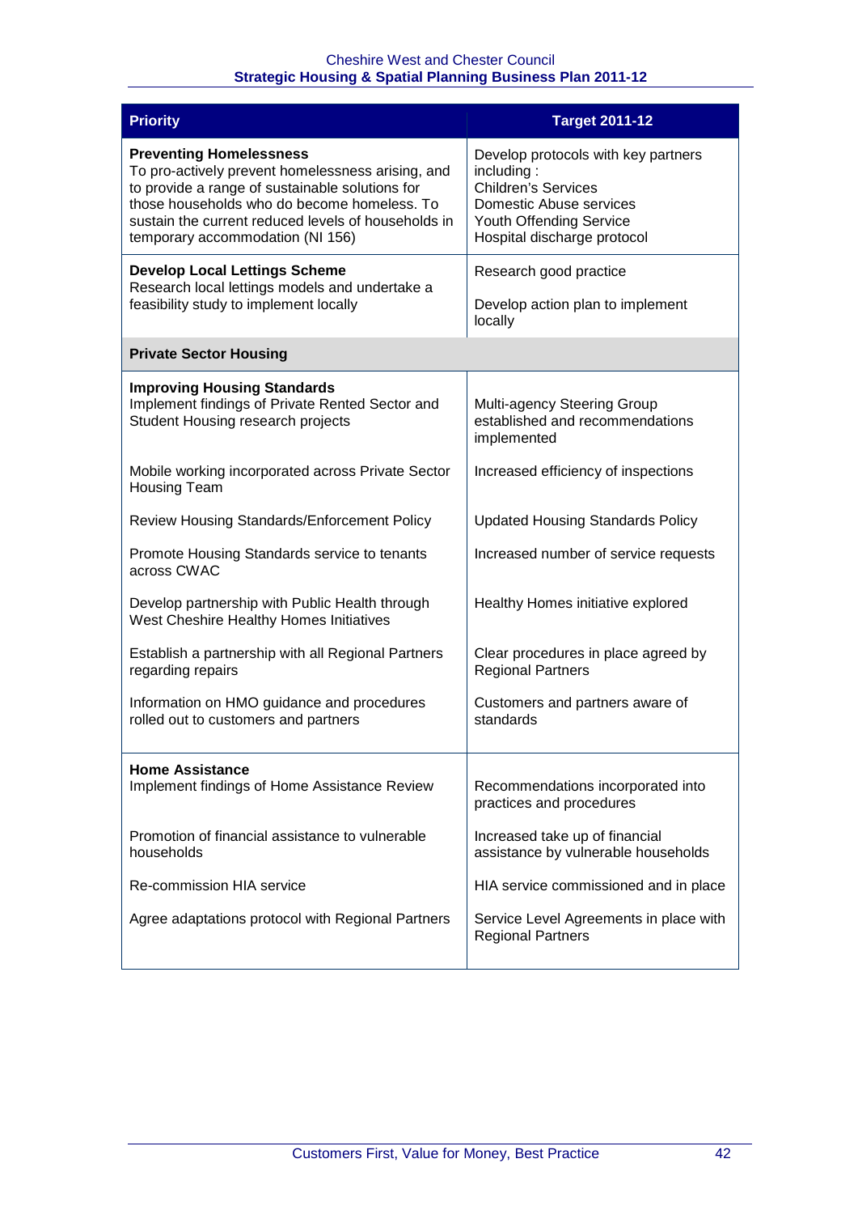| Priority | Target 2011-12 |
|---|---|
| **Preventing Homelessness**<br>To pro-actively prevent homelessness arising, and to provide a range of sustainable solutions for those households who do become homeless. To sustain the current reduced levels of households in temporary accommodation (NI 156) | Develop protocols with key partners including :<br>Children's Services<br>Domestic Abuse services<br>Youth Offending Service<br>Hospital discharge protocol |
| **Develop Local Lettings Scheme**<br>Research local lettings models and undertake a feasibility study to implement locally | Research good practice<br><br>Develop action plan to implement locally |
| **Private Sector Housing** | |
| **Improving Housing Standards**<br>Implement findings of Private Rented Sector and Student Housing research projects | Multi-agency Steering Group established and recommendations implemented |
| Mobile working incorporated across Private Sector Housing Team | Increased efficiency of inspections |
| Review Housing Standards/Enforcement Policy | Updated Housing Standards Policy |
| Promote Housing Standards service to tenants across CWAC | Increased number of service requests |
| Develop partnership with Public Health through West Cheshire Healthy Homes Initiatives | Healthy Homes initiative explored |
| Establish a partnership with all Regional Partners regarding repairs | Clear procedures in place agreed by Regional Partners |
| Information on HMO guidance and procedures rolled out to customers and partners | Customers and partners aware of standards |
| **Home Assistance**<br>Implement findings of Home Assistance Review | Recommendations incorporated into practices and procedures |
| Promotion of financial assistance to vulnerable households | Increased take up of financial assistance by vulnerable households |
| Re-commission HIA service | HIA service commissioned and in place |
| Agree adaptations protocol with Regional Partners | Service Level Agreements in place with Regional Partners |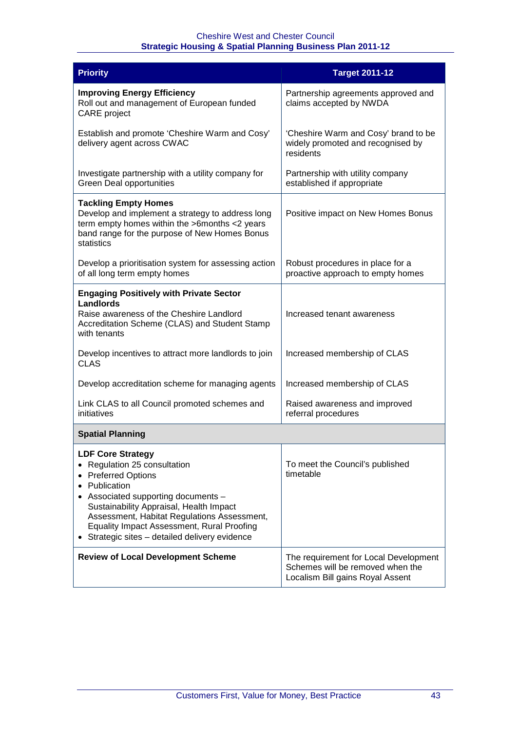| Priority | Target 2011-12 |
|---|---|
| **Improving Energy Efficiency**<br>Roll out and management of European funded CARE project | Partnership agreements approved and claims accepted by NWDA |
| Establish and promote 'Cheshire Warm and Cosy' delivery agent across CWAC | 'Cheshire Warm and Cosy' brand to be widely promoted and recognised by residents |
| Investigate partnership with a utility company for Green Deal opportunities | Partnership with utility company established if appropriate |
| **Tackling Empty Homes**<br>Develop and implement a strategy to address long term empty homes within the >6months <2 years band range for the purpose of New Homes Bonus statistics | Positive impact on New Homes Bonus |
| Develop a prioritisation system for assessing action of all long term empty homes | Robust procedures in place for a proactive approach to empty homes |
| **Engaging Positively with Private Sector Landlords**<br>Raise awareness of the Cheshire Landlord Accreditation Scheme (CLAS) and Student Stamp with tenants | Increased tenant awareness |
| Develop incentives to attract more landlords to join CLAS | Increased membership of CLAS |
| Develop accreditation scheme for managing agents | Increased membership of CLAS |
| Link CLAS to all Council promoted schemes and initiatives | Raised awareness and improved referral procedures |
| **Spatial Planning** | |
| **LDF Core Strategy**<br>• Regulation 25 consultation<br>• Preferred Options<br>• Publication<br>• Associated supporting documents – Sustainability Appraisal, Health Impact Assessment, Habitat Regulations Assessment, Equality Impact Assessment, Rural Proofing<br>• Strategic sites – detailed delivery evidence | To meet the Council's published timetable |
| **Review of Local Development Scheme** | The requirement for Local Development Schemes will be removed when the Localism Bill gains Royal Assent |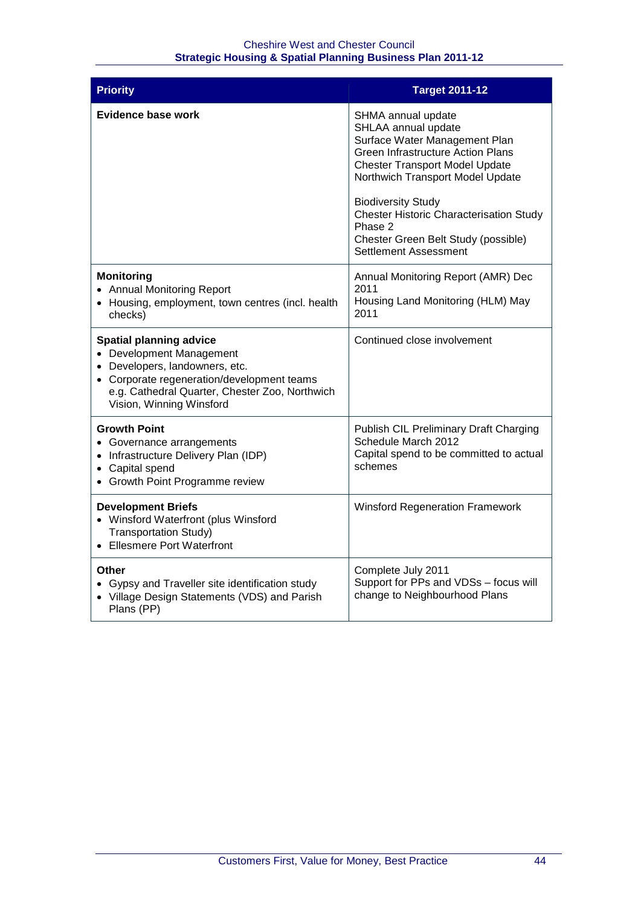| Priority | Target 2011-12 |
|---|---|
| **Evidence base work** | SHMA annual update<br>SHLAA annual update<br>Surface Water Management Plan<br>Green Infrastructure Action Plans<br>Chester Transport Model Update<br>Northwich Transport Model Update<br><br>Biodiversity Study<br>Chester Historic Characterisation Study Phase 2<br>Chester Green Belt Study (possible)<br>Settlement Assessment |
| **Monitoring**<br>• Annual Monitoring Report<br>• Housing, employment, town centres (incl. health checks) | Annual Monitoring Report (AMR) Dec 2011<br>Housing Land Monitoring (HLM) May 2011 |
| **Spatial planning advice**<br>• Development Management<br>• Developers, landowners, etc.<br>• Corporate regeneration/development teams e.g. Cathedral Quarter, Chester Zoo, Northwich Vision, Winning Winsford | Continued close involvement |
| **Growth Point**<br>• Governance arrangements<br>• Infrastructure Delivery Plan (IDP)<br>• Capital spend<br>• Growth Point Programme review | Publish CIL Preliminary Draft Charging Schedule March 2012<br>Capital spend to be committed to actual schemes |
| **Development Briefs**<br>• Winsford Waterfront (plus Winsford Transportation Study)<br>• Ellesmere Port Waterfront | Winsford Regeneration Framework |
| **Other**<br>• Gypsy and Traveller site identification study<br>• Village Design Statements (VDS) and Parish Plans (PP) | Complete July 2011<br>Support for PPs and VDSs – focus will change to Neighbourhood Plans |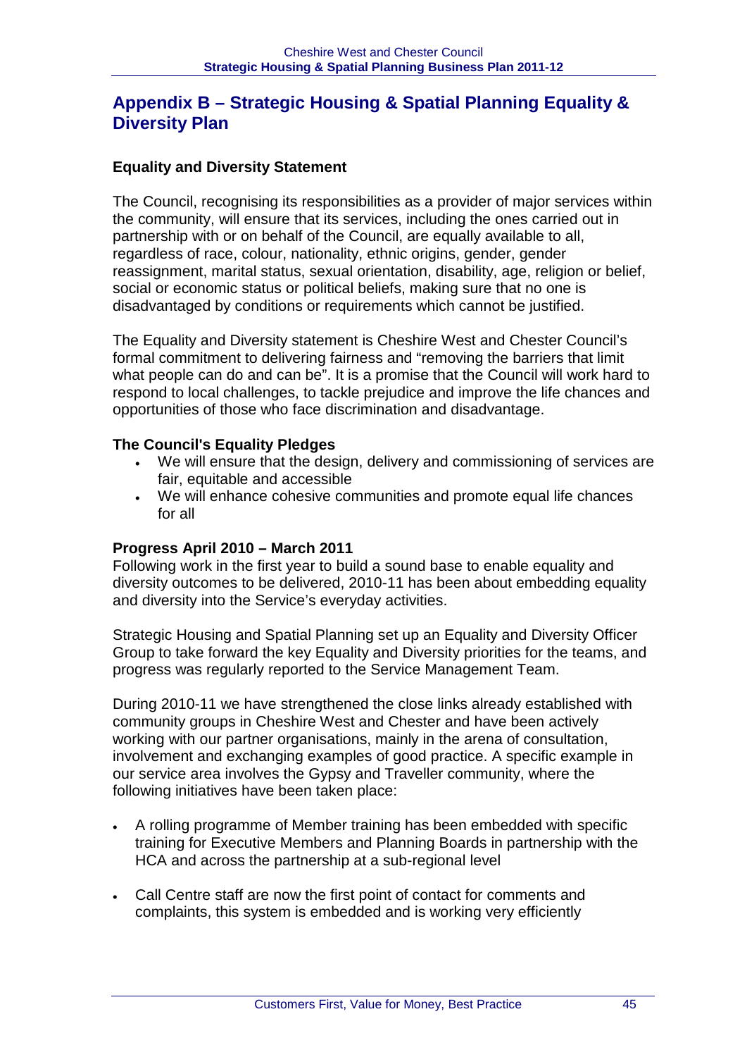## Appendix B – Strategic Housing & Spatial Planning Equality & Diversity Plan

### Equality and Diversity Statement

The Council, recognising its responsibilities as a provider of major services within the community, will ensure that its services, including the ones carried out in partnership with or on behalf of the Council, are equally available to all, regardless of race, colour, nationality, ethnic origins, gender, gender reassignment, marital status, sexual orientation, disability, age, religion or belief, social or economic status or political beliefs, making sure that no one is disadvantaged by conditions or requirements which cannot be justified.

The Equality and Diversity statement is Cheshire West and Chester Council's formal commitment to delivering fairness and "removing the barriers that limit what people can do and can be". It is a promise that the Council will work hard to respond to local challenges, to tackle prejudice and improve the life chances and opportunities of those who face discrimination and disadvantage.

### The Council's Equality Pledges

- We will ensure that the design, delivery and commissioning of services are fair, equitable and accessible
- We will enhance cohesive communities and promote equal life chances for all

### Progress April 2010 – March 2011

Following work in the first year to build a sound base to enable equality and diversity outcomes to be delivered, 2010-11 has been about embedding equality and diversity into the Service's everyday activities.

Strategic Housing and Spatial Planning set up an Equality and Diversity Officer Group to take forward the key Equality and Diversity priorities for the teams, and progress was regularly reported to the Service Management Team.

During 2010-11 we have strengthened the close links already established with community groups in Cheshire West and Chester and have been actively working with our partner organisations, mainly in the arena of consultation, involvement and exchanging examples of good practice. A specific example in our service area involves the Gypsy and Traveller community, where the following initiatives have been taken place:

- A rolling programme of Member training has been embedded with specific training for Executive Members and Planning Boards in partnership with the HCA and across the partnership at a sub-regional level

- Call Centre staff are now the first point of contact for comments and complaints, this system is embedded and is working very efficiently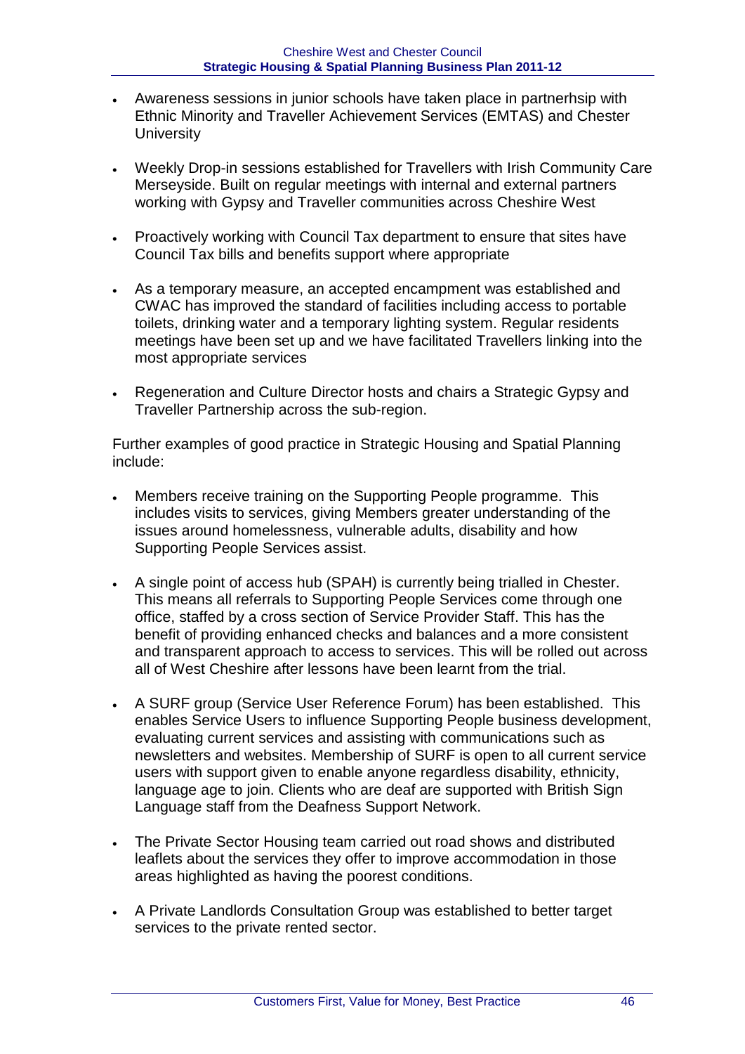- Awareness sessions in junior schools have taken place in partnerhsip with Ethnic Minority and Traveller Achievement Services (EMTAS) and Chester University

- Weekly Drop-in sessions established for Travellers with Irish Community Care Merseyside. Built on regular meetings with internal and external partners working with Gypsy and Traveller communities across Cheshire West

- Proactively working with Council Tax department to ensure that sites have Council Tax bills and benefits support where appropriate

- As a temporary measure, an accepted encampment was established and CWAC has improved the standard of facilities including access to portable toilets, drinking water and a temporary lighting system. Regular residents meetings have been set up and we have facilitated Travellers linking into the most appropriate services

- Regeneration and Culture Director hosts and chairs a Strategic Gypsy and Traveller Partnership across the sub-region.

Further examples of good practice in Strategic Housing and Spatial Planning include:

- Members receive training on the Supporting People programme. This includes visits to services, giving Members greater understanding of the issues around homelessness, vulnerable adults, disability and how Supporting People Services assist.

- A single point of access hub (SPAH) is currently being trialled in Chester. This means all referrals to Supporting People Services come through one office, staffed by a cross section of Service Provider Staff. This has the benefit of providing enhanced checks and balances and a more consistent and transparent approach to access to services. This will be rolled out across all of West Cheshire after lessons have been learnt from the trial.

- A SURF group (Service User Reference Forum) has been established. This enables Service Users to influence Supporting People business development, evaluating current services and assisting with communications such as newsletters and websites. Membership of SURF is open to all current service users with support given to enable anyone regardless disability, ethnicity, language age to join. Clients who are deaf are supported with British Sign Language staff from the Deafness Support Network.

- The Private Sector Housing team carried out road shows and distributed leaflets about the services they offer to improve accommodation in those areas highlighted as having the poorest conditions.

- A Private Landlords Consultation Group was established to better target services to the private rented sector.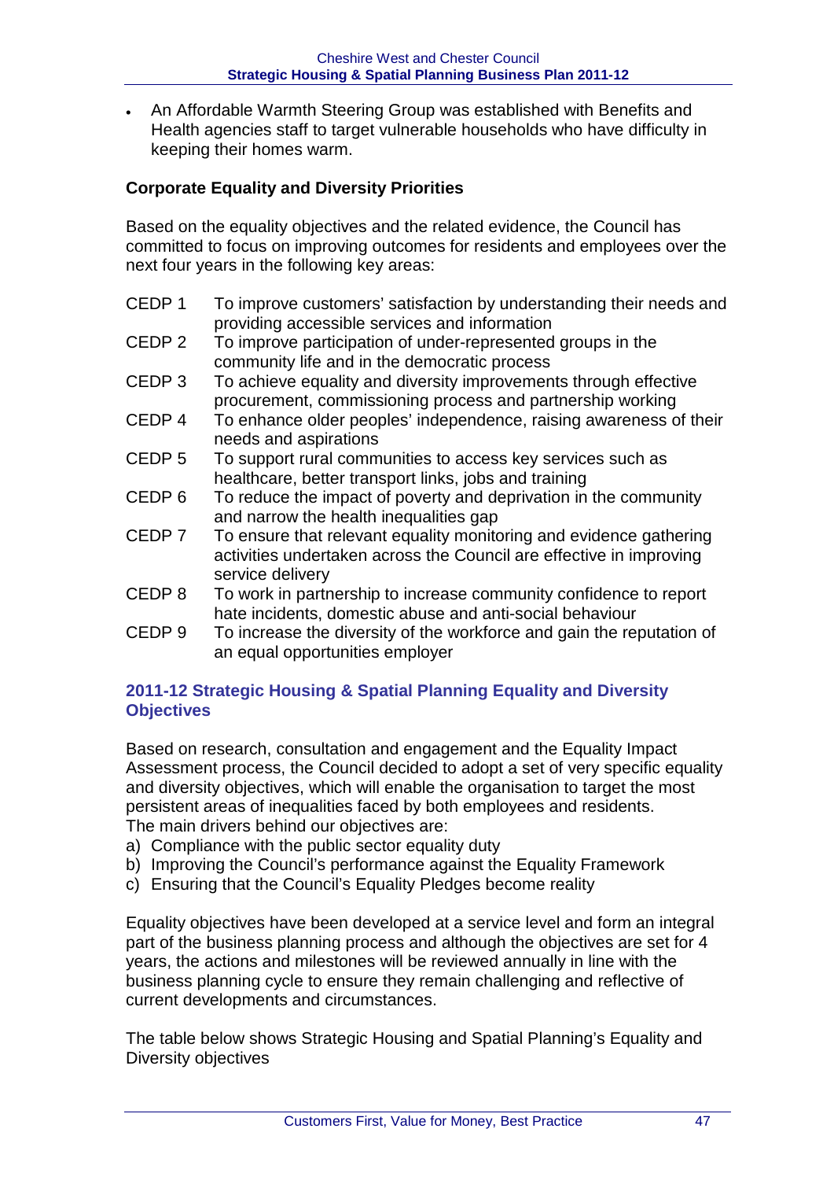- An Affordable Warmth Steering Group was established with Benefits and Health agencies staff to target vulnerable households who have difficulty in keeping their homes warm.

**Corporate Equality and Diversity Priorities**

Based on the equality objectives and the related evidence, the Council has committed to focus on improving outcomes for residents and employees over the next four years in the following key areas:

| | |
|---|---|
| CEDP 1 | To improve customers' satisfaction by understanding their needs and providing accessible services and information |
| CEDP 2 | To improve participation of under-represented groups in the community life and in the democratic process |
| CEDP 3 | To achieve equality and diversity improvements through effective procurement, commissioning process and partnership working |
| CEDP 4 | To enhance older peoples' independence, raising awareness of their needs and aspirations |
| CEDP 5 | To support rural communities to access key services such as healthcare, better transport links, jobs and training |
| CEDP 6 | To reduce the impact of poverty and deprivation in the community and narrow the health inequalities gap |
| CEDP 7 | To ensure that relevant equality monitoring and evidence gathering activities undertaken across the Council are effective in improving service delivery |
| CEDP 8 | To work in partnership to increase community confidence to report hate incidents, domestic abuse and anti-social behaviour |
| CEDP 9 | To increase the diversity of the workforce and gain the reputation of an equal opportunities employer |

## 2011-12 Strategic Housing & Spatial Planning Equality and Diversity Objectives

Based on research, consultation and engagement and the Equality Impact Assessment process, the Council decided to adopt a set of very specific equality and diversity objectives, which will enable the organisation to target the most persistent areas of inequalities faced by both employees and residents. The main drivers behind our objectives are:

a) Compliance with the public sector equality duty
b) Improving the Council's performance against the Equality Framework
c) Ensuring that the Council's Equality Pledges become reality

Equality objectives have been developed at a service level and form an integral part of the business planning process and although the objectives are set for 4 years, the actions and milestones will be reviewed annually in line with the business planning cycle to ensure they remain challenging and reflective of current developments and circumstances.

The table below shows Strategic Housing and Spatial Planning's Equality and Diversity objectives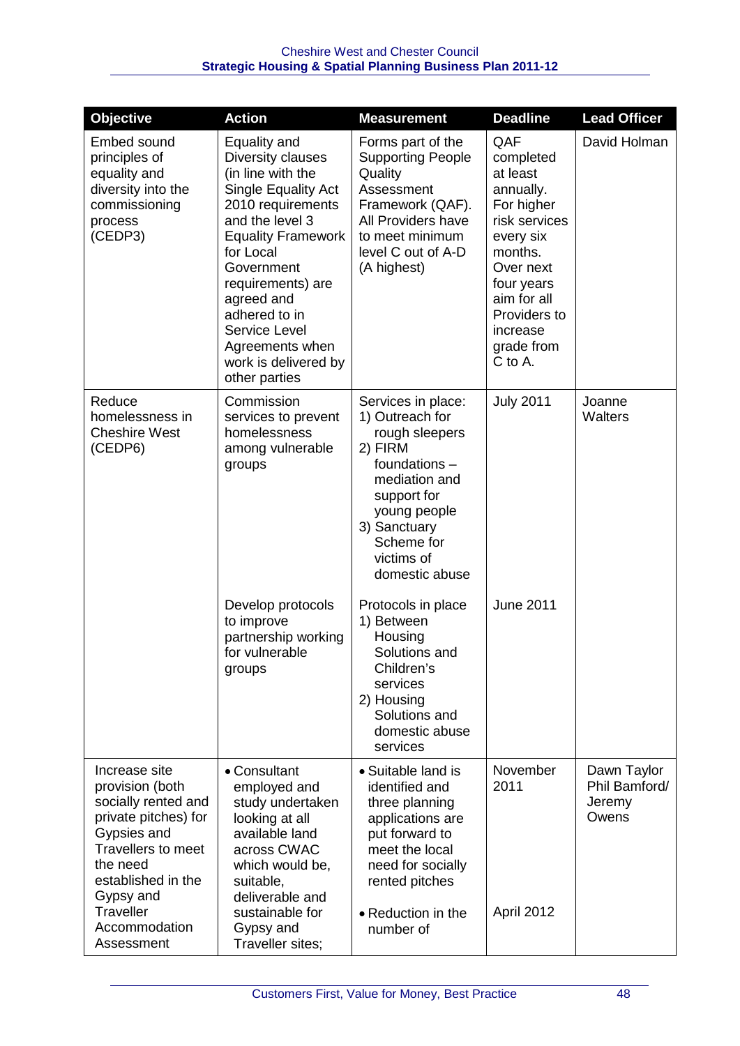| Objective | Action | Measurement | Deadline | Lead Officer |
|---|---|---|---|---|
| Embed sound principles of equality and diversity into the commissioning process (CEDP3) | Equality and Diversity clauses (in line with the Single Equality Act 2010 requirements and the level 3 Equality Framework for Local Government requirements) are agreed and adhered to in Service Level Agreements when work is delivered by other parties | Forms part of the Supporting People Quality Assessment Framework (QAF). All Providers have to meet minimum level C out of A-D (A highest) | QAF completed at least annually. For higher risk services every six months. Over next four years aim for all Providers to increase grade from C to A. | David Holman |
| Reduce homelessness in Cheshire West (CEDP6) | Commission services to prevent homelessness among vulnerable groups | Services in place:<br>1) Outreach for rough sleepers<br>2) FIRM foundations – mediation and support for young people<br>3) Sanctuary Scheme for victims of domestic abuse | July 2011 | Joanne Walters |
| | Develop protocols to improve partnership working for vulnerable groups | Protocols in place<br>1) Between Housing Solutions and Children's services<br>2) Housing Solutions and domestic abuse services | June 2011 | |
| Increase site provision (both socially rented and private pitches) for Gypsies and Travellers to meet the need established in the Gypsy and Traveller Accommodation Assessment | • Consultant employed and study undertaken looking at all available land across CWAC which would be, suitable, deliverable and sustainable for Gypsy and Traveller sites; | • Suitable land is identified and three planning applications are put forward to meet the local need for socially rented pitches<br><br>• Reduction in the number of | November 2011<br><br>April 2012 | Dawn Taylor Phil Bamford/ Jeremy Owens |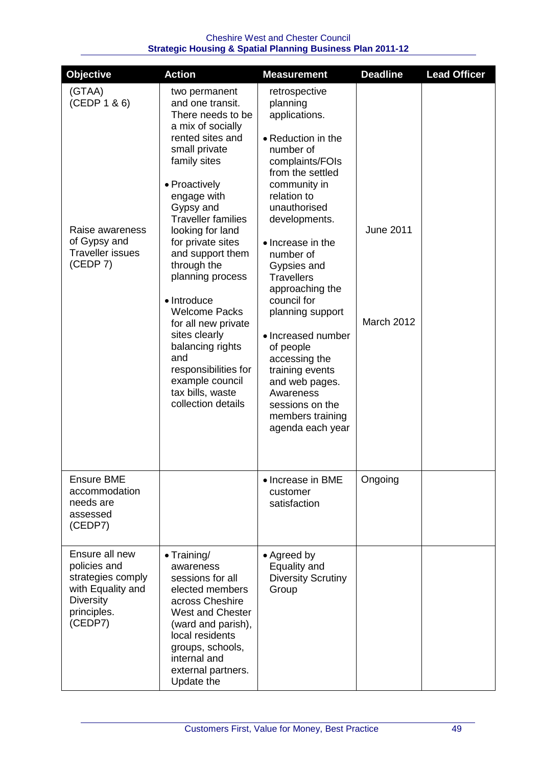| Objective | Action | Measurement | Deadline | Lead Officer |
|---|---|---|---|---|
| (GTAA) (CEDP 1 & 6)<br><br>Raise awareness of Gypsy and Traveller issues (CEDP 7) | two permanent and one transit. There needs to be a mix of socially rented sites and small private family sites<br><br>• Proactively engage with Gypsy and Traveller families looking for land for private sites and support them through the planning process<br><br>• Introduce Welcome Packs for all new private sites clearly balancing rights and responsibilities for example council tax bills, waste collection details | retrospective planning applications.<br><br>• Reduction in the number of complaints/FOIs from the settled community in relation to unauthorised developments.<br><br>• Increase in the number of Gypsies and Travellers approaching the council for planning support<br><br>• Increased number of people accessing the training events and web pages. Awareness sessions on the members training agenda each year | June 2011<br><br>March 2012 | |
| Ensure BME accommodation needs are assessed (CEDP7) | | • Increase in BME customer satisfaction | Ongoing | |
| Ensure all new policies and strategies comply with Equality and Diversity principles. (CEDP7) | • Training/ awareness sessions for all elected members across Cheshire West and Chester (ward and parish), local residents groups, schools, internal and external partners. Update the | • Agreed by Equality and Diversity Scrutiny Group | | |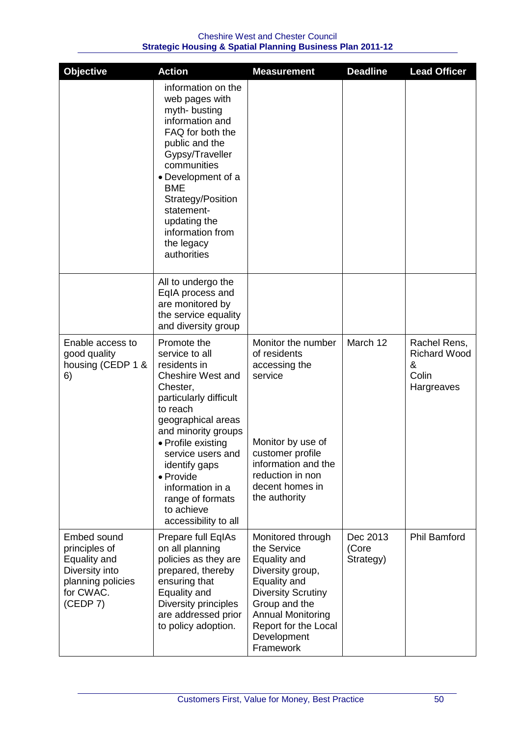| Objective | Action | Measurement | Deadline | Lead Officer |
|---|---|---|---|---|
| | information on the web pages with myth- busting information and FAQ for both the public and the Gypsy/Traveller communities<br>• Development of a BME Strategy/Position statement- updating the information from the legacy authorities | | | |
| | All to undergo the EqIA process and are monitored by the service equality and diversity group | | | |
| Enable access to good quality housing (CEDP 1 & 6) | Promote the service to all residents in Cheshire West and Chester, particularly difficult to reach geographical areas and minority groups<br>• Profile existing service users and identify gaps<br>• Provide information in a range of formats to achieve accessibility to all | Monitor the number of residents accessing the service<br><br>Monitor by use of customer profile information and the reduction in non decent homes in the authority | March 12 | Rachel Rens, Richard Wood & Colin Hargreaves |
| Embed sound principles of Equality and Diversity into planning policies for CWAC. (CEDP 7) | Prepare full EqIAs on all planning policies as they are prepared, thereby ensuring that Equality and Diversity principles are addressed prior to policy adoption. | Monitored through the Service Equality and Diversity group, Equality and Diversity Scrutiny Group and the Annual Monitoring Report for the Local Development Framework | Dec 2013 (Core Strategy) | Phil Bamford |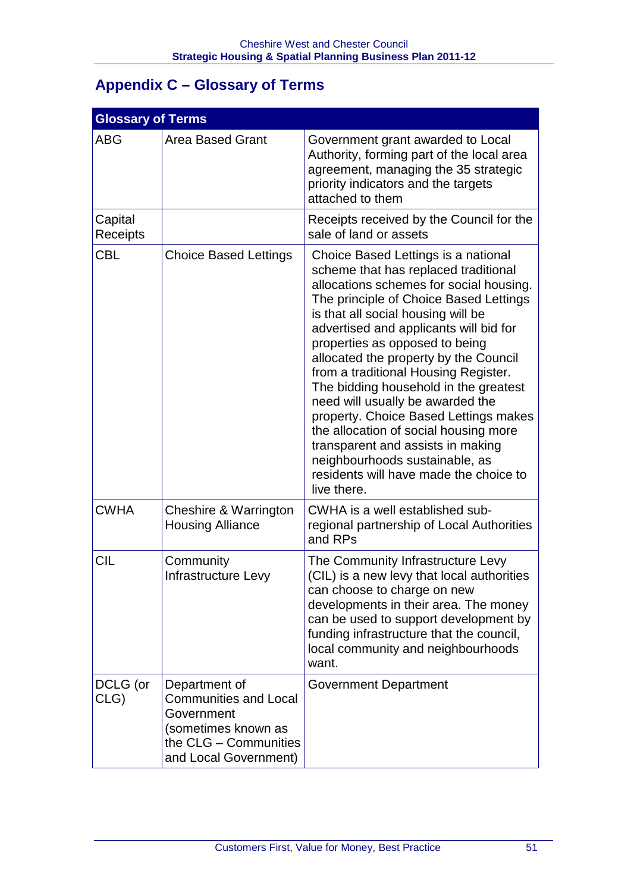## Appendix C – Glossary of Terms

| Glossary of Terms | | |
|---|---|---|
| ABG | Area Based Grant | Government grant awarded to Local Authority, forming part of the local area agreement, managing the 35 strategic priority indicators and the targets attached to them |
| Capital Receipts | | Receipts received by the Council for the sale of land or assets |
| CBL | Choice Based Lettings | Choice Based Lettings is a national scheme that has replaced traditional allocations schemes for social housing. The principle of Choice Based Lettings is that all social housing will be advertised and applicants will bid for properties as opposed to being allocated the property by the Council from a traditional Housing Register. The bidding household in the greatest need will usually be awarded the property. Choice Based Lettings makes the allocation of social housing more transparent and assists in making neighbourhoods sustainable, as residents will have made the choice to live there. |
| CWHA | Cheshire & Warrington Housing Alliance | CWHA is a well established sub-regional partnership of Local Authorities and RPs |
| CIL | Community Infrastructure Levy | The Community Infrastructure Levy (CIL) is a new levy that local authorities can choose to charge on new developments in their area. The money can be used to support development by funding infrastructure that the council, local community and neighbourhoods want. |
| DCLG (or CLG) | Department of Communities and Local Government (sometimes known as the CLG – Communities and Local Government) | Government Department |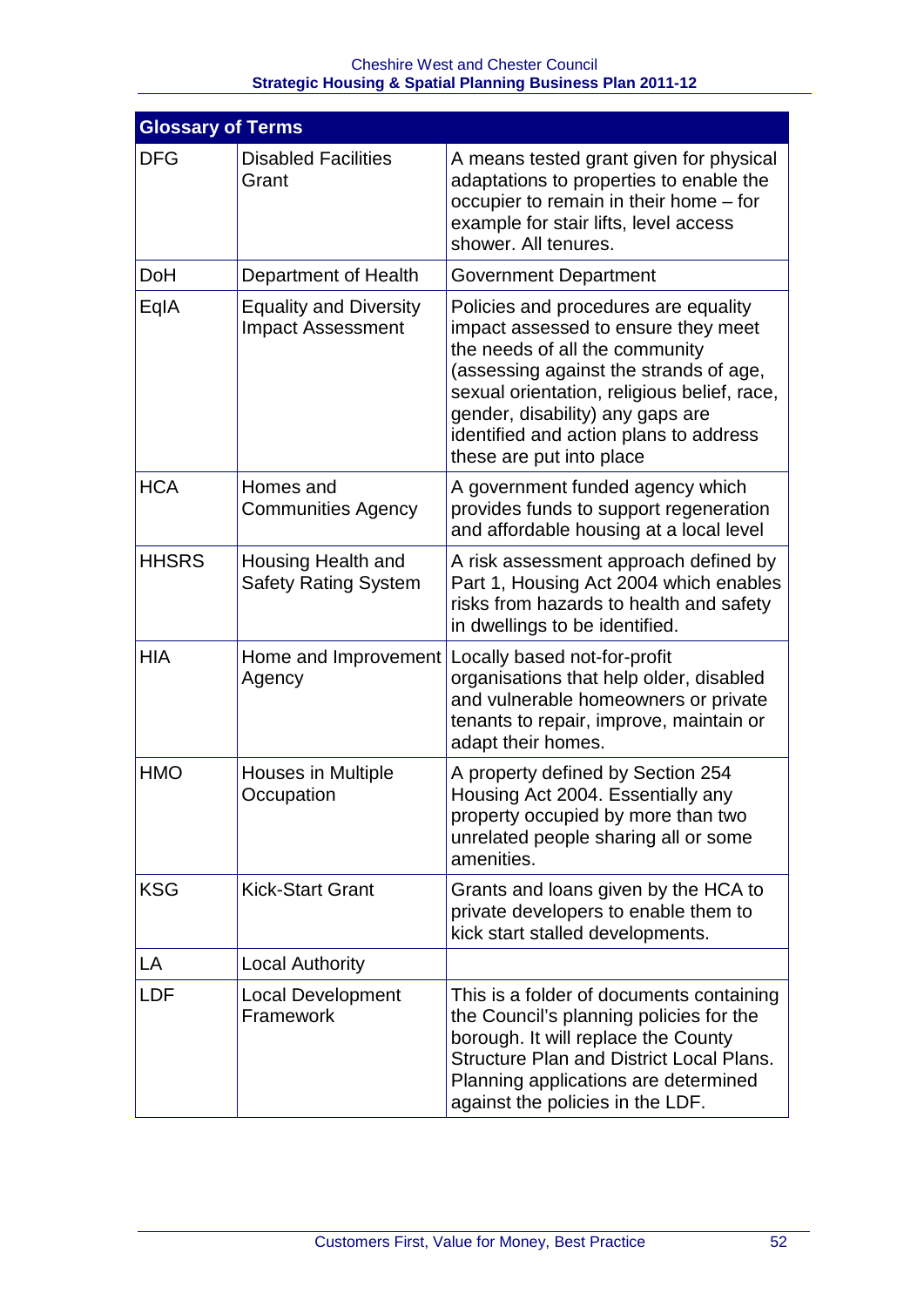| Glossary of Terms | | |
|---|---|---|
| DFG | Disabled Facilities Grant | A means tested grant given for physical adaptations to properties to enable the occupier to remain in their home – for example for stair lifts, level access shower. All tenures. |
| DoH | Department of Health | Government Department |
| EqIA | Equality and Diversity Impact Assessment | Policies and procedures are equality impact assessed to ensure they meet the needs of all the community (assessing against the strands of age, sexual orientation, religious belief, race, gender, disability) any gaps are identified and action plans to address these are put into place |
| HCA | Homes and Communities Agency | A government funded agency which provides funds to support regeneration and affordable housing at a local level |
| HHSRS | Housing Health and Safety Rating System | A risk assessment approach defined by Part 1, Housing Act 2004 which enables risks from hazards to health and safety in dwellings to be identified. |
| HIA | Home and Improvement Agency | Locally based not-for-profit organisations that help older, disabled and vulnerable homeowners or private tenants to repair, improve, maintain or adapt their homes. |
| HMO | Houses in Multiple Occupation | A property defined by Section 254 Housing Act 2004. Essentially any property occupied by more than two unrelated people sharing all or some amenities. |
| KSG | Kick-Start Grant | Grants and loans given by the HCA to private developers to enable them to kick start stalled developments. |
| LA | Local Authority | |
| LDF | Local Development Framework | This is a folder of documents containing the Council's planning policies for the borough. It will replace the County Structure Plan and District Local Plans. Planning applications are determined against the policies in the LDF. |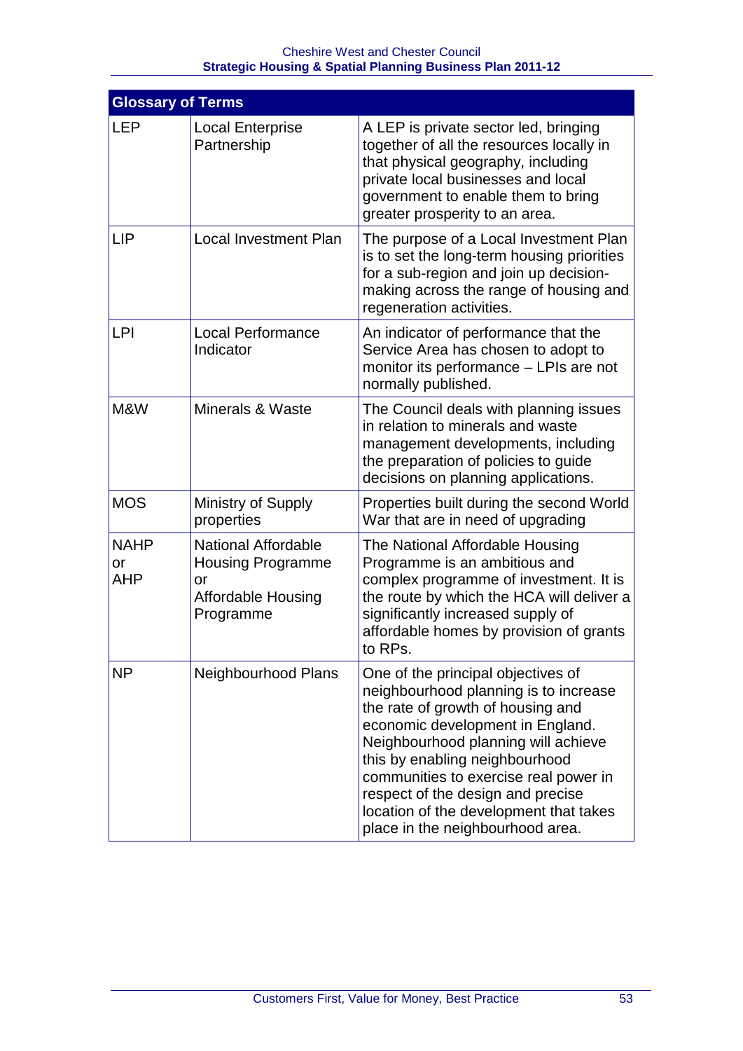| Glossary of Terms | | |
|---|---|---|
| LEP | Local Enterprise Partnership | A LEP is private sector led, bringing together of all the resources locally in that physical geography, including private local businesses and local government to enable them to bring greater prosperity to an area. |
| LIP | Local Investment Plan | The purpose of a Local Investment Plan is to set the long-term housing priorities for a sub-region and join up decision-making across the range of housing and regeneration activities. |
| LPI | Local Performance Indicator | An indicator of performance that the Service Area has chosen to adopt to monitor its performance – LPIs are not normally published. |
| M&W | Minerals & Waste | The Council deals with planning issues in relation to minerals and waste management developments, including the preparation of policies to guide decisions on planning applications. |
| MOS | Ministry of Supply properties | Properties built during the second World War that are in need of upgrading |
| NAHP or AHP | National Affordable Housing Programme or Affordable Housing Programme | The National Affordable Housing Programme is an ambitious and complex programme of investment. It is the route by which the HCA will deliver a significantly increased supply of affordable homes by provision of grants to RPs. |
| NP | Neighbourhood Plans | One of the principal objectives of neighbourhood planning is to increase the rate of growth of housing and economic development in England. Neighbourhood planning will achieve this by enabling neighbourhood communities to exercise real power in respect of the design and precise location of the development that takes place in the neighbourhood area. |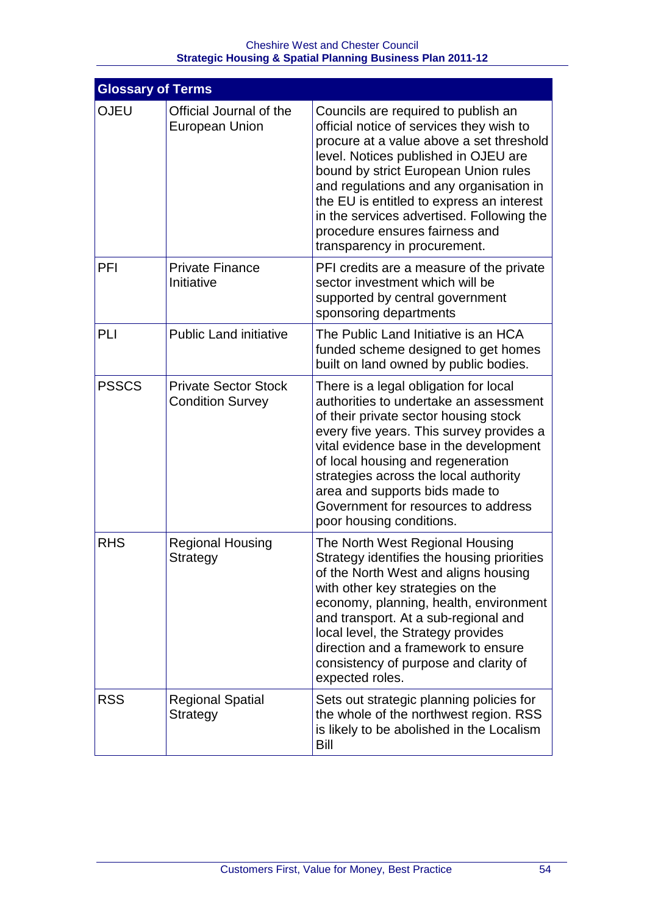| Glossary of Terms | | |
|---|---|---|
| OJEU | Official Journal of the European Union | Councils are required to publish an official notice of services they wish to procure at a value above a set threshold level. Notices published in OJEU are bound by strict European Union rules and regulations and any organisation in the EU is entitled to express an interest in the services advertised. Following the procedure ensures fairness and transparency in procurement. |
| PFI | Private Finance Initiative | PFI credits are a measure of the private sector investment which will be supported by central government sponsoring departments |
| PLI | Public Land initiative | The Public Land Initiative is an HCA funded scheme designed to get homes built on land owned by public bodies. |
| PSSCS | Private Sector Stock Condition Survey | There is a legal obligation for local authorities to undertake an assessment of their private sector housing stock every five years. This survey provides a vital evidence base in the development of local housing and regeneration strategies across the local authority area and supports bids made to Government for resources to address poor housing conditions. |
| RHS | Regional Housing Strategy | The North West Regional Housing Strategy identifies the housing priorities of the North West and aligns housing with other key strategies on the economy, planning, health, environment and transport. At a sub-regional and local level, the Strategy provides direction and a framework to ensure consistency of purpose and clarity of expected roles. |
| RSS | Regional Spatial Strategy | Sets out strategic planning policies for the whole of the northwest region. RSS is likely to be abolished in the Localism Bill |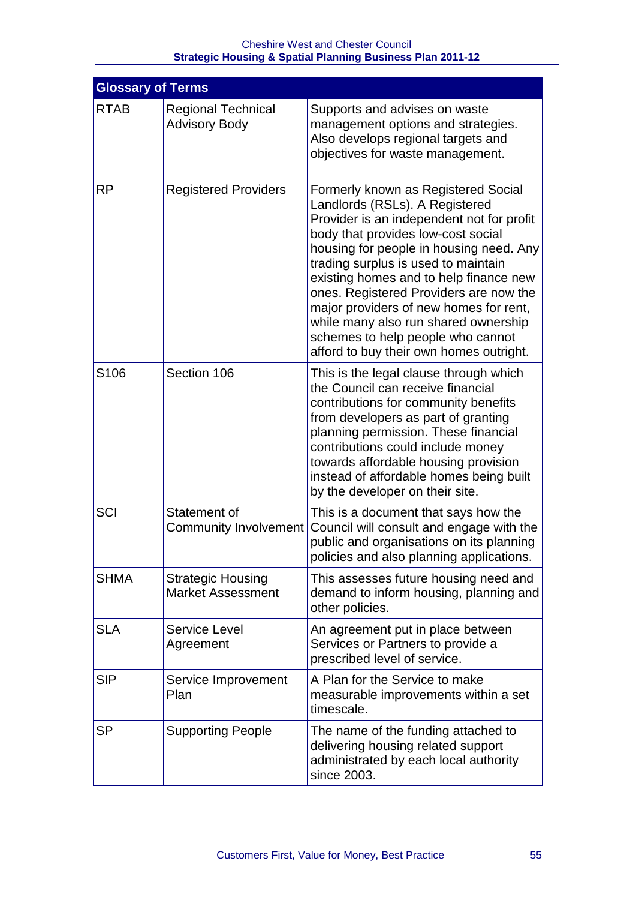| Glossary of Terms | | |
|---|---|---|
| RTAB | Regional Technical Advisory Body | Supports and advises on waste management options and strategies. Also develops regional targets and objectives for waste management. |
| RP | Registered Providers | Formerly known as Registered Social Landlords (RSLs). A Registered Provider is an independent not for profit body that provides low-cost social housing for people in housing need. Any trading surplus is used to maintain existing homes and to help finance new ones. Registered Providers are now the major providers of new homes for rent, while many also run shared ownership schemes to help people who cannot afford to buy their own homes outright. |
| S106 | Section 106 | This is the legal clause through which the Council can receive financial contributions for community benefits from developers as part of granting planning permission. These financial contributions could include money towards affordable housing provision instead of affordable homes being built by the developer on their site. |
| SCI | Statement of Community Involvement | This is a document that says how the Council will consult and engage with the public and organisations on its planning policies and also planning applications. |
| SHMA | Strategic Housing Market Assessment | This assesses future housing need and demand to inform housing, planning and other policies. |
| SLA | Service Level Agreement | An agreement put in place between Services or Partners to provide a prescribed level of service. |
| SIP | Service Improvement Plan | A Plan for the Service to make measurable improvements within a set timescale. |
| SP | Supporting People | The name of the funding attached to delivering housing related support administrated by each local authority since 2003. |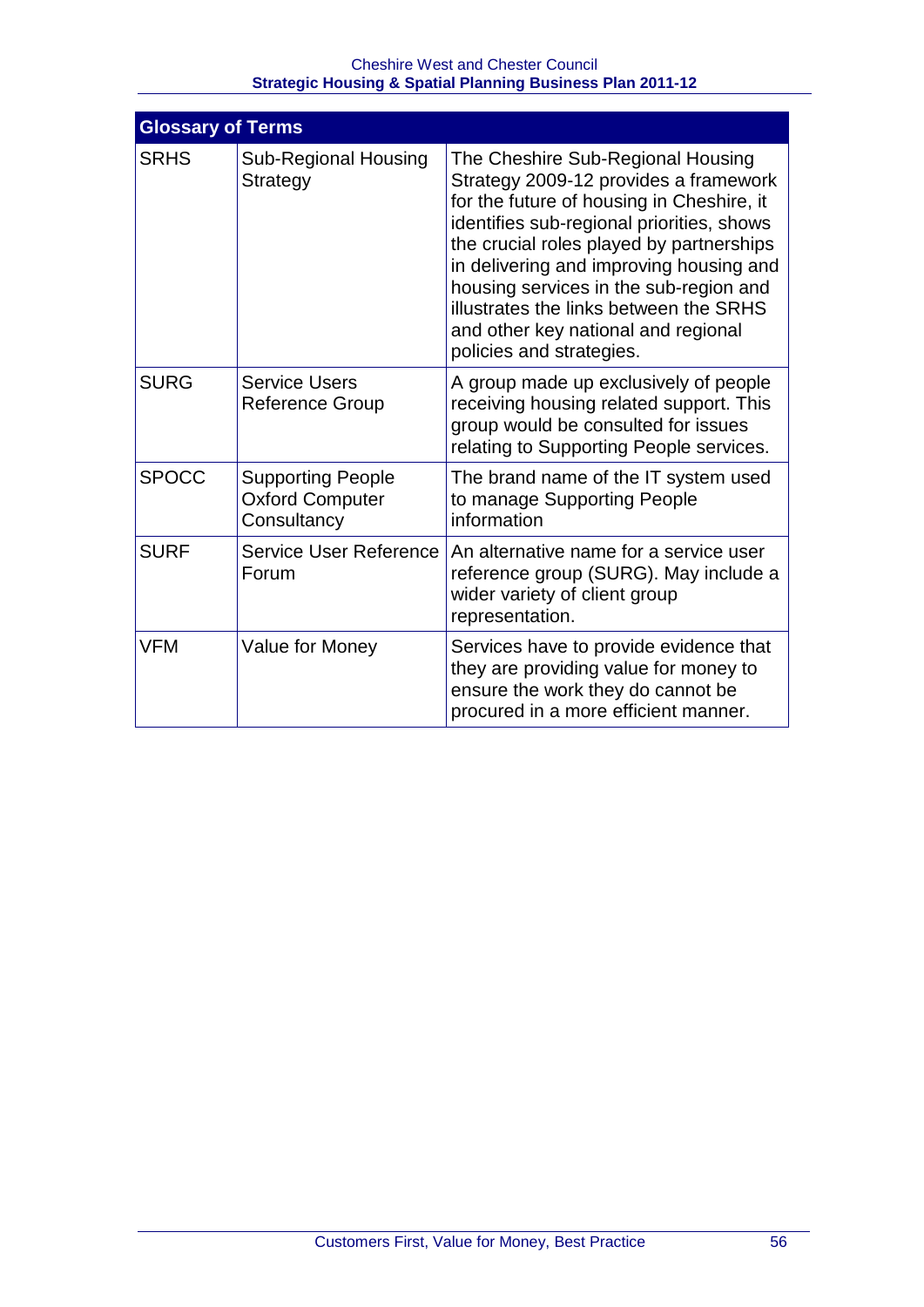| Glossary of Terms | | |
|---|---|---|
| SRHS | Sub-Regional Housing Strategy | The Cheshire Sub-Regional Housing Strategy 2009-12 provides a framework for the future of housing in Cheshire, it identifies sub-regional priorities, shows the crucial roles played by partnerships in delivering and improving housing and housing services in the sub-region and illustrates the links between the SRHS and other key national and regional policies and strategies. |
| SURG | Service Users Reference Group | A group made up exclusively of people receiving housing related support. This group would be consulted for issues relating to Supporting People services. |
| SPOCC | Supporting People Oxford Computer Consultancy | The brand name of the IT system used to manage Supporting People information |
| SURF | Service User Reference Forum | An alternative name for a service user reference group (SURG). May include a wider variety of client group representation. |
| VFM | Value for Money | Services have to provide evidence that they are providing value for money to ensure the work they do cannot be procured in a more efficient manner. |